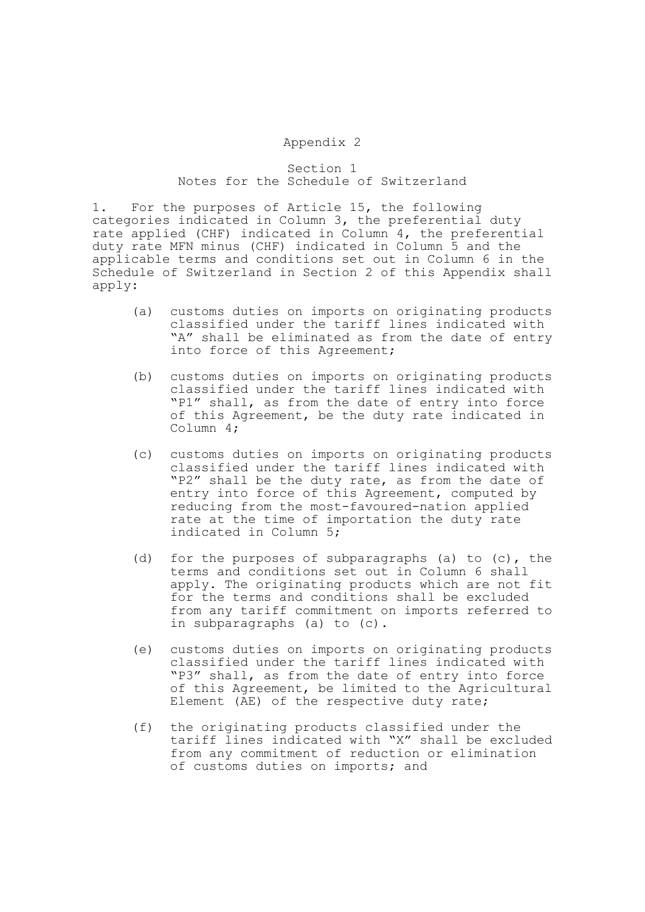# Appendix 2

## Section 1
## Notes for the Schedule of Switzerland

1. For the purposes of Article 15, the following categories indicated in Column 3, the preferential duty rate applied (CHF) indicated in Column 4, the preferential duty rate MFN minus (CHF) indicated in Column 5 and the applicable terms and conditions set out in Column 6 in the Schedule of Switzerland in Section 2 of this Appendix shall apply:

   (a) customs duties on imports on originating products classified under the tariff lines indicated with "A" shall be eliminated as from the date of entry into force of this Agreement;

   (b) customs duties on imports on originating products classified under the tariff lines indicated with "P1" shall, as from the date of entry into force of this Agreement, be the duty rate indicated in Column 4;

   (c) customs duties on imports on originating products classified under the tariff lines indicated with "P2" shall be the duty rate, as from the date of entry into force of this Agreement, computed by reducing from the most-favoured-nation applied rate at the time of importation the duty rate indicated in Column 5;

   (d) for the purposes of subparagraphs (a) to (c), the terms and conditions set out in Column 6 shall apply. The originating products which are not fit for the terms and conditions shall be excluded from any tariff commitment on imports referred to in subparagraphs (a) to (c).

   (e) customs duties on imports on originating products classified under the tariff lines indicated with "P3" shall, as from the date of entry into force of this Agreement, be limited to the Agricultural Element (AE) of the respective duty rate;

   (f) the originating products classified under the tariff lines indicated with "X" shall be excluded from any commitment of reduction or elimination of customs duties on imports; and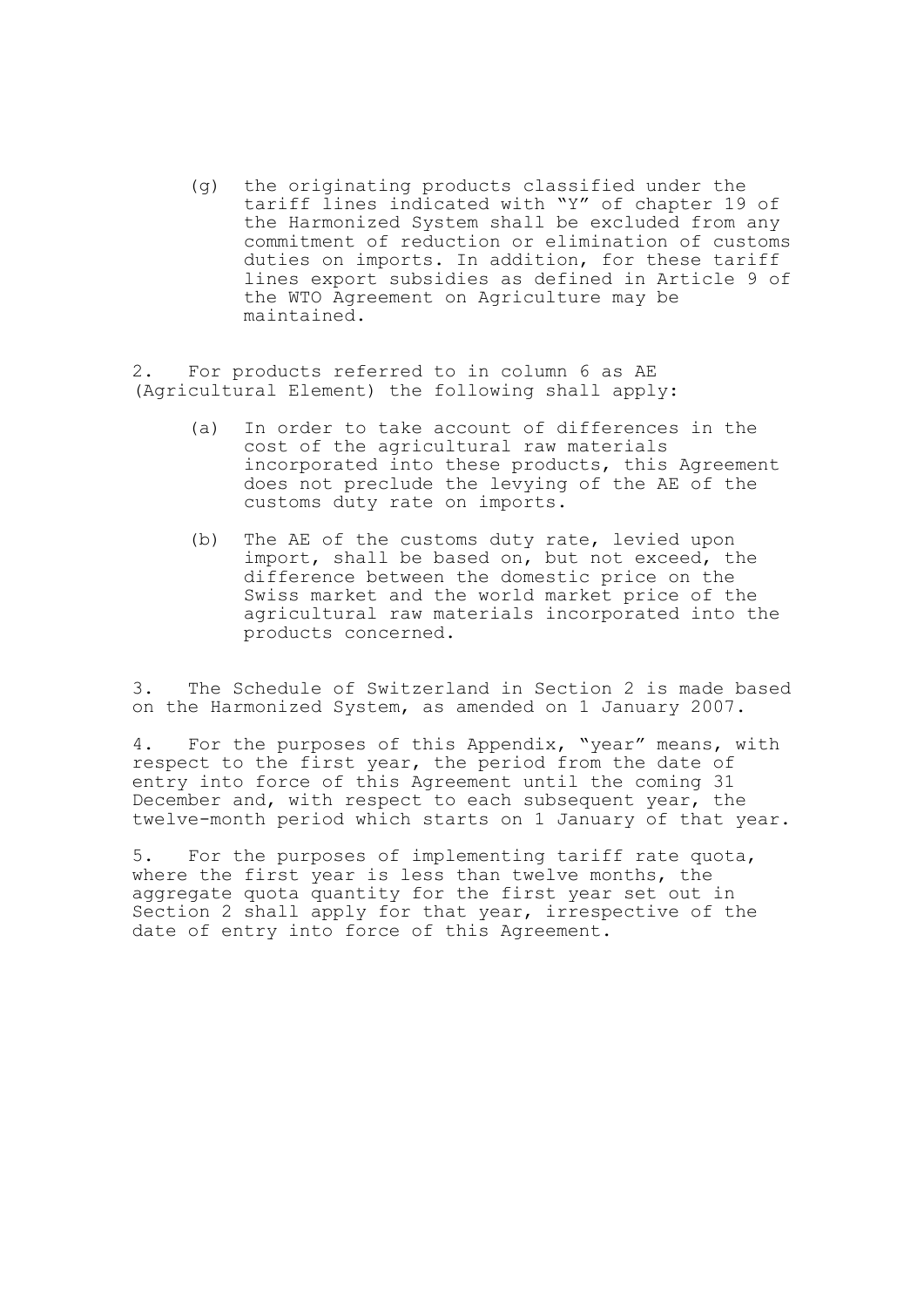(g) the originating products classified under the tariff lines indicated with "Y" of chapter 19 of the Harmonized System shall be excluded from any commitment of reduction or elimination of customs duties on imports. In addition, for these tariff lines export subsidies as defined in Article 9 of the WTO Agreement on Agriculture may be maintained.

2. For products referred to in column 6 as AE (Agricultural Element) the following shall apply:

(a) In order to take account of differences in the cost of the agricultural raw materials incorporated into these products, this Agreement does not preclude the levying of the AE of the customs duty rate on imports.

(b) The AE of the customs duty rate, levied upon import, shall be based on, but not exceed, the difference between the domestic price on the Swiss market and the world market price of the agricultural raw materials incorporated into the products concerned.

3. The Schedule of Switzerland in Section 2 is made based on the Harmonized System, as amended on 1 January 2007.

4. For the purposes of this Appendix, "year" means, with respect to the first year, the period from the date of entry into force of this Agreement until the coming 31 December and, with respect to each subsequent year, the twelve-month period which starts on 1 January of that year.

5. For the purposes of implementing tariff rate quota, where the first year is less than twelve months, the aggregate quota quantity for the first year set out in Section 2 shall apply for that year, irrespective of the date of entry into force of this Agreement.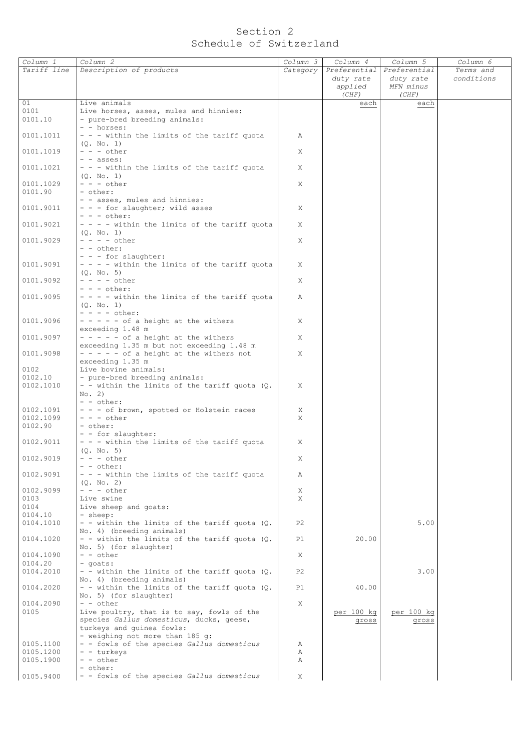# Section 2
# Schedule of Switzerland

| Column 1 | Column 2 | Column 3 | Column 4 | Column 5 | Column 6 |
|---|---|---|---|---|---|
| Tariff line | Description of products | Category | Preferential duty rate applied (CHF) | Preferential duty rate MFN minus (CHF) | Terms and conditions |
| 01 | Live animals | | each | each | |
| 0101 | Live horses, asses, mules and hinnies: | | | | |
| 0101.10 | - pure-bred breeding animals: | | | | |
| | - - horses: | | | | |
| 0101.1011 | - - - within the limits of the tariff quota (Q. No. 1) | A | | | |
| 0101.1019 | - - - other | X | | | |
| | - - asses: | | | | |
| 0101.1021 | - - - within the limits of the tariff quota (Q. No. 1) | X | | | |
| 0101.1029 | - - - other | X | | | |
| 0101.90 | - other: | | | | |
| | - - asses, mules and hinnies: | | | | |
| 0101.9011 | - - - for slaughter; wild asses | X | | | |
| | - - - other: | | | | |
| 0101.9021 | - - - - within the limits of the tariff quota (Q. No. 1) | X | | | |
| 0101.9029 | - - - - other | X | | | |
| | - - other: | | | | |
| | - - - for slaughter: | | | | |
| 0101.9091 | - - - - within the limits of the tariff quota (Q. No. 5) | X | | | |
| 0101.9092 | - - - - other | X | | | |
| | - - - other: | | | | |
| 0101.9095 | - - - - within the limits of the tariff quota (Q. No. 1) | A | | | |
| | - - - - other: | | | | |
| 0101.9096 | - - - - - of a height at the withers exceeding 1.48 m | X | | | |
| 0101.9097 | - - - - - of a height at the withers exceeding 1.35 m but not exceeding 1.48 m | X | | | |
| 0101.9098 | - - - - - of a height at the withers not exceeding 1.35 m | X | | | |
| 0102 | Live bovine animals: | | | | |
| 0102.10 | - pure-bred breeding animals: | | | | |
| 0102.1010 | - - within the limits of the tariff quota (Q. No. 2) | X | | | |
| | - - other: | | | | |
| 0102.1091 | - - - of brown, spotted or Holstein races | X | | | |
| 0102.1099 | - - - other | X | | | |
| 0102.90 | - other: | | | | |
| | - - for slaughter: | | | | |
| 0102.9011 | - - - within the limits of the tariff quota (Q. No. 5) | X | | | |
| 0102.9019 | - - - other | X | | | |
| | - - other: | | | | |
| 0102.9091 | - - - within the limits of the tariff quota (Q. No. 2) | A | | | |
| 0102.9099 | - - - other | X | | | |
| 0103 | Live swine | X | | | |
| 0104 | Live sheep and goats: | | | | |
| 0104.10 | - sheep: | | | | |
| 0104.1010 | - - within the limits of the tariff quota (Q. No. 4) (breeding animals) | P2 | | 5.00 | |
| 0104.1020 | - - within the limits of the tariff quota (Q. No. 5) (for slaughter) | P1 | 20.00 | | |
| 0104.1090 | - - other | X | | | |
| 0104.20 | - goats: | | | | |
| 0104.2010 | - - within the limits of the tariff quota (Q. No. 4) (breeding animals) | P2 | | 3.00 | |
| 0104.2020 | - - within the limits of the tariff quota (Q. No. 5) (for slaughter) | P1 | 40.00 | | |
| 0104.2090 | - - other | X | | | |
| 0105 | Live poultry, that is to say, fowls of the species *Gallus domesticus*, ducks, geese, turkeys and guinea fowls: | | per 100 kg gross | per 100 kg gross | |
| | - weighing not more than 185 g: | | | | |
| 0105.1100 | - - fowls of the species *Gallus domesticus* | A | | | |
| 0105.1200 | - - turkeys | A | | | |
| 0105.1900 | - - other | A | | | |
| | - other: | | | | |
| 0105.9400 | - - fowls of the species *Gallus domesticus* | X | | | |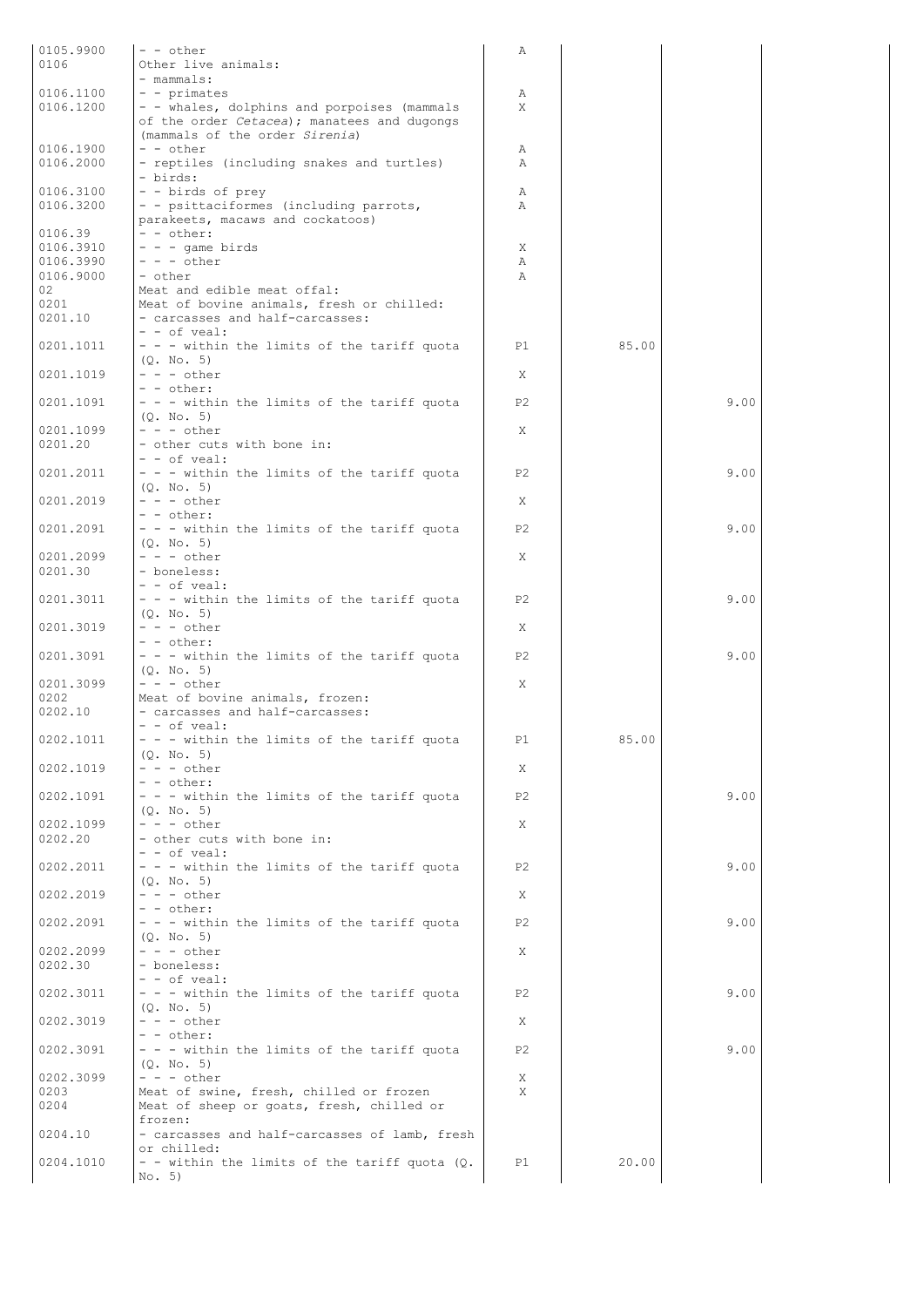| | | | | | |
|---|---|---|---|---|---|
| 0105.9900 | - - other | A | | | |
| 0106 | Other live animals: | | | | |
| | - mammals: | | | | |
| 0106.1100 | - - primates | A | | | |
| 0106.1200 | - - whales, dolphins and porpoises (mammals of the order *Cetacea*); manatees and dugongs (mammals of the order *Sirenia*) | X | | | |
| 0106.1900 | - - other | A | | | |
| 0106.2000 | - reptiles (including snakes and turtles) | A | | | |
| | - birds: | | | | |
| 0106.3100 | - - birds of prey | A | | | |
| 0106.3200 | - - psittaciformes (including parrots, parakeets, macaws and cockatoos) | A | | | |
| 0106.39 | - - other: | | | | |
| 0106.3910 | - - - game birds | X | | | |
| 0106.3990 | - - - other | A | | | |
| 0106.9000 | - other | A | | | |
| 02 | Meat and edible meat offal: | | | | |
| 0201 | Meat of bovine animals, fresh or chilled: | | | | |
| 0201.10 | - carcasses and half-carcasses: | | | | |
| | - - of veal: | | | | |
| 0201.1011 | - - - within the limits of the tariff quota (Q. No. 5) | P1 | 85.00 | | |
| 0201.1019 | - - - other | X | | | |
| | - - other: | | | | |
| 0201.1091 | - - - within the limits of the tariff quota (Q. No. 5) | P2 | | 9.00 | |
| 0201.1099 | - - - other | X | | | |
| 0201.20 | - other cuts with bone in: | | | | |
| | - - of veal: | | | | |
| 0201.2011 | - - - within the limits of the tariff quota (Q. No. 5) | P2 | | 9.00 | |
| 0201.2019 | - - - other | X | | | |
| | - - other: | | | | |
| 0201.2091 | - - - within the limits of the tariff quota (Q. No. 5) | P2 | | 9.00 | |
| 0201.2099 | - - - other | X | | | |
| 0201.30 | - boneless: | | | | |
| | - - of veal: | | | | |
| 0201.3011 | - - - within the limits of the tariff quota (Q. No. 5) | P2 | | 9.00 | |
| 0201.3019 | - - - other | X | | | |
| | - - other: | | | | |
| 0201.3091 | - - - within the limits of the tariff quota (Q. No. 5) | P2 | | 9.00 | |
| 0201.3099 | - - - other | X | | | |
| 0202 | Meat of bovine animals, frozen: | | | | |
| 0202.10 | - carcasses and half-carcasses: | | | | |
| | - - of veal: | | | | |
| 0202.1011 | - - - within the limits of the tariff quota (Q. No. 5) | P1 | 85.00 | | |
| 0202.1019 | - - - other | X | | | |
| | - - other: | | | | |
| 0202.1091 | - - - within the limits of the tariff quota (Q. No. 5) | P2 | | 9.00 | |
| 0202.1099 | - - - other | X | | | |
| 0202.20 | - other cuts with bone in: | | | | |
| | - - of veal: | | | | |
| 0202.2011 | - - - within the limits of the tariff quota (Q. No. 5) | P2 | | 9.00 | |
| 0202.2019 | - - - other | X | | | |
| | - - other: | | | | |
| 0202.2091 | - - - within the limits of the tariff quota (Q. No. 5) | P2 | | 9.00 | |
| 0202.2099 | - - - other | X | | | |
| 0202.30 | - boneless: | | | | |
| | - - of veal: | | | | |
| 0202.3011 | - - - within the limits of the tariff quota (Q. No. 5) | P2 | | 9.00 | |
| 0202.3019 | - - - other | X | | | |
| | - - other: | | | | |
| 0202.3091 | - - - within the limits of the tariff quota (Q. No. 5) | P2 | | 9.00 | |
| 0202.3099 | - - - other | X | | | |
| 0203 | Meat of swine, fresh, chilled or frozen | X | | | |
| 0204 | Meat of sheep or goats, fresh, chilled or frozen: | | | | |
| 0204.10 | - carcasses and half-carcasses of lamb, fresh or chilled: | | | | |
| 0204.1010 | - - within the limits of the tariff quota (Q. No. 5) | P1 | 20.00 | | |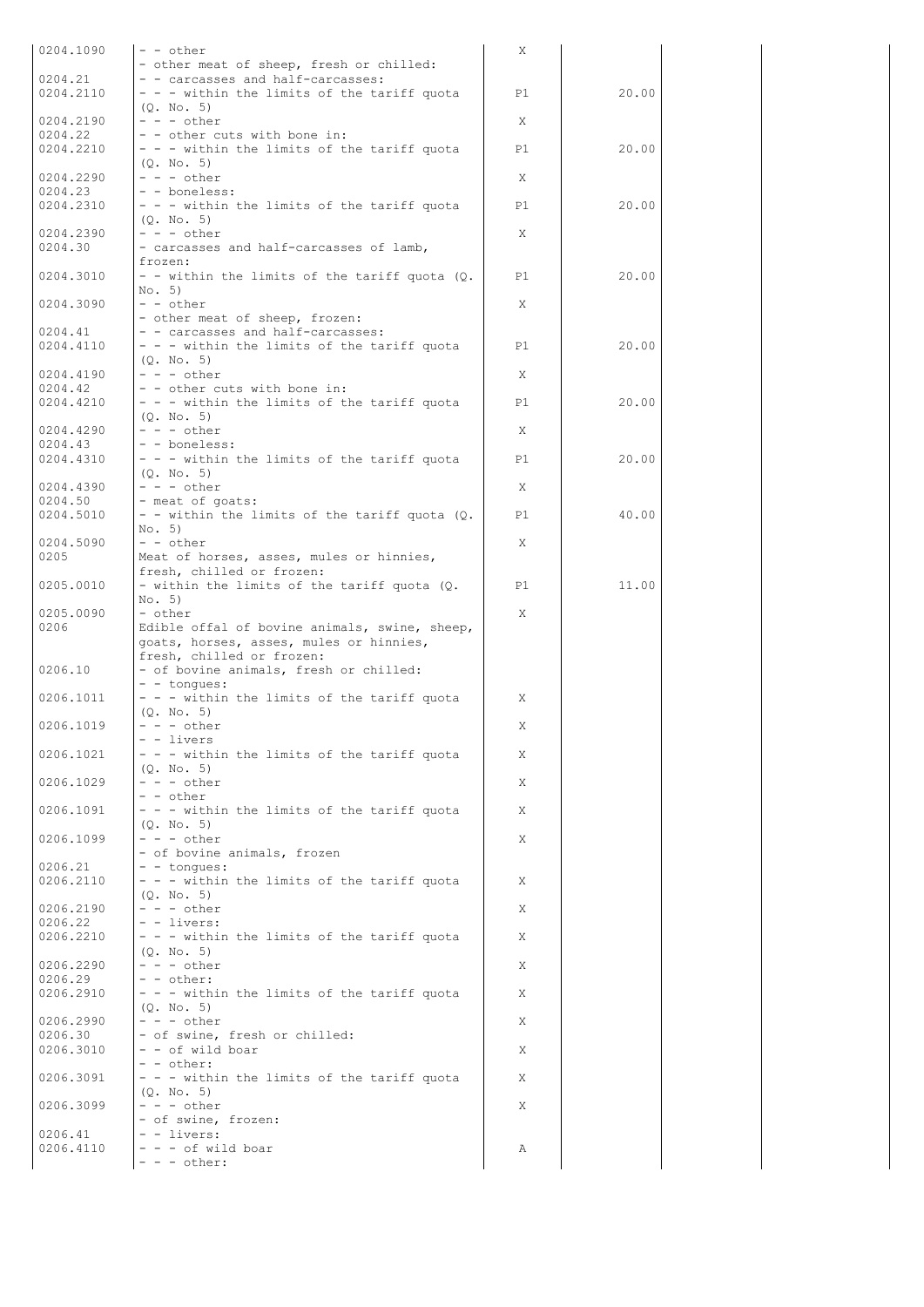| | | | | | |
|---|---|---|---|---|---|
| 0204.1090 | - - other | X | | | |
| | - other meat of sheep, fresh or chilled: | | | | |
| 0204.21 | - - carcasses and half-carcasses: | | | | |
| 0204.2110 | - - - within the limits of the tariff quota (Q. No. 5) | P1 | 20.00 | | |
| 0204.2190 | - - - other | X | | | |
| 0204.22 | - - other cuts with bone in: | | | | |
| 0204.2210 | - - - within the limits of the tariff quota (Q. No. 5) | P1 | 20.00 | | |
| 0204.2290 | - - - other | X | | | |
| 0204.23 | - - boneless: | | | | |
| 0204.2310 | - - - within the limits of the tariff quota (Q. No. 5) | P1 | 20.00 | | |
| 0204.2390 | - - - other | X | | | |
| 0204.30 | - carcasses and half-carcasses of lamb, frozen: | | | | |
| 0204.3010 | - - within the limits of the tariff quota (Q. No. 5) | P1 | 20.00 | | |
| 0204.3090 | - - other | X | | | |
| | - other meat of sheep, frozen: | | | | |
| 0204.41 | - - carcasses and half-carcasses: | | | | |
| 0204.4110 | - - - within the limits of the tariff quota (Q. No. 5) | P1 | 20.00 | | |
| 0204.4190 | - - - other | X | | | |
| 0204.42 | - - other cuts with bone in: | | | | |
| 0204.4210 | - - - within the limits of the tariff quota (Q. No. 5) | P1 | 20.00 | | |
| 0204.4290 | - - - other | X | | | |
| 0204.43 | - - boneless: | | | | |
| 0204.4310 | - - - within the limits of the tariff quota (Q. No. 5) | P1 | 20.00 | | |
| 0204.4390 | - - - other | X | | | |
| 0204.50 | - meat of goats: | | | | |
| 0204.5010 | - - within the limits of the tariff quota (Q. No. 5) | P1 | 40.00 | | |
| 0204.5090 | - - other | X | | | |
| 0205 | Meat of horses, asses, mules or hinnies, fresh, chilled or frozen: | | | | |
| 0205.0010 | - within the limits of the tariff quota (Q. No. 5) | P1 | 11.00 | | |
| 0205.0090 | - other | X | | | |
| 0206 | Edible offal of bovine animals, swine, sheep, goats, horses, asses, mules or hinnies, fresh, chilled or frozen: | | | | |
| 0206.10 | - of bovine animals, fresh or chilled: | | | | |
| | - - tongues: | | | | |
| 0206.1011 | - - - within the limits of the tariff quota (Q. No. 5) | X | | | |
| 0206.1019 | - - - other | X | | | |
| | - - livers | | | | |
| 0206.1021 | - - - within the limits of the tariff quota (Q. No. 5) | X | | | |
| 0206.1029 | - - - other | X | | | |
| | - - other | | | | |
| 0206.1091 | - - - within the limits of the tariff quota (Q. No. 5) | X | | | |
| 0206.1099 | - - - other | X | | | |
| | - of bovine animals, frozen | | | | |
| 0206.21 | - - tongues: | | | | |
| 0206.2110 | - - - within the limits of the tariff quota (Q. No. 5) | X | | | |
| 0206.2190 | - - - other | X | | | |
| 0206.22 | - - livers: | | | | |
| 0206.2210 | - - - within the limits of the tariff quota (Q. No. 5) | X | | | |
| 0206.2290 | - - - other | X | | | |
| 0206.29 | - - other: | | | | |
| 0206.2910 | - - - within the limits of the tariff quota (Q. No. 5) | X | | | |
| 0206.2990 | - - - other | X | | | |
| 0206.30 | - of swine, fresh or chilled: | | | | |
| 0206.3010 | - - of wild boar | X | | | |
| | - - other: | | | | |
| 0206.3091 | - - - within the limits of the tariff quota (Q. No. 5) | X | | | |
| 0206.3099 | - - - other | X | | | |
| | - of swine, frozen: | | | | |
| 0206.41 | - - livers: | | | | |
| 0206.4110 | - - - of wild boar | A | | | |
| | - - - other: | | | | |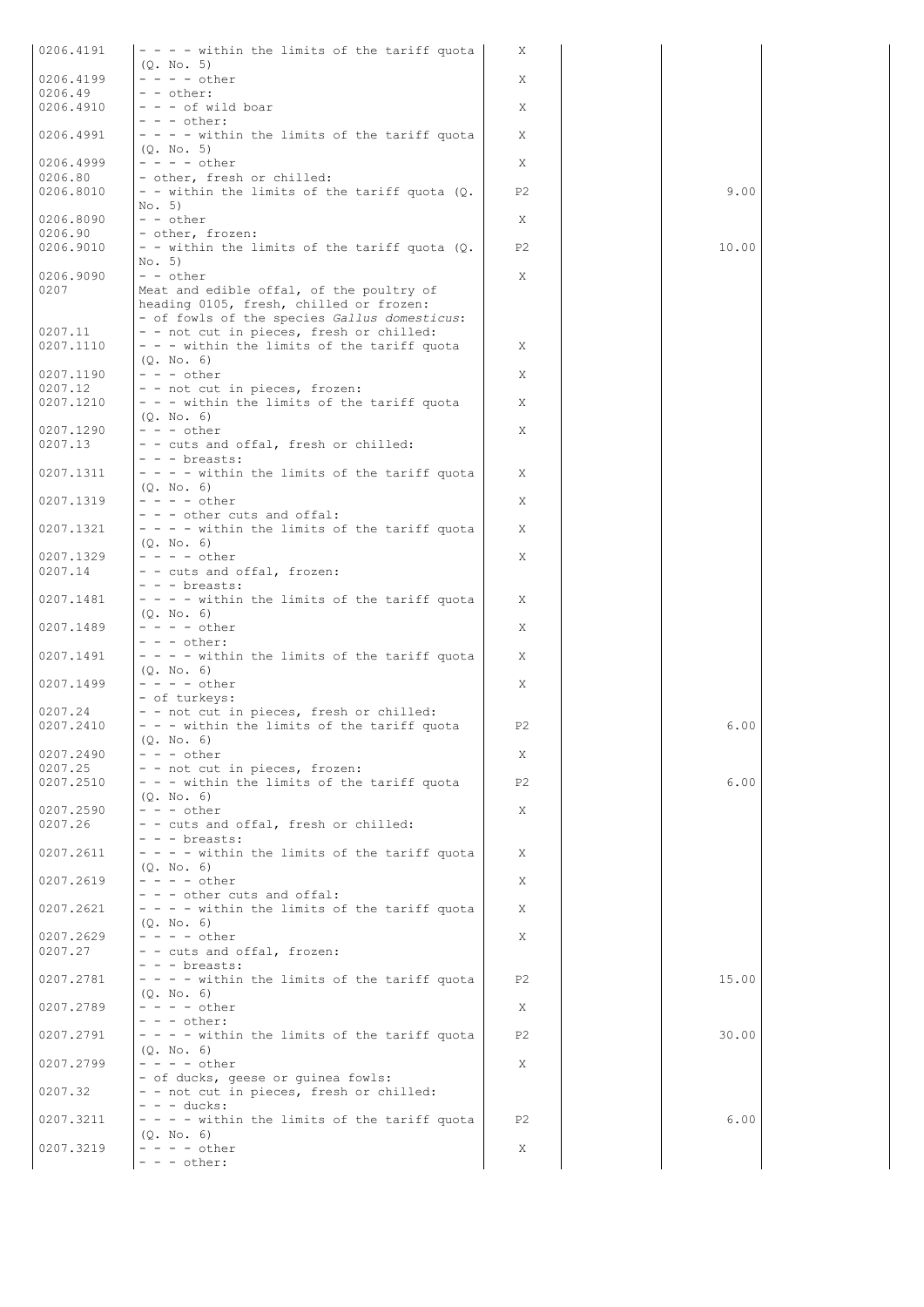| | | | | | |
|---|---|---|---|---|---|
| 0206.4191 | - - - - within the limits of the tariff quota (Q. No. 5) | X | | | |
| 0206.4199 | - - - - other | X | | | |
| 0206.49 | - - other: | | | | |
| 0206.4910 | - - - of wild boar | X | | | |
| | - - - other: | | | | |
| 0206.4991 | - - - - within the limits of the tariff quota (Q. No. 5) | X | | | |
| 0206.4999 | - - - - other | X | | | |
| 0206.80 | - other, fresh or chilled: | | | | |
| 0206.8010 | - - within the limits of the tariff quota (Q. No. 5) | P2 | | 9.00 | |
| 0206.8090 | - - other | X | | | |
| 0206.90 | - other, frozen: | | | | |
| 0206.9010 | - - within the limits of the tariff quota (Q. No. 5) | P2 | | 10.00 | |
| 0206.9090 | - - other | X | | | |
| 0207 | Meat and edible offal, of the poultry of heading 0105, fresh, chilled or frozen: | | | | |
| | - of fowls of the species *Gallus domesticus*: | | | | |
| 0207.11 | - - not cut in pieces, fresh or chilled: | | | | |
| 0207.1110 | - - - within the limits of the tariff quota (Q. No. 6) | X | | | |
| 0207.1190 | - - - other | X | | | |
| 0207.12 | - - not cut in pieces, frozen: | | | | |
| 0207.1210 | - - - within the limits of the tariff quota (Q. No. 6) | X | | | |
| 0207.1290 | - - - other | X | | | |
| 0207.13 | - - cuts and offal, fresh or chilled: | | | | |
| | - - - breasts: | | | | |
| 0207.1311 | - - - - within the limits of the tariff quota (Q. No. 6) | X | | | |
| 0207.1319 | - - - - other | X | | | |
| | - - - other cuts and offal: | | | | |
| 0207.1321 | - - - - within the limits of the tariff quota (Q. No. 6) | X | | | |
| 0207.1329 | - - - - other | X | | | |
| 0207.14 | - - cuts and offal, frozen: | | | | |
| | - - - breasts: | | | | |
| 0207.1481 | - - - - within the limits of the tariff quota (Q. No. 6) | X | | | |
| 0207.1489 | - - - - other | X | | | |
| | - - - other: | | | | |
| 0207.1491 | - - - - within the limits of the tariff quota (Q. No. 6) | X | | | |
| 0207.1499 | - - - - other | X | | | |
| | - of turkeys: | | | | |
| 0207.24 | - - not cut in pieces, fresh or chilled: | | | | |
| 0207.2410 | - - - within the limits of the tariff quota (Q. No. 6) | P2 | | 6.00 | |
| 0207.2490 | - - - other | X | | | |
| 0207.25 | - - not cut in pieces, frozen: | | | | |
| 0207.2510 | - - - within the limits of the tariff quota (Q. No. 6) | P2 | | 6.00 | |
| 0207.2590 | - - - other | X | | | |
| 0207.26 | - - cuts and offal, fresh or chilled: | | | | |
| | - - - breasts: | | | | |
| 0207.2611 | - - - - within the limits of the tariff quota (Q. No. 6) | X | | | |
| 0207.2619 | - - - - other | X | | | |
| | - - - other cuts and offal: | | | | |
| 0207.2621 | - - - - within the limits of the tariff quota (Q. No. 6) | X | | | |
| 0207.2629 | - - - - other | X | | | |
| 0207.27 | - - cuts and offal, frozen: | | | | |
| | - - - breasts: | | | | |
| 0207.2781 | - - - - within the limits of the tariff quota (Q. No. 6) | P2 | | 15.00 | |
| 0207.2789 | - - - - other | X | | | |
| | - - - other: | | | | |
| 0207.2791 | - - - - within the limits of the tariff quota (Q. No. 6) | P2 | | 30.00 | |
| 0207.2799 | - - - - other | X | | | |
| | - of ducks, geese or guinea fowls: | | | | |
| 0207.32 | - - not cut in pieces, fresh or chilled: | | | | |
| | - - - ducks: | | | | |
| 0207.3211 | - - - - within the limits of the tariff quota (Q. No. 6) | P2 | | 6.00 | |
| 0207.3219 | - - - - other | X | | | |
| | - - - other: | | | | |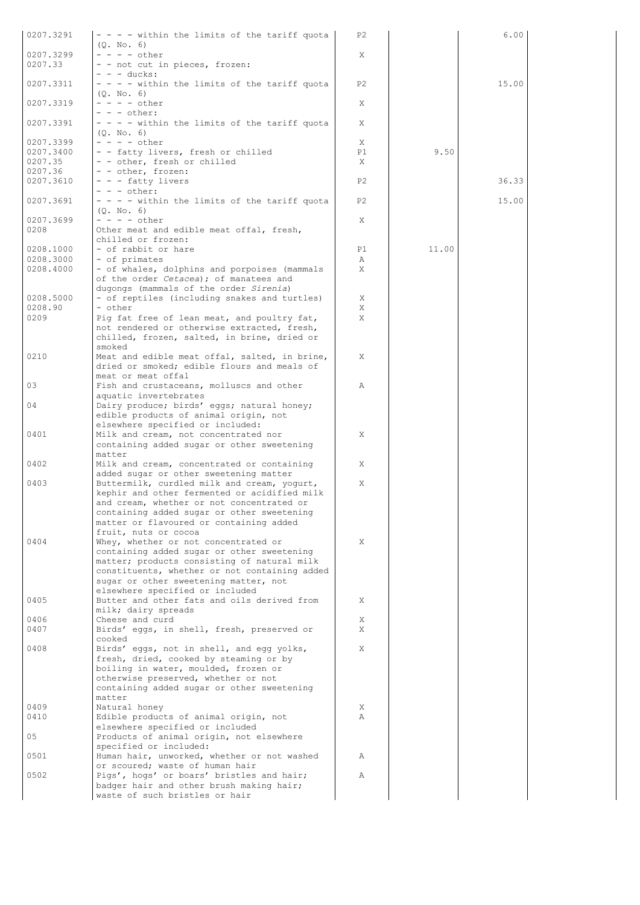| | | | | | |
|---|---|---|---|---|---|
| 0207.3291 | - - - - within the limits of the tariff quota (Q. No. 6) | P2 | | 6.00 | |
| 0207.3299 | - - - - other | X | | | |
| 0207.33 | - - not cut in pieces, frozen: | | | | |
| | - - - ducks: | | | | |
| 0207.3311 | - - - - within the limits of the tariff quota (Q. No. 6) | P2 | | 15.00 | |
| 0207.3319 | - - - - other | X | | | |
| | - - - other: | | | | |
| 0207.3391 | - - - - within the limits of the tariff quota (Q. No. 6) | X | | | |
| 0207.3399 | - - - - other | X | | | |
| 0207.3400 | - - fatty livers, fresh or chilled | P1 | 9.50 | | |
| 0207.35 | - - other, fresh or chilled | X | | | |
| 0207.36 | - - other, frozen: | | | | |
| 0207.3610 | - - - fatty livers | P2 | | 36.33 | |
| | - - - other: | | | | |
| 0207.3691 | - - - - within the limits of the tariff quota (Q. No. 6) | P2 | | 15.00 | |
| 0207.3699 | - - - - other | X | | | |
| 0208 | Other meat and edible meat offal, fresh, chilled or frozen: | | | | |
| 0208.1000 | - of rabbit or hare | P1 | 11.00 | | |
| 0208.3000 | - of primates | A | | | |
| 0208.4000 | - of whales, dolphins and porpoises (mammals of the order *Cetacea*); of manatees and dugongs (mammals of the order *Sirenia*) | X | | | |
| 0208.5000 | - of reptiles (including snakes and turtles) | X | | | |
| 0208.90 | - other | X | | | |
| 0209 | Pig fat free of lean meat, and poultry fat, not rendered or otherwise extracted, fresh, chilled, frozen, salted, in brine, dried or smoked | X | | | |
| 0210 | Meat and edible meat offal, salted, in brine, dried or smoked; edible flours and meals of meat or meat offal | X | | | |
| 03 | Fish and crustaceans, molluscs and other aquatic invertebrates | A | | | |
| 04 | Dairy produce; birds' eggs; natural honey; edible products of animal origin, not elsewhere specified or included: | | | | |
| 0401 | Milk and cream, not concentrated nor containing added sugar or other sweetening matter | X | | | |
| 0402 | Milk and cream, concentrated or containing added sugar or other sweetening matter | X | | | |
| 0403 | Buttermilk, curdled milk and cream, yogurt, kephir and other fermented or acidified milk and cream, whether or not concentrated or containing added sugar or other sweetening matter or flavoured or containing added fruit, nuts or cocoa | X | | | |
| 0404 | Whey, whether or not concentrated or containing added sugar or other sweetening matter; products consisting of natural milk constituents, whether or not containing added sugar or other sweetening matter, not elsewhere specified or included | X | | | |
| 0405 | Butter and other fats and oils derived from milk; dairy spreads | X | | | |
| 0406 | Cheese and curd | X | | | |
| 0407 | Birds' eggs, in shell, fresh, preserved or cooked | X | | | |
| 0408 | Birds' eggs, not in shell, and egg yolks, fresh, dried, cooked by steaming or by boiling in water, moulded, frozen or otherwise preserved, whether or not containing added sugar or other sweetening matter | X | | | |
| 0409 | Natural honey | X | | | |
| 0410 | Edible products of animal origin, not elsewhere specified or included | A | | | |
| 05 | Products of animal origin, not elsewhere specified or included: | | | | |
| 0501 | Human hair, unworked, whether or not washed or scoured; waste of human hair | A | | | |
| 0502 | Pigs', hogs' or boars' bristles and hair; badger hair and other brush making hair; waste of such bristles or hair | A | | | |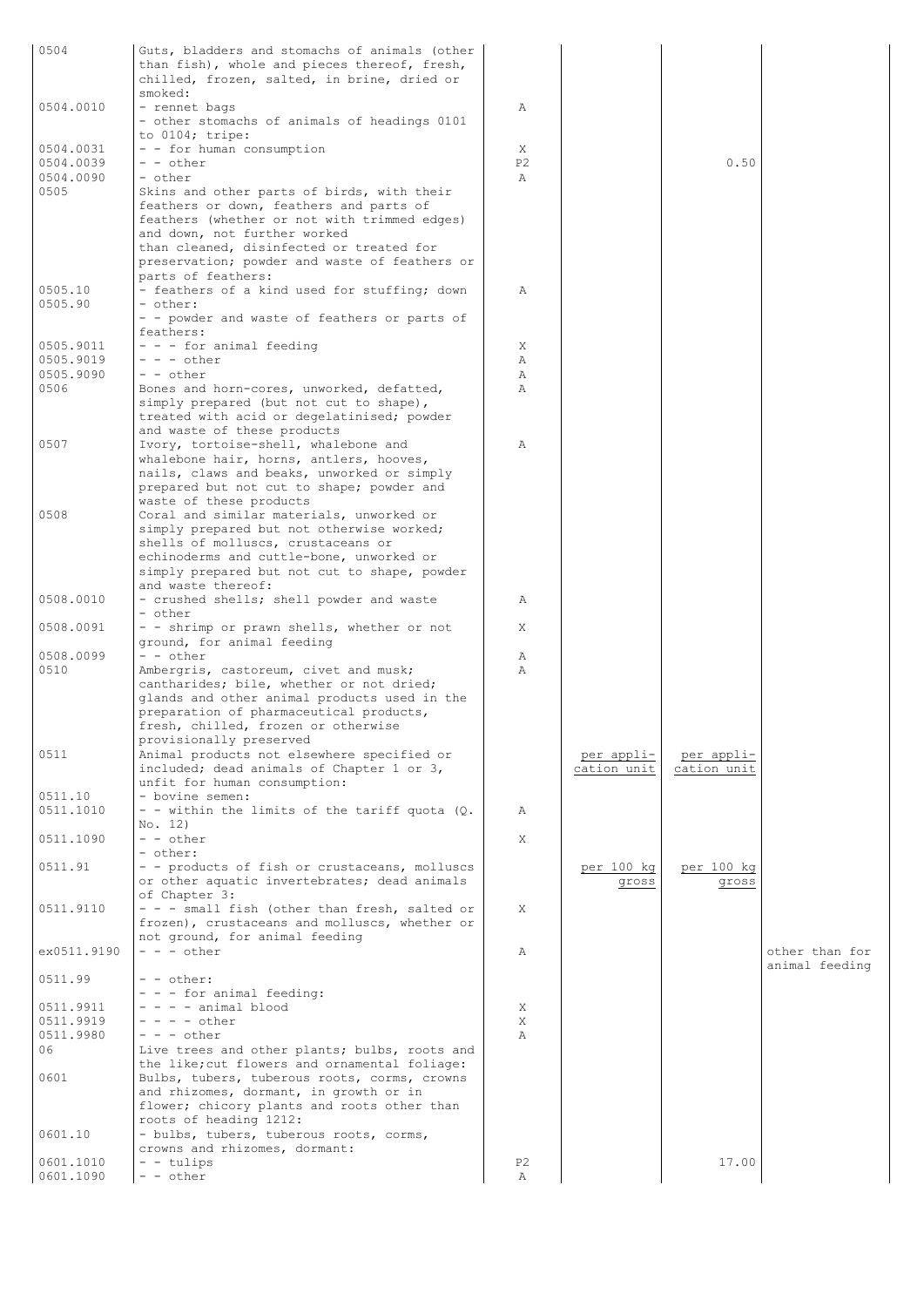| | | | | | |
|---|---|---|---|---|---|
| 0504 | Guts, bladders and stomachs of animals (other than fish), whole and pieces thereof, fresh, chilled, frozen, salted, in brine, dried or smoked: | | | | |
| 0504.0010 | - rennet bags | A | | | |
| | - other stomachs of animals of headings 0101 to 0104; tripe: | | | | |
| 0504.0031 | - - for human consumption | X | | | |
| 0504.0039 | - - other | P2 | | 0.50 | |
| 0504.0090 | - other | A | | | |
| 0505 | Skins and other parts of birds, with their feathers or down, feathers and parts of feathers (whether or not with trimmed edges) and down, not further worked than cleaned, disinfected or treated for preservation; powder and waste of feathers or parts of feathers: | | | | |
| 0505.10 | - feathers of a kind used for stuffing; down | A | | | |
| 0505.90 | - other: | | | | |
| | - - powder and waste of feathers or parts of feathers: | | | | |
| 0505.9011 | - - - for animal feeding | X | | | |
| 0505.9019 | - - - other | A | | | |
| 0505.9090 | - - other | A | | | |
| 0506 | Bones and horn-cores, unworked, defatted, simply prepared (but not cut to shape), treated with acid or degelatinised; powder and waste of these products | A | | | |
| 0507 | Ivory, tortoise-shell, whalebone and whalebone hair, horns, antlers, hooves, nails, claws and beaks, unworked or simply prepared but not cut to shape; powder and waste of these products | A | | | |
| 0508 | Coral and similar materials, unworked or simply prepared but not otherwise worked; shells of molluscs, crustaceans or echinoderms and cuttle-bone, unworked or simply prepared but not cut to shape, powder and waste thereof: | | | | |
| 0508.0010 | - crushed shells; shell powder and waste | A | | | |
| | - other | | | | |
| 0508.0091 | - - shrimp or prawn shells, whether or not ground, for animal feeding | X | | | |
| 0508.0099 | - - other | A | | | |
| 0510 | Ambergris, castoreum, civet and musk; cantharides; bile, whether or not dried; glands and other animal products used in the preparation of pharmaceutical products, fresh, chilled, frozen or otherwise provisionally preserved | A | | | |
| 0511 | Animal products not elsewhere specified or included; dead animals of Chapter 1 or 3, unfit for human consumption: | | per application unit | per application unit | |
| 0511.10 | - bovine semen: | | | | |
| 0511.1010 | - - within the limits of the tariff quota (Q. No. 12) | A | | | |
| 0511.1090 | - - other | X | | | |
| | - other: | | | | |
| 0511.91 | - - products of fish or crustaceans, molluscs or other aquatic invertebrates; dead animals of Chapter 3: | | per 100 kg gross | per 100 kg gross | |
| 0511.9110 | - - - small fish (other than fresh, salted or frozen), crustaceans and molluscs, whether or not ground, for animal feeding | X | | | |
| ex0511.9190 | - - - other | A | | | other than for animal feeding |
| 0511.99 | - - other: | | | | |
| | - - - for animal feeding: | | | | |
| 0511.9911 | - - - - animal blood | X | | | |
| 0511.9919 | - - - - other | X | | | |
| 0511.9980 | - - - other | A | | | |
| 06 | Live trees and other plants; bulbs, roots and the like;cut flowers and ornamental foliage: | | | | |
| 0601 | Bulbs, tubers, tuberous roots, corms, crowns and rhizomes, dormant, in growth or in flower; chicory plants and roots other than roots of heading 1212: | | | | |
| 0601.10 | - bulbs, tubers, tuberous roots, corms, crowns and rhizomes, dormant: | | | | |
| 0601.1010 | - - tulips | P2 | | 17.00 | |
| 0601.1090 | - - other | A | | | |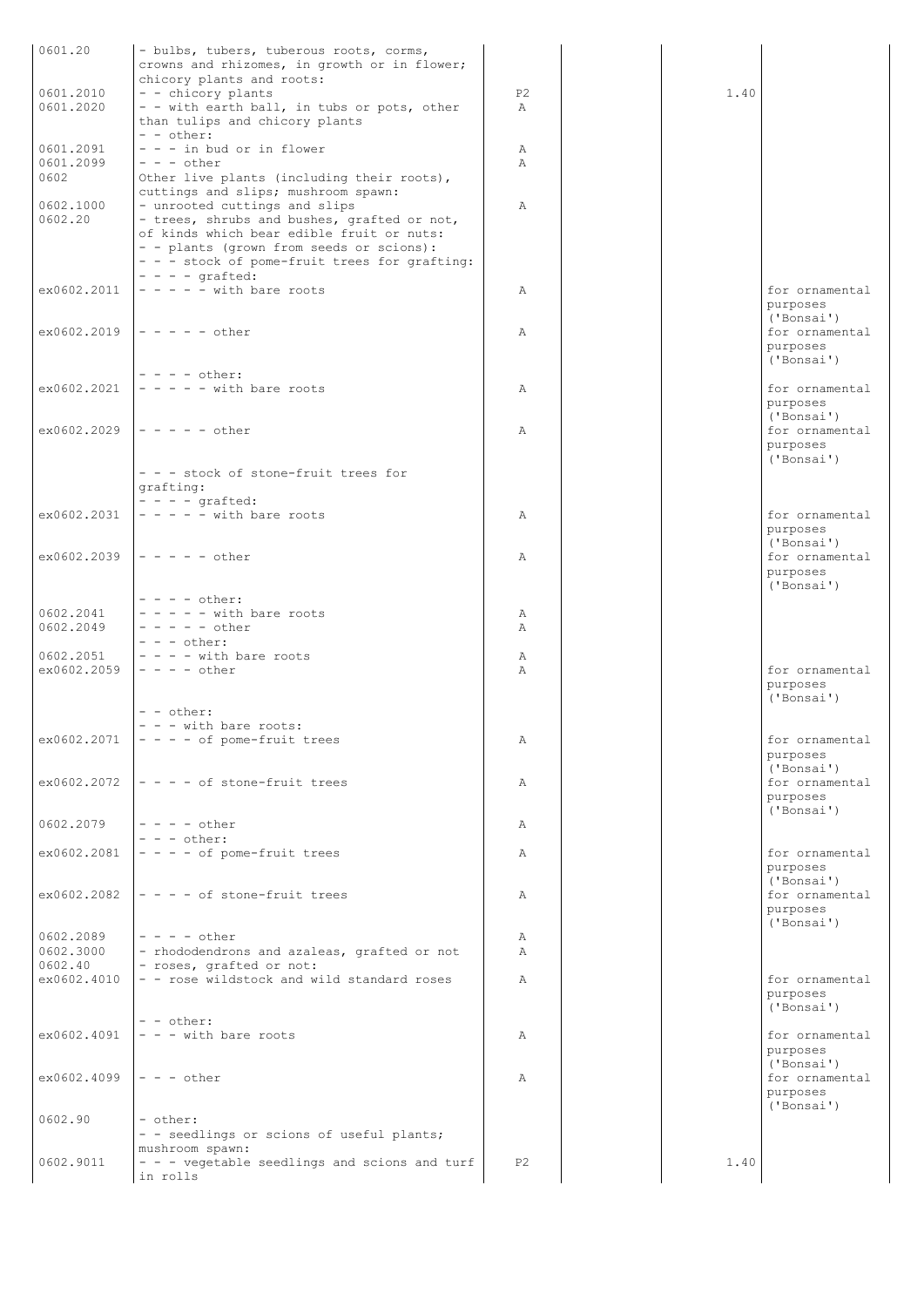| | | | | | |
|---|---|---|---|---|---|
| 0601.20 | - bulbs, tubers, tuberous roots, corms, crowns and rhizomes, in growth or in flower; chicory plants and roots: | | | | |
| 0601.2010 | - - chicory plants | P2 | | 1.40 | |
| 0601.2020 | - - with earth ball, in tubs or pots, other than tulips and chicory plants | A | | | |
| | - - other: | | | | |
| 0601.2091 | - - - in bud or in flower | A | | | |
| 0601.2099 | - - - other | A | | | |
| 0602 | Other live plants (including their roots), cuttings and slips; mushroom spawn: | | | | |
| 0602.1000 | - unrooted cuttings and slips | A | | | |
| 0602.20 | - trees, shrubs and bushes, grafted or not, of kinds which bear edible fruit or nuts: | | | | |
| | - - plants (grown from seeds or scions): | | | | |
| | - - - stock of pome-fruit trees for grafting: | | | | |
| | - - - - grafted: | | | | |
| ex0602.2011 | - - - - - with bare roots | A | | | for ornamental purposes ('Bonsai') |
| ex0602.2019 | - - - - - other | A | | | for ornamental purposes ('Bonsai') |
| | - - - - other: | | | | |
| ex0602.2021 | - - - - - with bare roots | A | | | for ornamental purposes ('Bonsai') |
| ex0602.2029 | - - - - - other | A | | | for ornamental purposes ('Bonsai') |
| | - - - stock of stone-fruit trees for grafting: | | | | |
| | - - - - grafted: | | | | |
| ex0602.2031 | - - - - - with bare roots | A | | | for ornamental purposes ('Bonsai') |
| ex0602.2039 | - - - - - other | A | | | for ornamental purposes ('Bonsai') |
| | - - - - other: | | | | |
| 0602.2041 | - - - - - with bare roots | A | | | |
| 0602.2049 | - - - - - other | A | | | |
| | - - - other: | | | | |
| 0602.2051 | - - - - with bare roots | A | | | |
| ex0602.2059 | - - - - other | A | | | for ornamental purposes ('Bonsai') |
| | - - other: | | | | |
| | - - - with bare roots: | | | | |
| ex0602.2071 | - - - - of pome-fruit trees | A | | | for ornamental purposes ('Bonsai') |
| ex0602.2072 | - - - - of stone-fruit trees | A | | | for ornamental purposes ('Bonsai') |
| 0602.2079 | - - - - other | A | | | |
| | - - - other: | | | | |
| ex0602.2081 | - - - - of pome-fruit trees | A | | | for ornamental purposes ('Bonsai') |
| ex0602.2082 | - - - - of stone-fruit trees | A | | | for ornamental purposes ('Bonsai') |
| 0602.2089 | - - - - other | A | | | |
| 0602.3000 | - rhododendrons and azaleas, grafted or not | A | | | |
| 0602.40 | - roses, grafted or not: | | | | |
| ex0602.4010 | - - rose wildstock and wild standard roses | A | | | for ornamental purposes ('Bonsai') |
| | - - other: | | | | |
| ex0602.4091 | - - - with bare roots | A | | | for ornamental purposes ('Bonsai') |
| ex0602.4099 | - - - other | A | | | for ornamental purposes ('Bonsai') |
| 0602.90 | - other: | | | | |
| | - - seedlings or scions of useful plants; mushroom spawn: | | | | |
| 0602.9011 | - - - vegetable seedlings and scions and turf in rolls | P2 | | 1.40 | |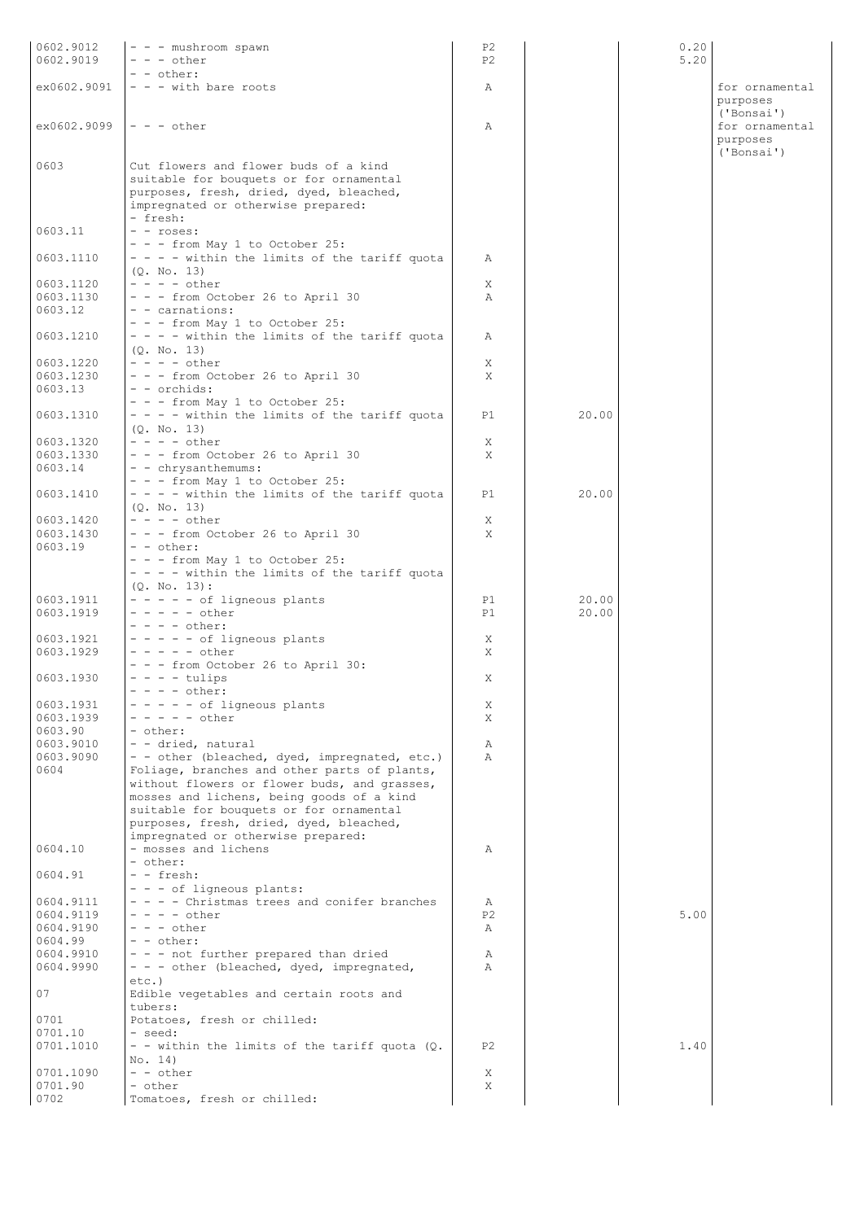| | | | | | |
|---|---|---|---|---|---|
| 0602.9012 | - - - mushroom spawn | P2 | | 0.20 | |
| 0602.9019 | - - - other | P2 | | 5.20 | |
| | - - other: | | | | |
| ex0602.9091 | - - - with bare roots | A | | | for ornamental purposes ('Bonsai') |
| ex0602.9099 | - - - other | A | | | for ornamental purposes ('Bonsai') |
| 0603 | Cut flowers and flower buds of a kind suitable for bouquets or for ornamental purposes, fresh, dried, dyed, bleached, impregnated or otherwise prepared: | | | | |
| | - fresh: | | | | |
| 0603.11 | - - roses: | | | | |
| | - - - from May 1 to October 25: | | | | |
| 0603.1110 | - - - - within the limits of the tariff quota (Q. No. 13) | A | | | |
| 0603.1120 | - - - - other | X | | | |
| 0603.1130 | - - - from October 26 to April 30 | A | | | |
| 0603.12 | - - carnations: | | | | |
| | - - - from May 1 to October 25: | | | | |
| 0603.1210 | - - - - within the limits of the tariff quota (Q. No. 13) | A | | | |
| 0603.1220 | - - - - other | X | | | |
| 0603.1230 | - - - from October 26 to April 30 | X | | | |
| 0603.13 | - - orchids: | | | | |
| | - - - from May 1 to October 25: | | | | |
| 0603.1310 | - - - - within the limits of the tariff quota (Q. No. 13) | P1 | 20.00 | | |
| 0603.1320 | - - - - other | X | | | |
| 0603.1330 | - - - from October 26 to April 30 | X | | | |
| 0603.14 | - - chrysanthemums: | | | | |
| | - - - from May 1 to October 25: | | | | |
| 0603.1410 | - - - - within the limits of the tariff quota (Q. No. 13) | P1 | 20.00 | | |
| 0603.1420 | - - - - other | X | | | |
| 0603.1430 | - - - from October 26 to April 30 | X | | | |
| 0603.19 | - - other: | | | | |
| | - - - from May 1 to October 25: | | | | |
| | - - - - within the limits of the tariff quota (Q. No. 13): | | | | |
| 0603.1911 | - - - - - of ligneous plants | P1 | 20.00 | | |
| 0603.1919 | - - - - - other | P1 | 20.00 | | |
| | - - - - other: | | | | |
| 0603.1921 | - - - - - of ligneous plants | X | | | |
| 0603.1929 | - - - - - other | X | | | |
| | - - - from October 26 to April 30: | | | | |
| 0603.1930 | - - - - tulips | X | | | |
| | - - - - other: | | | | |
| 0603.1931 | - - - - - of ligneous plants | X | | | |
| 0603.1939 | - - - - - other | X | | | |
| 0603.90 | - other: | | | | |
| 0603.9010 | - - dried, natural | A | | | |
| 0603.9090 | - - other (bleached, dyed, impregnated, etc.) | A | | | |
| 0604 | Foliage, branches and other parts of plants, without flowers or flower buds, and grasses, mosses and lichens, being goods of a kind suitable for bouquets or for ornamental purposes, fresh, dried, dyed, bleached, impregnated or otherwise prepared: | | | | |
| 0604.10 | - mosses and lichens | A | | | |
| | - other: | | | | |
| 0604.91 | - - fresh: | | | | |
| | - - - of ligneous plants: | | | | |
| 0604.9111 | - - - - Christmas trees and conifer branches | A | | | |
| 0604.9119 | - - - - other | P2 | | 5.00 | |
| 0604.9190 | - - - other | A | | | |
| 0604.99 | - - other: | | | | |
| 0604.9910 | - - - not further prepared than dried | A | | | |
| 0604.9990 | - - - other (bleached, dyed, impregnated, etc.) | A | | | |
| 07 | Edible vegetables and certain roots and tubers: | | | | |
| 0701 | Potatoes, fresh or chilled: | | | | |
| 0701.10 | - seed: | | | | |
| 0701.1010 | - - within the limits of the tariff quota (Q. No. 14) | P2 | | 1.40 | |
| 0701.1090 | - - other | X | | | |
| 0701.90 | - other | X | | | |
| 0702 | Tomatoes, fresh or chilled: | | | | |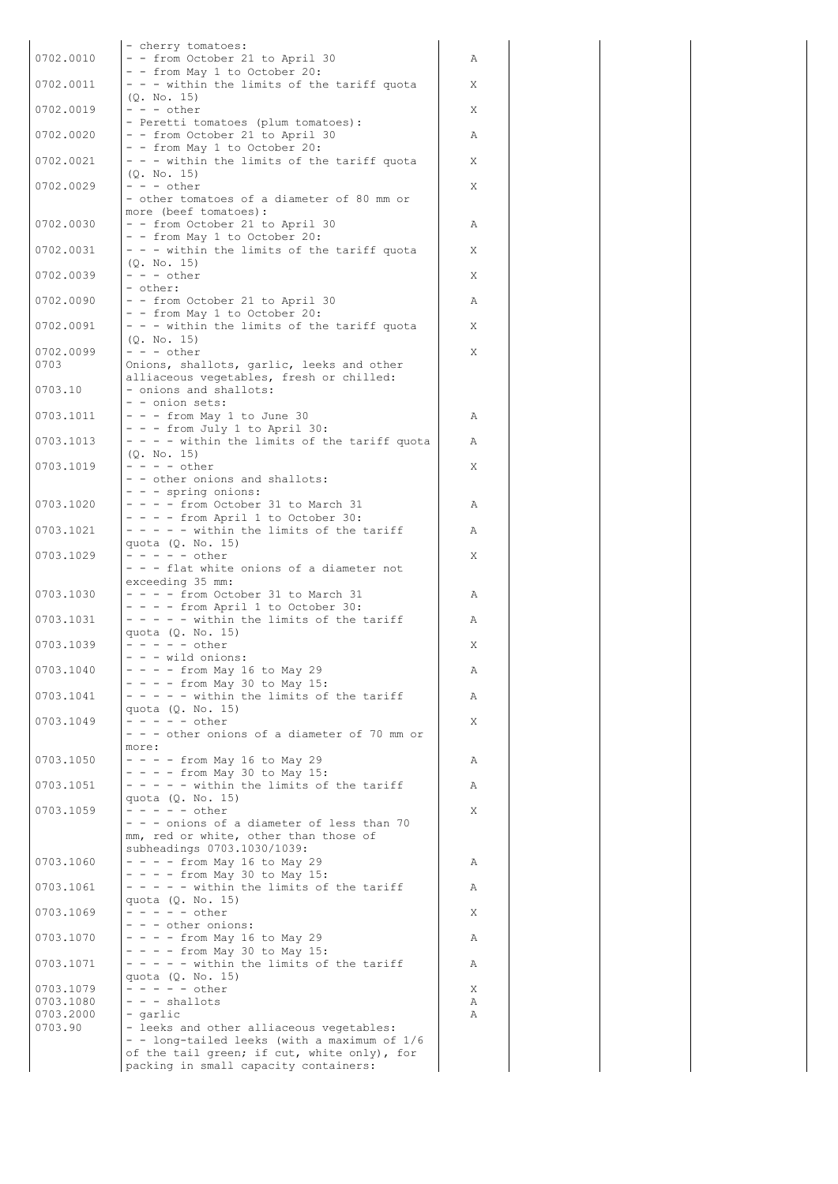| | | | | | |
|---|---|---|---|---|---|
| | - cherry tomatoes: | | | | |
| 0702.0010 | - - from October 21 to April 30 | A | | | |
| | - - from May 1 to October 20: | | | | |
| 0702.0011 | - - - within the limits of the tariff quota (Q. No. 15) | X | | | |
| 0702.0019 | - - - other | X | | | |
| | - Peretti tomatoes (plum tomatoes): | | | | |
| 0702.0020 | - - from October 21 to April 30 | A | | | |
| | - - from May 1 to October 20: | | | | |
| 0702.0021 | - - - within the limits of the tariff quota (Q. No. 15) | X | | | |
| 0702.0029 | - - - other | X | | | |
| | - other tomatoes of a diameter of 80 mm or more (beef tomatoes): | | | | |
| 0702.0030 | - - from October 21 to April 30 | A | | | |
| | - - from May 1 to October 20: | | | | |
| 0702.0031 | - - - within the limits of the tariff quota (Q. No. 15) | X | | | |
| 0702.0039 | - - - other | X | | | |
| | - other: | | | | |
| 0702.0090 | - - from October 21 to April 30 | A | | | |
| | - - from May 1 to October 20: | | | | |
| 0702.0091 | - - - within the limits of the tariff quota (Q. No. 15) | X | | | |
| 0702.0099 | - - - other | X | | | |
| 0703 | Onions, shallots, garlic, leeks and other alliaceous vegetables, fresh or chilled: | | | | |
| 0703.10 | - onions and shallots: | | | | |
| | - - onion sets: | | | | |
| 0703.1011 | - - - from May 1 to June 30 | A | | | |
| | - - - from July 1 to April 30: | | | | |
| 0703.1013 | - - - - within the limits of the tariff quota (Q. No. 15) | A | | | |
| 0703.1019 | - - - - other | X | | | |
| | - - other onions and shallots: | | | | |
| | - - - spring onions: | | | | |
| 0703.1020 | - - - - from October 31 to March 31 | A | | | |
| | - - - - from April 1 to October 30: | | | | |
| 0703.1021 | - - - - - within the limits of the tariff quota (Q. No. 15) | A | | | |
| 0703.1029 | - - - - - other | X | | | |
| | - - - flat white onions of a diameter not exceeding 35 mm: | | | | |
| 0703.1030 | - - - - from October 31 to March 31 | A | | | |
| | - - - - from April 1 to October 30: | | | | |
| 0703.1031 | - - - - - within the limits of the tariff quota (Q. No. 15) | A | | | |
| 0703.1039 | - - - - - other | X | | | |
| | - - - wild onions: | | | | |
| 0703.1040 | - - - - from May 16 to May 29 | A | | | |
| | - - - - from May 30 to May 15: | | | | |
| 0703.1041 | - - - - - within the limits of the tariff quota (Q. No. 15) | A | | | |
| 0703.1049 | - - - - - other | X | | | |
| | - - - other onions of a diameter of 70 mm or more: | | | | |
| 0703.1050 | - - - - from May 16 to May 29 | A | | | |
| | - - - - from May 30 to May 15: | | | | |
| 0703.1051 | - - - - - within the limits of the tariff quota (Q. No. 15) | A | | | |
| 0703.1059 | - - - - - other | X | | | |
| | - - - onions of a diameter of less than 70 mm, red or white, other than those of subheadings 0703.1030/1039: | | | | |
| 0703.1060 | - - - - from May 16 to May 29 | A | | | |
| | - - - - from May 30 to May 15: | | | | |
| 0703.1061 | - - - - - within the limits of the tariff quota (Q. No. 15) | A | | | |
| 0703.1069 | - - - - - other | X | | | |
| | - - - other onions: | | | | |
| 0703.1070 | - - - - from May 16 to May 29 | A | | | |
| | - - - - from May 30 to May 15: | | | | |
| 0703.1071 | - - - - - within the limits of the tariff quota (Q. No. 15) | A | | | |
| 0703.1079 | - - - - - other | X | | | |
| 0703.1080 | - - - shallots | A | | | |
| 0703.2000 | - garlic | A | | | |
| 0703.90 | - leeks and other alliaceous vegetables: | | | | |
| | - - long-tailed leeks (with a maximum of 1/6 of the tail green; if cut, white only), for packing in small capacity containers: | | | | |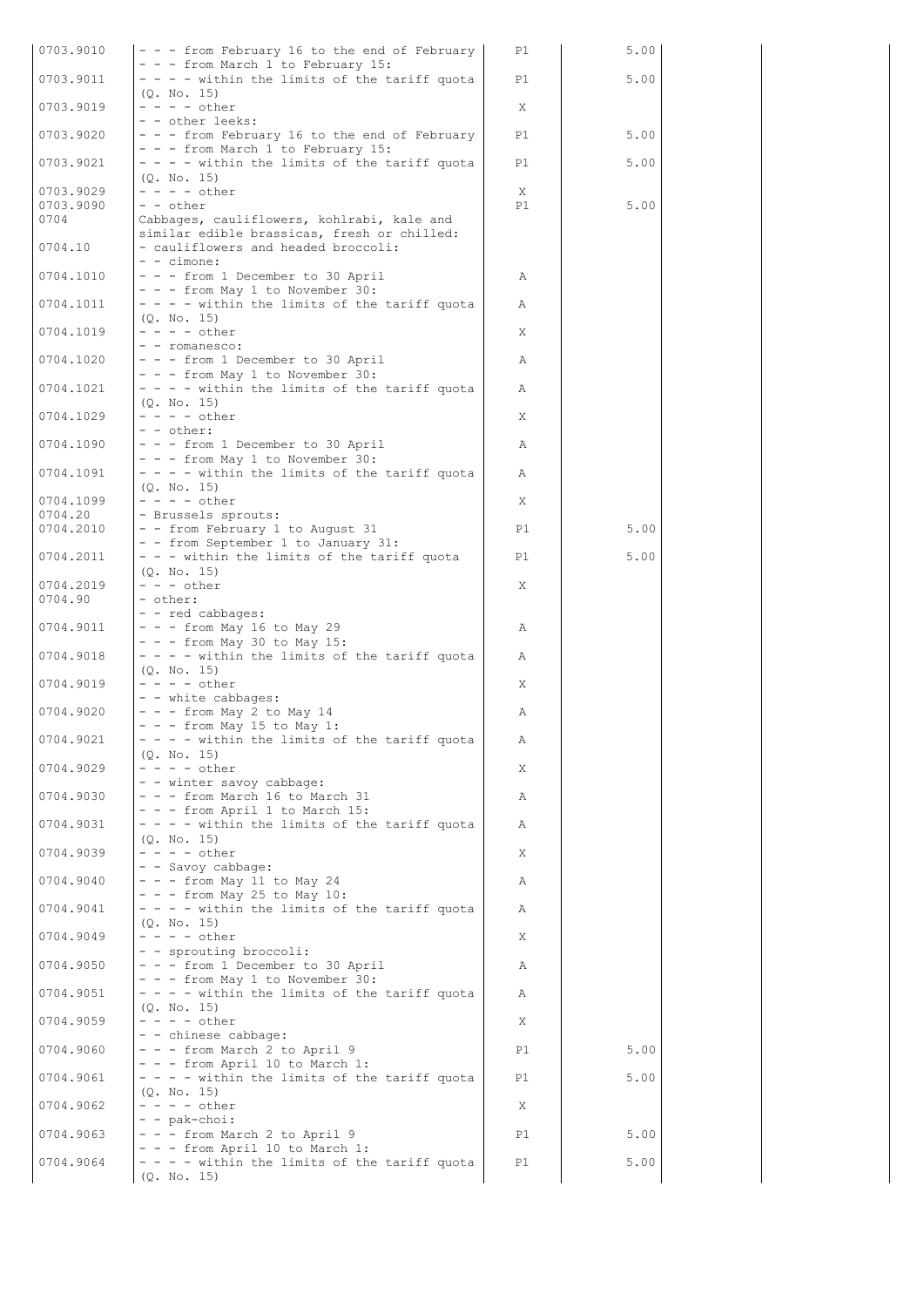| | | | | | |
|---|---|---|---|---|---|
| 0703.9010 | - - - from February 16 to the end of February | P1 | 5.00 | | |
| | - - - from March 1 to February 15: | | | | |
| 0703.9011 | - - - - within the limits of the tariff quota (Q. No. 15) | P1 | 5.00 | | |
| 0703.9019 | - - - - other | X | | | |
| | - - other leeks: | | | | |
| 0703.9020 | - - - from February 16 to the end of February | P1 | 5.00 | | |
| | - - - from March 1 to February 15: | | | | |
| 0703.9021 | - - - - within the limits of the tariff quota (Q. No. 15) | P1 | 5.00 | | |
| 0703.9029 | - - - - other | X | | | |
| 0703.9090 | - - other | P1 | 5.00 | | |
| 0704 | Cabbages, cauliflowers, kohlrabi, kale and similar edible brassicas, fresh or chilled: | | | | |
| 0704.10 | - cauliflowers and headed broccoli: | | | | |
| | - - cimone: | | | | |
| 0704.1010 | - - - from 1 December to 30 April | A | | | |
| | - - - from May 1 to November 30: | | | | |
| 0704.1011 | - - - - within the limits of the tariff quota (Q. No. 15) | A | | | |
| 0704.1019 | - - - - other | X | | | |
| | - - romanesco: | | | | |
| 0704.1020 | - - - from 1 December to 30 April | A | | | |
| | - - - from May 1 to November 30: | | | | |
| 0704.1021 | - - - - within the limits of the tariff quota (Q. No. 15) | A | | | |
| 0704.1029 | - - - - other | X | | | |
| | - - other: | | | | |
| 0704.1090 | - - - from 1 December to 30 April | A | | | |
| | - - - from May 1 to November 30: | | | | |
| 0704.1091 | - - - - within the limits of the tariff quota (Q. No. 15) | A | | | |
| 0704.1099 | - - - - other | X | | | |
| 0704.20 | - Brussels sprouts: | | | | |
| 0704.2010 | - - from February 1 to August 31 | P1 | 5.00 | | |
| | - - from September 1 to January 31: | | | | |
| 0704.2011 | - - - within the limits of the tariff quota (Q. No. 15) | P1 | 5.00 | | |
| 0704.2019 | - - - other | X | | | |
| 0704.90 | - other: | | | | |
| | - - red cabbages: | | | | |
| 0704.9011 | - - - from May 16 to May 29 | A | | | |
| | - - - from May 30 to May 15: | | | | |
| 0704.9018 | - - - - within the limits of the tariff quota (Q. No. 15) | A | | | |
| 0704.9019 | - - - - other | X | | | |
| | - - white cabbages: | | | | |
| 0704.9020 | - - - from May 2 to May 14 | A | | | |
| | - - - from May 15 to May 1: | | | | |
| 0704.9021 | - - - - within the limits of the tariff quota (Q. No. 15) | A | | | |
| 0704.9029 | - - - - other | X | | | |
| | - - winter savoy cabbage: | | | | |
| 0704.9030 | - - - from March 16 to March 31 | A | | | |
| | - - - from April 1 to March 15: | | | | |
| 0704.9031 | - - - - within the limits of the tariff quota (Q. No. 15) | A | | | |
| 0704.9039 | - - - - other | X | | | |
| | - - Savoy cabbage: | | | | |
| 0704.9040 | - - - from May 11 to May 24 | A | | | |
| | - - - from May 25 to May 10: | | | | |
| 0704.9041 | - - - - within the limits of the tariff quota (Q. No. 15) | A | | | |
| 0704.9049 | - - - - other | X | | | |
| | - - sprouting broccoli: | | | | |
| 0704.9050 | - - - from 1 December to 30 April | A | | | |
| | - - - from May 1 to November 30: | | | | |
| 0704.9051 | - - - - within the limits of the tariff quota (Q. No. 15) | A | | | |
| 0704.9059 | - - - - other | X | | | |
| | - - chinese cabbage: | | | | |
| 0704.9060 | - - - from March 2 to April 9 | P1 | 5.00 | | |
| | - - - from April 10 to March 1: | | | | |
| 0704.9061 | - - - - within the limits of the tariff quota (Q. No. 15) | P1 | 5.00 | | |
| 0704.9062 | - - - - other | X | | | |
| | - - pak-choi: | | | | |
| 0704.9063 | - - - from March 2 to April 9 | P1 | 5.00 | | |
| | - - - from April 10 to March 1: | | | | |
| 0704.9064 | - - - - within the limits of the tariff quota (Q. No. 15) | P1 | 5.00 | | |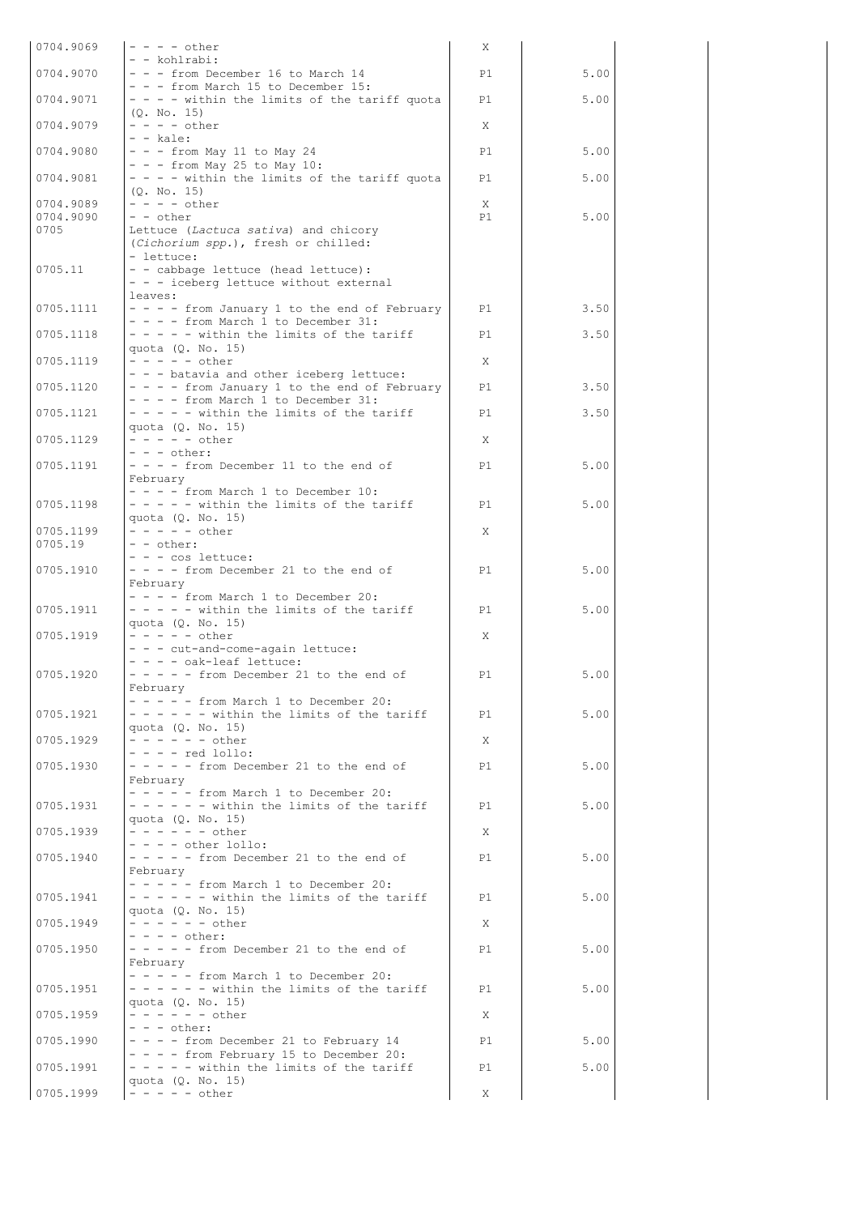| | | | | | |
|---|---|---|---|---|---|
| 0704.9069 | - - - - other | X | | | |
| | - - kohlrabi: | | | | |
| 0704.9070 | - - - from December 16 to March 14 | P1 | 5.00 | | |
| | - - - from March 15 to December 15: | | | | |
| 0704.9071 | - - - - within the limits of the tariff quota (Q. No. 15) | P1 | 5.00 | | |
| 0704.9079 | - - - - other | X | | | |
| | - - kale: | | | | |
| 0704.9080 | - - - from May 11 to May 24 | P1 | 5.00 | | |
| | - - - from May 25 to May 10: | | | | |
| 0704.9081 | - - - - within the limits of the tariff quota (Q. No. 15) | P1 | 5.00 | | |
| 0704.9089 | - - - - other | X | | | |
| 0704.9090 | - - other | P1 | 5.00 | | |
| 0705 | Lettuce (*Lactuca sativa*) and chicory (*Cichorium spp.*), fresh or chilled: | | | | |
| | - lettuce: | | | | |
| 0705.11 | - - cabbage lettuce (head lettuce): | | | | |
| | - - - iceberg lettuce without external leaves: | | | | |
| 0705.1111 | - - - - from January 1 to the end of February | P1 | 3.50 | | |
| | - - - - from March 1 to December 31: | | | | |
| 0705.1118 | - - - - - within the limits of the tariff quota (Q. No. 15) | P1 | 3.50 | | |
| 0705.1119 | - - - - - other | X | | | |
| | - - - batavia and other iceberg lettuce: | | | | |
| 0705.1120 | - - - - from January 1 to the end of February | P1 | 3.50 | | |
| | - - - - from March 1 to December 31: | | | | |
| 0705.1121 | - - - - - within the limits of the tariff quota (Q. No. 15) | P1 | 3.50 | | |
| 0705.1129 | - - - - - other | X | | | |
| | - - - other: | | | | |
| 0705.1191 | - - - - from December 11 to the end of February | P1 | 5.00 | | |
| | - - - - from March 1 to December 10: | | | | |
| 0705.1198 | - - - - - within the limits of the tariff quota (Q. No. 15) | P1 | 5.00 | | |
| 0705.1199 | - - - - - other | X | | | |
| 0705.19 | - - other: | | | | |
| | - - - cos lettuce: | | | | |
| 0705.1910 | - - - - from December 21 to the end of February | P1 | 5.00 | | |
| | - - - - from March 1 to December 20: | | | | |
| 0705.1911 | - - - - - within the limits of the tariff quota (Q. No. 15) | P1 | 5.00 | | |
| 0705.1919 | - - - - - other | X | | | |
| | - - - cut-and-come-again lettuce: | | | | |
| | - - - - oak-leaf lettuce: | | | | |
| 0705.1920 | - - - - - from December 21 to the end of February | P1 | 5.00 | | |
| | - - - - - from March 1 to December 20: | | | | |
| 0705.1921 | - - - - - - within the limits of the tariff quota (Q. No. 15) | P1 | 5.00 | | |
| 0705.1929 | - - - - - - other | X | | | |
| | - - - - red lollo: | | | | |
| 0705.1930 | - - - - - from December 21 to the end of February | P1 | 5.00 | | |
| | - - - - - from March 1 to December 20: | | | | |
| 0705.1931 | - - - - - - within the limits of the tariff quota (Q. No. 15) | P1 | 5.00 | | |
| 0705.1939 | - - - - - - other | X | | | |
| | - - - - other lollo: | | | | |
| 0705.1940 | - - - - - from December 21 to the end of February | P1 | 5.00 | | |
| | - - - - - from March 1 to December 20: | | | | |
| 0705.1941 | - - - - - - within the limits of the tariff quota (Q. No. 15) | P1 | 5.00 | | |
| 0705.1949 | - - - - - - other | X | | | |
| | - - - - other: | | | | |
| 0705.1950 | - - - - - from December 21 to the end of February | P1 | 5.00 | | |
| | - - - - - from March 1 to December 20: | | | | |
| 0705.1951 | - - - - - - within the limits of the tariff quota (Q. No. 15) | P1 | 5.00 | | |
| 0705.1959 | - - - - - - other | X | | | |
| | - - - other: | | | | |
| 0705.1990 | - - - - from December 21 to February 14 | P1 | 5.00 | | |
| | - - - - from February 15 to December 20: | | | | |
| 0705.1991 | - - - - - within the limits of the tariff quota (Q. No. 15) | P1 | 5.00 | | |
| 0705.1999 | - - - - - other | X | | | |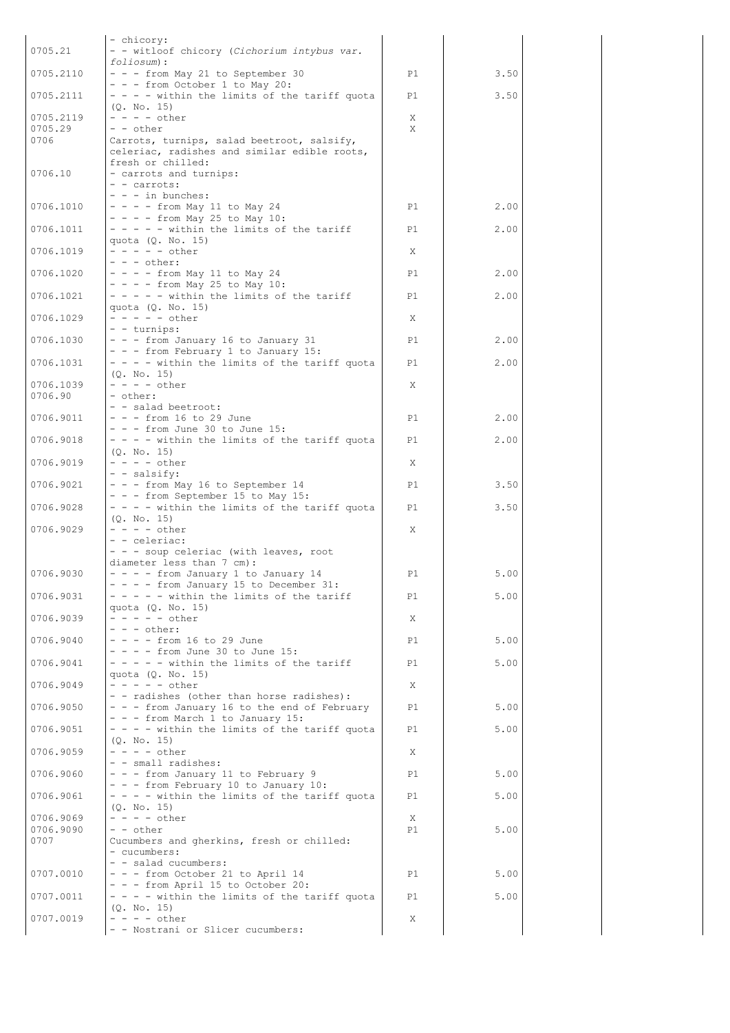| | | | | | |
|---|---|---|---|---|---|
| | - chicory: | | | | |
| 0705.21 | - - witloof chicory (*Cichorium intybus var. foliosum*): | | | | |
| 0705.2110 | - - - from May 21 to September 30 | P1 | 3.50 | | |
| | - - - from October 1 to May 20: | | | | |
| 0705.2111 | - - - - within the limits of the tariff quota (Q. No. 15) | P1 | 3.50 | | |
| 0705.2119 | - - - - other | X | | | |
| 0705.29 | - - other | X | | | |
| 0706 | Carrots, turnips, salad beetroot, salsify, celeriac, radishes and similar edible roots, fresh or chilled: | | | | |
| 0706.10 | - carrots and turnips: | | | | |
| | - - carrots: | | | | |
| | - - - in bunches: | | | | |
| 0706.1010 | - - - - from May 11 to May 24 | P1 | 2.00 | | |
| | - - - - from May 25 to May 10: | | | | |
| 0706.1011 | - - - - - within the limits of the tariff quota (Q. No. 15) | P1 | 2.00 | | |
| 0706.1019 | - - - - - other | X | | | |
| | - - - other: | | | | |
| 0706.1020 | - - - - from May 11 to May 24 | P1 | 2.00 | | |
| | - - - - from May 25 to May 10: | | | | |
| 0706.1021 | - - - - - within the limits of the tariff quota (Q. No. 15) | P1 | 2.00 | | |
| 0706.1029 | - - - - - other | X | | | |
| | - - turnips: | | | | |
| 0706.1030 | - - - from January 16 to January 31 | P1 | 2.00 | | |
| | - - - from February 1 to January 15: | | | | |
| 0706.1031 | - - - - within the limits of the tariff quota (Q. No. 15) | P1 | 2.00 | | |
| 0706.1039 | - - - - other | X | | | |
| 0706.90 | - other: | | | | |
| | - - salad beetroot: | | | | |
| 0706.9011 | - - - from 16 to 29 June | P1 | 2.00 | | |
| | - - - from June 30 to June 15: | | | | |
| 0706.9018 | - - - - within the limits of the tariff quota (Q. No. 15) | P1 | 2.00 | | |
| 0706.9019 | - - - - other | X | | | |
| | - - salsify: | | | | |
| 0706.9021 | - - - from May 16 to September 14 | P1 | 3.50 | | |
| | - - - from September 15 to May 15: | | | | |
| 0706.9028 | - - - - within the limits of the tariff quota (Q. No. 15) | P1 | 3.50 | | |
| 0706.9029 | - - - - other | X | | | |
| | - - celeriac: | | | | |
| | - - - soup celeriac (with leaves, root diameter less than 7 cm): | | | | |
| 0706.9030 | - - - - from January 1 to January 14 | P1 | 5.00 | | |
| | - - - - from January 15 to December 31: | | | | |
| 0706.9031 | - - - - - within the limits of the tariff quota (Q. No. 15) | P1 | 5.00 | | |
| 0706.9039 | - - - - - other | X | | | |
| | - - - other: | | | | |
| 0706.9040 | - - - - from 16 to 29 June | P1 | 5.00 | | |
| | - - - - from June 30 to June 15: | | | | |
| 0706.9041 | - - - - - within the limits of the tariff quota (Q. No. 15) | P1 | 5.00 | | |
| 0706.9049 | - - - - - other | X | | | |
| | - - radishes (other than horse radishes): | | | | |
| 0706.9050 | - - - from January 16 to the end of February | P1 | 5.00 | | |
| | - - - from March 1 to January 15: | | | | |
| 0706.9051 | - - - - within the limits of the tariff quota (Q. No. 15) | P1 | 5.00 | | |
| 0706.9059 | - - - - other | X | | | |
| | - - small radishes: | | | | |
| 0706.9060 | - - - from January 11 to February 9 | P1 | 5.00 | | |
| | - - - from February 10 to January 10: | | | | |
| 0706.9061 | - - - - within the limits of the tariff quota (Q. No. 15) | P1 | 5.00 | | |
| 0706.9069 | - - - - other | X | | | |
| 0706.9090 | - - other | P1 | 5.00 | | |
| 0707 | Cucumbers and gherkins, fresh or chilled: | | | | |
| | - cucumbers: | | | | |
| | - - salad cucumbers: | | | | |
| 0707.0010 | - - - from October 21 to April 14 | P1 | 5.00 | | |
| | - - - from April 15 to October 20: | | | | |
| 0707.0011 | - - - - within the limits of the tariff quota (Q. No. 15) | P1 | 5.00 | | |
| 0707.0019 | - - - - other | X | | | |
| | - - Nostrani or Slicer cucumbers: | | | | |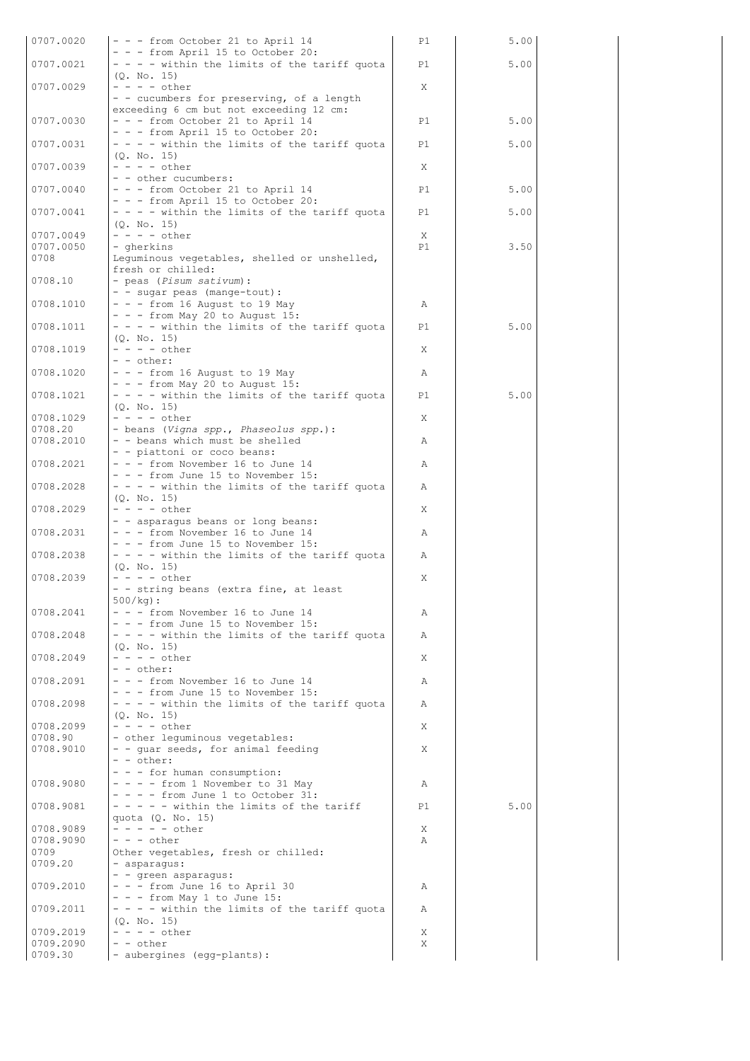| | | | | | |
|---|---|---|---|---|---|
| 0707.0020 | - - - from October 21 to April 14 | P1 | 5.00 | | |
| | - - - from April 15 to October 20: | | | | |
| 0707.0021 | - - - - within the limits of the tariff quota (Q. No. 15) | P1 | 5.00 | | |
| 0707.0029 | - - - - other | X | | | |
| | - - cucumbers for preserving, of a length exceeding 6 cm but not exceeding 12 cm: | | | | |
| 0707.0030 | - - - from October 21 to April 14 | P1 | 5.00 | | |
| | - - - from April 15 to October 20: | | | | |
| 0707.0031 | - - - - within the limits of the tariff quota (Q. No. 15) | P1 | 5.00 | | |
| 0707.0039 | - - - - other | X | | | |
| | - - other cucumbers: | | | | |
| 0707.0040 | - - - from October 21 to April 14 | P1 | 5.00 | | |
| | - - - from April 15 to October 20: | | | | |
| 0707.0041 | - - - - within the limits of the tariff quota (Q. No. 15) | P1 | 5.00 | | |
| 0707.0049 | - - - - other | X | | | |
| 0707.0050 | - gherkins | P1 | 3.50 | | |
| 0708 | Leguminous vegetables, shelled or unshelled, fresh or chilled: | | | | |
| 0708.10 | - peas (*Pisum sativum*): | | | | |
| | - - sugar peas (mange-tout): | | | | |
| 0708.1010 | - - - from 16 August to 19 May | A | | | |
| | - - - from May 20 to August 15: | | | | |
| 0708.1011 | - - - - within the limits of the tariff quota (Q. No. 15) | P1 | 5.00 | | |
| 0708.1019 | - - - - other | X | | | |
| | - - other: | | | | |
| 0708.1020 | - - - from 16 August to 19 May | A | | | |
| | - - - from May 20 to August 15: | | | | |
| 0708.1021 | - - - - within the limits of the tariff quota (Q. No. 15) | P1 | 5.00 | | |
| 0708.1029 | - - - - other | X | | | |
| 0708.20 | - beans (*Vigna spp.*, *Phaseolus spp.*): | | | | |
| 0708.2010 | - - beans which must be shelled | A | | | |
| | - - piattoni or coco beans: | | | | |
| 0708.2021 | - - - from November 16 to June 14 | A | | | |
| | - - - from June 15 to November 15: | | | | |
| 0708.2028 | - - - - within the limits of the tariff quota (Q. No. 15) | A | | | |
| 0708.2029 | - - - - other | X | | | |
| | - - asparagus beans or long beans: | | | | |
| 0708.2031 | - - - from November 16 to June 14 | A | | | |
| | - - - from June 15 to November 15: | | | | |
| 0708.2038 | - - - - within the limits of the tariff quota (Q. No. 15) | A | | | |
| 0708.2039 | - - - - other | X | | | |
| | - - string beans (extra fine, at least 500/kg): | | | | |
| 0708.2041 | - - - from November 16 to June 14 | A | | | |
| | - - - from June 15 to November 15: | | | | |
| 0708.2048 | - - - - within the limits of the tariff quota (Q. No. 15) | A | | | |
| 0708.2049 | - - - - other | X | | | |
| | - - other: | | | | |
| 0708.2091 | - - - from November 16 to June 14 | A | | | |
| | - - - from June 15 to November 15: | | | | |
| 0708.2098 | - - - - within the limits of the tariff quota (Q. No. 15) | A | | | |
| 0708.2099 | - - - - other | X | | | |
| 0708.90 | - other leguminous vegetables: | | | | |
| 0708.9010 | - - guar seeds, for animal feeding | X | | | |
| | - - other: | | | | |
| | - - - for human consumption: | | | | |
| 0708.9080 | - - - - from 1 November to 31 May | A | | | |
| | - - - - from June 1 to October 31: | | | | |
| 0708.9081 | - - - - - within the limits of the tariff quota (Q. No. 15) | P1 | 5.00 | | |
| 0708.9089 | - - - - - other | X | | | |
| 0708.9090 | - - - other | A | | | |
| 0709 | Other vegetables, fresh or chilled: | | | | |
| 0709.20 | - asparagus: | | | | |
| | - - green asparagus: | | | | |
| 0709.2010 | - - - from June 16 to April 30 | A | | | |
| | - - - from May 1 to June 15: | | | | |
| 0709.2011 | - - - - within the limits of the tariff quota (Q. No. 15) | A | | | |
| 0709.2019 | - - - - other | X | | | |
| 0709.2090 | - - other | X | | | |
| 0709.30 | - aubergines (egg-plants): | | | | |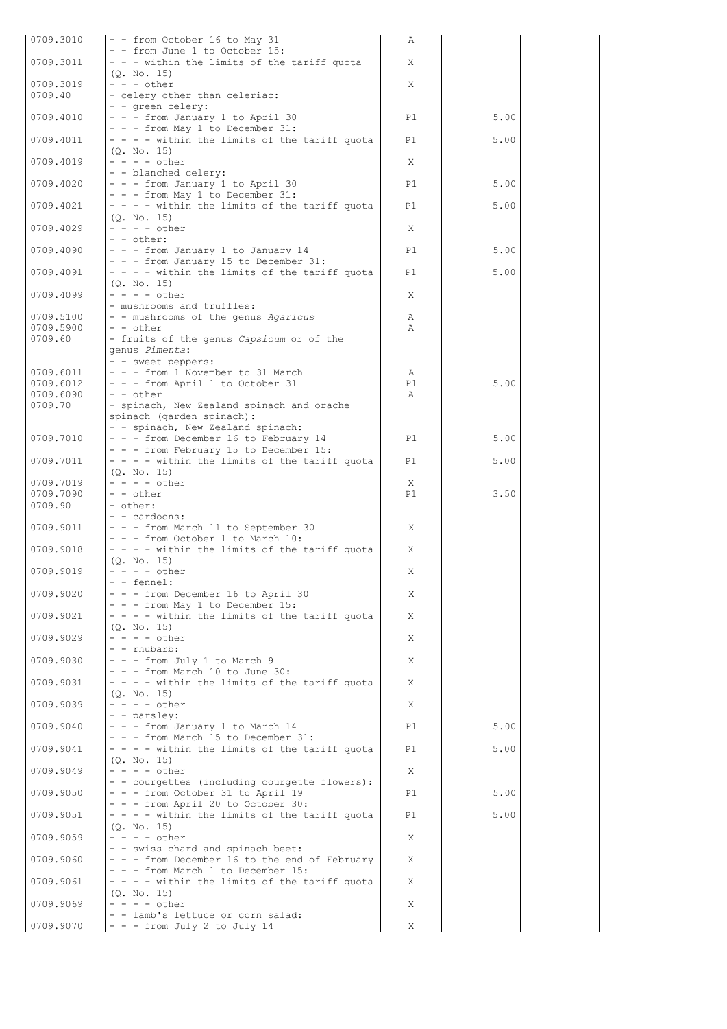| | | | | | |
|---|---|---|---|---|---|
| 0709.3010 | - - from October 16 to May 31 | A | | | |
| | - - from June 1 to October 15: | | | | |
| 0709.3011 | - - - within the limits of the tariff quota (Q. No. 15) | X | | | |
| 0709.3019 | - - - other | X | | | |
| 0709.40 | - celery other than celeriac: | | | | |
| | - - green celery: | | | | |
| 0709.4010 | - - - from January 1 to April 30 | P1 | 5.00 | | |
| | - - - from May 1 to December 31: | | | | |
| 0709.4011 | - - - - within the limits of the tariff quota (Q. No. 15) | P1 | 5.00 | | |
| 0709.4019 | - - - - other | X | | | |
| | - - blanched celery: | | | | |
| 0709.4020 | - - - from January 1 to April 30 | P1 | 5.00 | | |
| | - - - from May 1 to December 31: | | | | |
| 0709.4021 | - - - - within the limits of the tariff quota (Q. No. 15) | P1 | 5.00 | | |
| 0709.4029 | - - - - other | X | | | |
| | - - other: | | | | |
| 0709.4090 | - - - from January 1 to January 14 | P1 | 5.00 | | |
| | - - - from January 15 to December 31: | | | | |
| 0709.4091 | - - - - within the limits of the tariff quota (Q. No. 15) | P1 | 5.00 | | |
| 0709.4099 | - - - - other | X | | | |
| | - mushrooms and truffles: | | | | |
| 0709.5100 | - - mushrooms of the genus *Agaricus* | A | | | |
| 0709.5900 | - - other | A | | | |
| 0709.60 | - fruits of the genus *Capsicum* or of the genus *Pimenta*: | | | | |
| | - - sweet peppers: | | | | |
| 0709.6011 | - - - from 1 November to 31 March | A | | | |
| 0709.6012 | - - - from April 1 to October 31 | P1 | 5.00 | | |
| 0709.6090 | - - other | A | | | |
| 0709.70 | - spinach, New Zealand spinach and orache spinach (garden spinach): | | | | |
| | - - spinach, New Zealand spinach: | | | | |
| 0709.7010 | - - - from December 16 to February 14 | P1 | 5.00 | | |
| | - - - from February 15 to December 15: | | | | |
| 0709.7011 | - - - - within the limits of the tariff quota (Q. No. 15) | P1 | 5.00 | | |
| 0709.7019 | - - - - other | X | | | |
| 0709.7090 | - - other | P1 | 3.50 | | |
| 0709.90 | - other: | | | | |
| | - - cardoons: | | | | |
| 0709.9011 | - - - from March 11 to September 30 | X | | | |
| | - - - from October 1 to March 10: | | | | |
| 0709.9018 | - - - - within the limits of the tariff quota (Q. No. 15) | X | | | |
| 0709.9019 | - - - - other | X | | | |
| | - - fennel: | | | | |
| 0709.9020 | - - - from December 16 to April 30 | X | | | |
| | - - - from May 1 to December 15: | | | | |
| 0709.9021 | - - - - within the limits of the tariff quota (Q. No. 15) | X | | | |
| 0709.9029 | - - - - other | X | | | |
| | - - rhubarb: | | | | |
| 0709.9030 | - - - from July 1 to March 9 | X | | | |
| | - - - from March 10 to June 30: | | | | |
| 0709.9031 | - - - - within the limits of the tariff quota (Q. No. 15) | X | | | |
| 0709.9039 | - - - - other | X | | | |
| | - - parsley: | | | | |
| 0709.9040 | - - - from January 1 to March 14 | P1 | 5.00 | | |
| | - - - from March 15 to December 31: | | | | |
| 0709.9041 | - - - - within the limits of the tariff quota (Q. No. 15) | P1 | 5.00 | | |
| 0709.9049 | - - - - other | X | | | |
| | - - courgettes (including courgette flowers): | | | | |
| 0709.9050 | - - - from October 31 to April 19 | P1 | 5.00 | | |
| | - - - from April 20 to October 30: | | | | |
| 0709.9051 | - - - - within the limits of the tariff quota (Q. No. 15) | P1 | 5.00 | | |
| 0709.9059 | - - - - other | X | | | |
| | - - swiss chard and spinach beet: | | | | |
| 0709.9060 | - - - from December 16 to the end of February | X | | | |
| | - - - from March 1 to December 15: | | | | |
| 0709.9061 | - - - - within the limits of the tariff quota (Q. No. 15) | X | | | |
| 0709.9069 | - - - - other | X | | | |
| | - - lamb's lettuce or corn salad: | | | | |
| 0709.9070 | - - - from July 2 to July 14 | X | | | |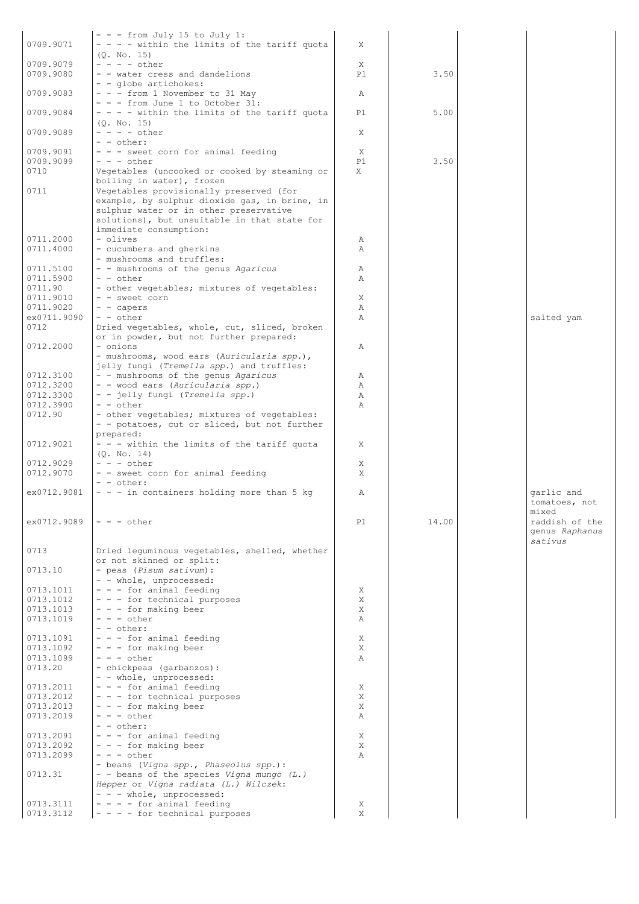| | | | | | |
|---|---|---|---|---|---|
| | - - - from July 15 to July 1: | | | | |
| 0709.9071 | - - - - within the limits of the tariff quota (Q. No. 15) | X | | | |
| 0709.9079 | - - - - other | X | | | |
| 0709.9080 | - - water cress and dandelions | P1 | 3.50 | | |
| | - - globe artichokes: | | | | |
| 0709.9083 | - - - from 1 November to 31 May | A | | | |
| | - - - from June 1 to October 31: | | | | |
| 0709.9084 | - - - - within the limits of the tariff quota (Q. No. 15) | P1 | 5.00 | | |
| 0709.9089 | - - - - other | X | | | |
| | - - other: | | | | |
| 0709.9091 | - - - sweet corn for animal feeding | X | | | |
| 0709.9099 | - - - other | P1 | 3.50 | | |
| 0710 | Vegetables (uncooked or cooked by steaming or boiling in water), frozen | X | | | |
| 0711 | Vegetables provisionally preserved (for example, by sulphur dioxide gas, in brine, in sulphur water or in other preservative solutions), but unsuitable in that state for immediate consumption: | | | | |
| 0711.2000 | - olives | A | | | |
| 0711.4000 | - cucumbers and gherkins | A | | | |
| | - mushrooms and truffles: | | | | |
| 0711.5100 | - - mushrooms of the genus *Agaricus* | A | | | |
| 0711.5900 | - - other | A | | | |
| 0711.90 | - other vegetables; mixtures of vegetables: | | | | |
| 0711.9010 | - - sweet corn | X | | | |
| 0711.9020 | - - capers | A | | | |
| ex0711.9090 | - - other | A | | | salted yam |
| 0712 | Dried vegetables, whole, cut, sliced, broken or in powder, but not further prepared: | | | | |
| 0712.2000 | - onions | A | | | |
| | - mushrooms, wood ears (*Auricularia spp.*), jelly fungi (*Tremella spp.*) and truffles: | | | | |
| 0712.3100 | - - mushrooms of the genus *Agaricus* | A | | | |
| 0712.3200 | - - wood ears (*Auricularia spp.*) | A | | | |
| 0712.3300 | - - jelly fungi (*Tremella spp.*) | A | | | |
| 0712.3900 | - - other | A | | | |
| 0712.90 | - other vegetables; mixtures of vegetables: | | | | |
| | - - potatoes, cut or sliced, but not further prepared: | | | | |
| 0712.9021 | - - - within the limits of the tariff quota (Q. No. 14) | X | | | |
| 0712.9029 | - - - other | X | | | |
| 0712.9070 | - - sweet corn for animal feeding | X | | | |
| | - - other: | | | | |
| ex0712.9081 | - - - in containers holding more than 5 kg | A | | | garlic and tomatoes, not mixed |
| ex0712.9089 | - - - other | P1 | 14.00 | | raddish of the genus *Raphanus sativus* |
| 0713 | Dried leguminous vegetables, shelled, whether or not skinned or split: | | | | |
| 0713.10 | - peas (*Pisum sativum*): | | | | |
| | - - whole, unprocessed: | | | | |
| 0713.1011 | - - - for animal feeding | X | | | |
| 0713.1012 | - - - for technical purposes | X | | | |
| 0713.1013 | - - - for making beer | X | | | |
| 0713.1019 | - - - other | A | | | |
| | - - other: | | | | |
| 0713.1091 | - - - for animal feeding | X | | | |
| 0713.1092 | - - - for making beer | X | | | |
| 0713.1099 | - - - other | A | | | |
| 0713.20 | - chickpeas (garbanzos): | | | | |
| | - - whole, unprocessed: | | | | |
| 0713.2011 | - - - for animal feeding | X | | | |
| 0713.2012 | - - - for technical purposes | X | | | |
| 0713.2013 | - - - for making beer | X | | | |
| 0713.2019 | - - - other | A | | | |
| | - - other: | | | | |
| 0713.2091 | - - - for animal feeding | X | | | |
| 0713.2092 | - - - for making beer | X | | | |
| 0713.2099 | - - - other | A | | | |
| | - beans (*Vigna spp., Phaseolus spp.*): | | | | |
| 0713.31 | - - beans of the species *Vigna mungo (L.) Hepper* or *Vigna radiata (L.) Wilczek*: | | | | |
| | - - - whole, unprocessed: | | | | |
| 0713.3111 | - - - - for animal feeding | X | | | |
| 0713.3112 | - - - - for technical purposes | X | | | |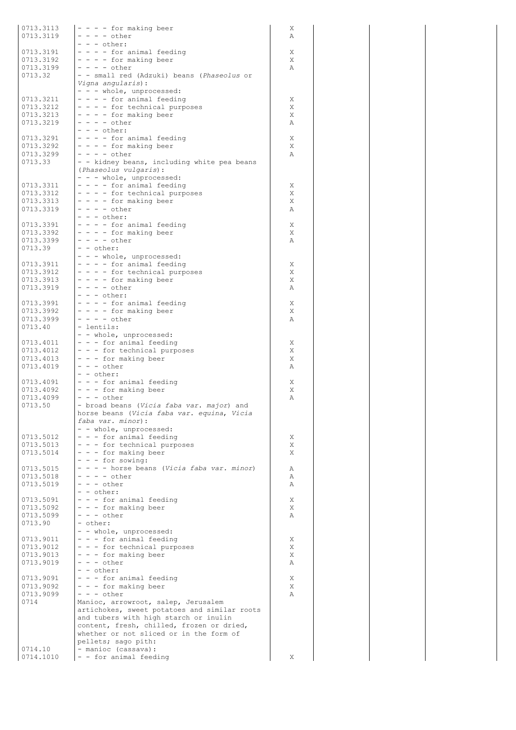| | | | | | |
|---|---|---|---|---|---|
| 0713.3113 | - - - - for making beer | X | | | |
| 0713.3119 | - - - - other | A | | | |
| | - - - other: | | | | |
| 0713.3191 | - - - - for animal feeding | X | | | |
| 0713.3192 | - - - - for making beer | X | | | |
| 0713.3199 | - - - - other | A | | | |
| 0713.32 | - - small red (Adzuki) beans (*Phaseolus* or *Vigna angularis*): | | | | |
| | - - - whole, unprocessed: | | | | |
| 0713.3211 | - - - - for animal feeding | X | | | |
| 0713.3212 | - - - - for technical purposes | X | | | |
| 0713.3213 | - - - - for making beer | X | | | |
| 0713.3219 | - - - - other | A | | | |
| | - - - other: | | | | |
| 0713.3291 | - - - - for animal feeding | X | | | |
| 0713.3292 | - - - - for making beer | X | | | |
| 0713.3299 | - - - - other | A | | | |
| 0713.33 | - - kidney beans, including white pea beans (*Phaseolus vulgaris*): | | | | |
| | - - - whole, unprocessed: | | | | |
| 0713.3311 | - - - - for animal feeding | X | | | |
| 0713.3312 | - - - - for technical purposes | X | | | |
| 0713.3313 | - - - - for making beer | X | | | |
| 0713.3319 | - - - - other | A | | | |
| | - - - other: | | | | |
| 0713.3391 | - - - - for animal feeding | X | | | |
| 0713.3392 | - - - - for making beer | X | | | |
| 0713.3399 | - - - - other | A | | | |
| 0713.39 | - - other: | | | | |
| | - - - whole, unprocessed: | | | | |
| 0713.3911 | - - - - for animal feeding | X | | | |
| 0713.3912 | - - - - for technical purposes | X | | | |
| 0713.3913 | - - - - for making beer | X | | | |
| 0713.3919 | - - - - other | A | | | |
| | - - - other: | | | | |
| 0713.3991 | - - - - for animal feeding | X | | | |
| 0713.3992 | - - - - for making beer | X | | | |
| 0713.3999 | - - - - other | A | | | |
| 0713.40 | - lentils: | | | | |
| | - - whole, unprocessed: | | | | |
| 0713.4011 | - - - for animal feeding | X | | | |
| 0713.4012 | - - - for technical purposes | X | | | |
| 0713.4013 | - - - for making beer | X | | | |
| 0713.4019 | - - - other | A | | | |
| | - - other: | | | | |
| 0713.4091 | - - - for animal feeding | X | | | |
| 0713.4092 | - - - for making beer | X | | | |
| 0713.4099 | - - - other | A | | | |
| 0713.50 | - broad beans (*Vicia faba var. major*) and horse beans (*Vicia faba var. equina*, *Vicia faba var. minor*): | | | | |
| | - - whole, unprocessed: | | | | |
| 0713.5012 | - - - for animal feeding | X | | | |
| 0713.5013 | - - - for technical purposes | X | | | |
| 0713.5014 | - - - for making beer | X | | | |
| | - - - for sowing: | | | | |
| 0713.5015 | - - - - horse beans (*Vicia faba var. minor*) | A | | | |
| 0713.5018 | - - - - other | A | | | |
| 0713.5019 | - - - other | A | | | |
| | - - other: | | | | |
| 0713.5091 | - - - for animal feeding | X | | | |
| 0713.5092 | - - - for making beer | X | | | |
| 0713.5099 | - - - other | A | | | |
| 0713.90 | - other: | | | | |
| | - - whole, unprocessed: | | | | |
| 0713.9011 | - - - for animal feeding | X | | | |
| 0713.9012 | - - - for technical purposes | X | | | |
| 0713.9013 | - - - for making beer | X | | | |
| 0713.9019 | - - - other | A | | | |
| | - - other: | | | | |
| 0713.9091 | - - - for animal feeding | X | | | |
| 0713.9092 | - - - for making beer | X | | | |
| 0713.9099 | - - - other | A | | | |
| 0714 | Manioc, arrowroot, salep, Jerusalem artichokes, sweet potatoes and similar roots and tubers with high starch or inulin content, fresh, chilled, frozen or dried, whether or not sliced or in the form of pellets; sago pith: | | | | |
| 0714.10 | - manioc (cassava): | | | | |
| 0714.1010 | - - for animal feeding | X | | | |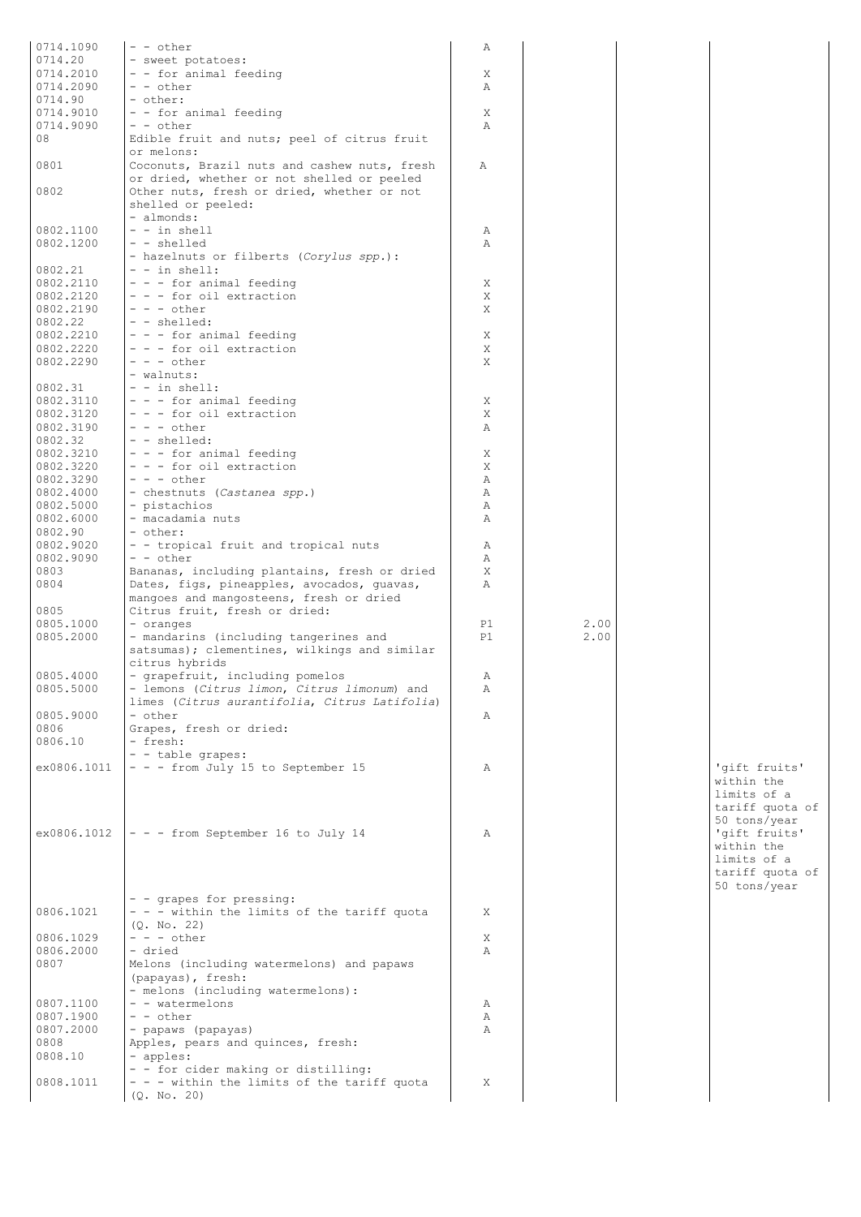| | | | | | |
|---|---|---|---|---|---|
| 0714.1090 | - - other | A | | | |
| 0714.20 | - sweet potatoes: | | | | |
| 0714.2010 | - - for animal feeding | X | | | |
| 0714.2090 | - - other | A | | | |
| 0714.90 | - other: | | | | |
| 0714.9010 | - - for animal feeding | X | | | |
| 0714.9090 | - - other | A | | | |
| 08 | Edible fruit and nuts; peel of citrus fruit or melons: | | | | |
| 0801 | Coconuts, Brazil nuts and cashew nuts, fresh or dried, whether or not shelled or peeled | A | | | |
| 0802 | Other nuts, fresh or dried, whether or not shelled or peeled: | | | | |
| | - almonds: | | | | |
| 0802.1100 | - - in shell | A | | | |
| 0802.1200 | - - shelled | A | | | |
| | - hazelnuts or filberts (*Corylus spp.*): | | | | |
| 0802.21 | - - in shell: | | | | |
| 0802.2110 | - - - for animal feeding | X | | | |
| 0802.2120 | - - - for oil extraction | X | | | |
| 0802.2190 | - - - other | X | | | |
| 0802.22 | - - shelled: | | | | |
| 0802.2210 | - - - for animal feeding | X | | | |
| 0802.2220 | - - - for oil extraction | X | | | |
| 0802.2290 | - - - other | X | | | |
| | - walnuts: | | | | |
| 0802.31 | - - in shell: | | | | |
| 0802.3110 | - - - for animal feeding | X | | | |
| 0802.3120 | - - - for oil extraction | X | | | |
| 0802.3190 | - - - other | A | | | |
| 0802.32 | - - shelled: | | | | |
| 0802.3210 | - - - for animal feeding | X | | | |
| 0802.3220 | - - - for oil extraction | X | | | |
| 0802.3290 | - - - other | A | | | |
| 0802.4000 | - chestnuts (*Castanea spp.*) | A | | | |
| 0802.5000 | - pistachios | A | | | |
| 0802.6000 | - macadamia nuts | A | | | |
| 0802.90 | - other: | | | | |
| 0802.9020 | - - tropical fruit and tropical nuts | A | | | |
| 0802.9090 | - - other | A | | | |
| 0803 | Bananas, including plantains, fresh or dried | X | | | |
| 0804 | Dates, figs, pineapples, avocados, guavas, mangoes and mangosteens, fresh or dried | A | | | |
| 0805 | Citrus fruit, fresh or dried: | | | | |
| 0805.1000 | - oranges | P1 | 2.00 | | |
| 0805.2000 | - mandarins (including tangerines and satsumas); clementines, wilkings and similar citrus hybrids | P1 | 2.00 | | |
| 0805.4000 | - grapefruit, including pomelos | A | | | |
| 0805.5000 | - lemons (*Citrus limon*, *Citrus limonum*) and limes (*Citrus aurantifolia*, *Citrus Latifolia*) | A | | | |
| 0805.9000 | - other | A | | | |
| 0806 | Grapes, fresh or dried: | | | | |
| 0806.10 | - fresh: | | | | |
| | - - table grapes: | | | | |
| ex0806.1011 | - - - from July 15 to September 15 | A | | | 'gift fruits' within the limits of a tariff quota of 50 tons/year |
| ex0806.1012 | - - - from September 16 to July 14 | A | | | 'gift fruits' within the limits of a tariff quota of 50 tons/year |
| | - - grapes for pressing: | | | | |
| 0806.1021 | - - - within the limits of the tariff quota (Q. No. 22) | X | | | |
| 0806.1029 | - - - other | X | | | |
| 0806.2000 | - dried | A | | | |
| 0807 | Melons (including watermelons) and papaws (papayas), fresh: | | | | |
| | - melons (including watermelons): | | | | |
| 0807.1100 | - - watermelons | A | | | |
| 0807.1900 | - - other | A | | | |
| 0807.2000 | - papaws (papayas) | A | | | |
| 0808 | Apples, pears and quinces, fresh: | | | | |
| 0808.10 | - apples: | | | | |
| | - - for cider making or distilling: | | | | |
| 0808.1011 | - - - within the limits of the tariff quota (Q. No. 20) | X | | | |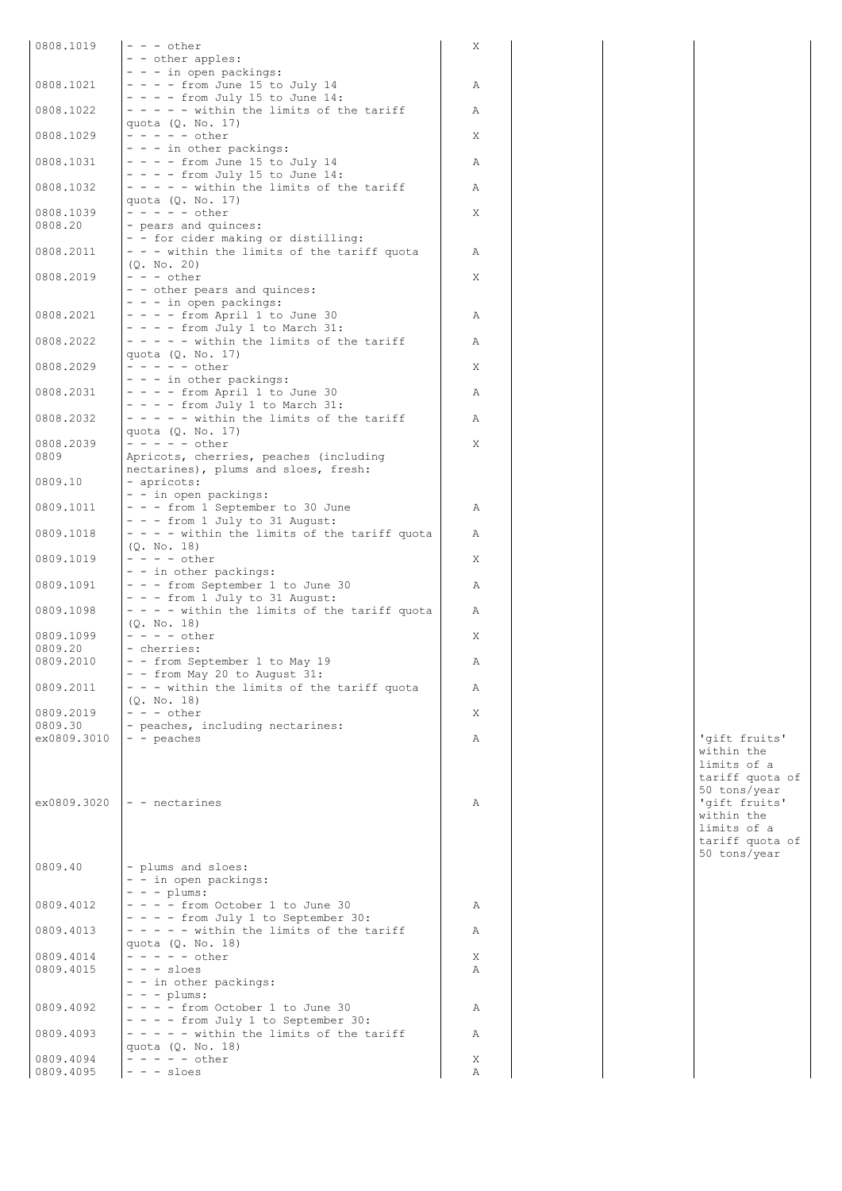| | | | | | |
|---|---|---|---|---|---|
| 0808.1019 | - - - other | X | | | |
| | - - other apples: | | | | |
| | - - - in open packings: | | | | |
| 0808.1021 | - - - - from June 15 to July 14 | A | | | |
| | - - - - from July 15 to June 14: | | | | |
| 0808.1022 | - - - - - within the limits of the tariff quota (Q. No. 17) | A | | | |
| 0808.1029 | - - - - - other | X | | | |
| | - - - in other packings: | | | | |
| 0808.1031 | - - - - from June 15 to July 14 | A | | | |
| | - - - - from July 15 to June 14: | | | | |
| 0808.1032 | - - - - - within the limits of the tariff quota (Q. No. 17) | A | | | |
| 0808.1039 | - - - - - other | X | | | |
| 0808.20 | - pears and quinces: | | | | |
| | - - for cider making or distilling: | | | | |
| 0808.2011 | - - - within the limits of the tariff quota (Q. No. 20) | A | | | |
| 0808.2019 | - - - other | X | | | |
| | - - other pears and quinces: | | | | |
| | - - - in open packings: | | | | |
| 0808.2021 | - - - - from April 1 to June 30 | A | | | |
| | - - - - from July 1 to March 31: | | | | |
| 0808.2022 | - - - - - within the limits of the tariff quota (Q. No. 17) | A | | | |
| 0808.2029 | - - - - - other | X | | | |
| | - - - in other packings: | | | | |
| 0808.2031 | - - - - from April 1 to June 30 | A | | | |
| | - - - - from July 1 to March 31: | | | | |
| 0808.2032 | - - - - - within the limits of the tariff quota (Q. No. 17) | A | | | |
| 0808.2039 | - - - - - other | X | | | |
| 0809 | Apricots, cherries, peaches (including nectarines), plums and sloes, fresh: | | | | |
| 0809.10 | - apricots: | | | | |
| | - - in open packings: | | | | |
| 0809.1011 | - - - from 1 September to 30 June | A | | | |
| | - - - from 1 July to 31 August: | | | | |
| 0809.1018 | - - - - within the limits of the tariff quota (Q. No. 18) | A | | | |
| 0809.1019 | - - - - other | X | | | |
| | - - in other packings: | | | | |
| 0809.1091 | - - - from September 1 to June 30 | A | | | |
| | - - - from 1 July to 31 August: | | | | |
| 0809.1098 | - - - - within the limits of the tariff quota (Q. No. 18) | A | | | |
| 0809.1099 | - - - - other | X | | | |
| 0809.20 | - cherries: | | | | |
| 0809.2010 | - - from September 1 to May 19 | A | | | |
| | - - from May 20 to August 31: | | | | |
| 0809.2011 | - - - within the limits of the tariff quota (Q. No. 18) | A | | | |
| 0809.2019 | - - - other | X | | | |
| 0809.30 | - peaches, including nectarines: | | | | |
| ex0809.3010 | - - peaches | A | | | 'gift fruits' within the limits of a tariff quota of 50 tons/year |
| ex0809.3020 | - - nectarines | A | | | 'gift fruits' within the limits of a tariff quota of 50 tons/year |
| 0809.40 | - plums and sloes: | | | | |
| | - - in open packings: | | | | |
| | - - - plums: | | | | |
| 0809.4012 | - - - - from October 1 to June 30 | A | | | |
| | - - - - from July 1 to September 30: | | | | |
| 0809.4013 | - - - - - within the limits of the tariff quota (Q. No. 18) | A | | | |
| 0809.4014 | - - - - - other | X | | | |
| 0809.4015 | - - - sloes | A | | | |
| | - - in other packings: | | | | |
| | - - - plums: | | | | |
| 0809.4092 | - - - - from October 1 to June 30 | A | | | |
| | - - - - from July 1 to September 30: | | | | |
| 0809.4093 | - - - - - within the limits of the tariff quota (Q. No. 18) | A | | | |
| 0809.4094 | - - - - - other | X | | | |
| 0809.4095 | - - - sloes | A | | | |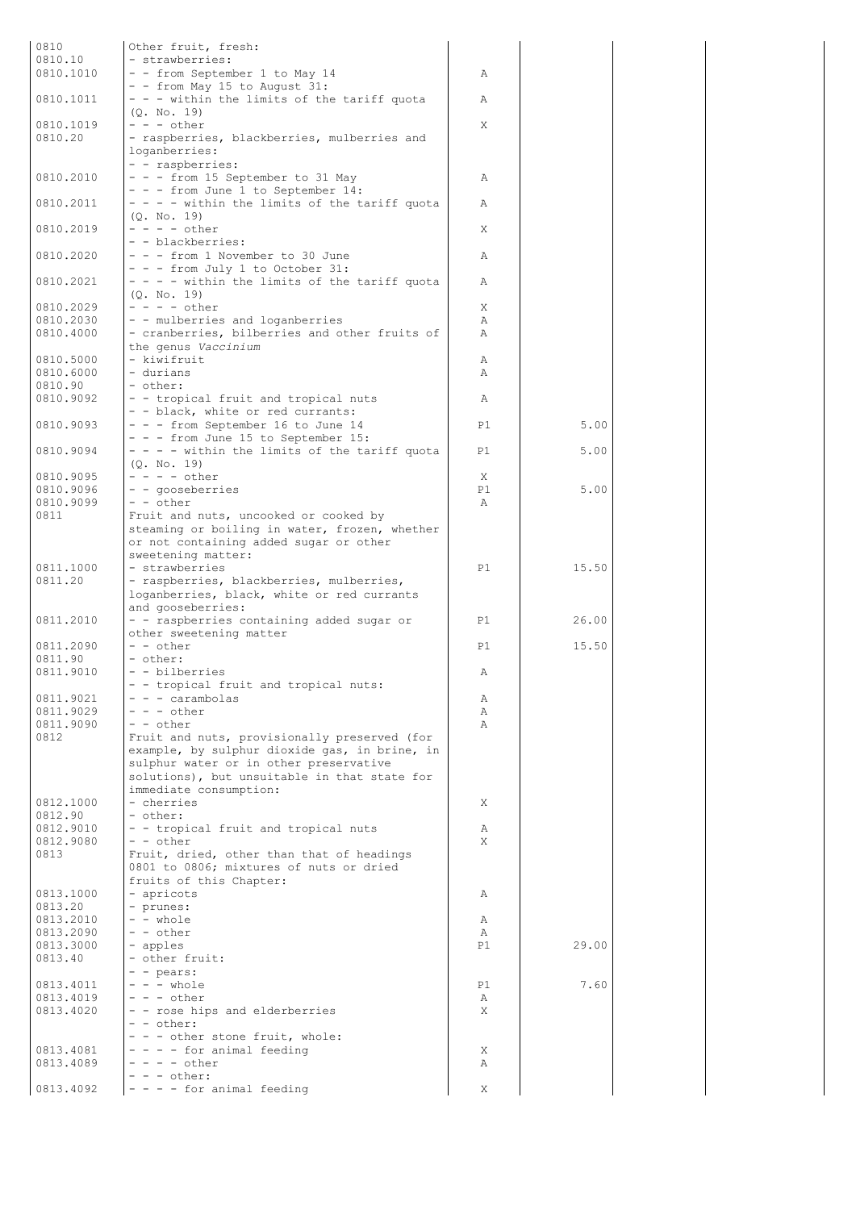| | | | | | |
|---|---|---|---|---|---|
| 0810 | Other fruit, fresh: | | | | |
| 0810.10 | - strawberries: | | | | |
| 0810.1010 | - - from September 1 to May 14 | A | | | |
| | - - from May 15 to August 31: | | | | |
| 0810.1011 | - - - within the limits of the tariff quota (Q. No. 19) | A | | | |
| 0810.1019 | - - - other | X | | | |
| 0810.20 | - raspberries, blackberries, mulberries and loganberries: | | | | |
| | - - raspberries: | | | | |
| 0810.2010 | - - - from 15 September to 31 May | A | | | |
| | - - - from June 1 to September 14: | | | | |
| 0810.2011 | - - - - within the limits of the tariff quota (Q. No. 19) | A | | | |
| 0810.2019 | - - - - other | X | | | |
| | - - blackberries: | | | | |
| 0810.2020 | - - - from 1 November to 30 June | A | | | |
| | - - - from July 1 to October 31: | | | | |
| 0810.2021 | - - - - within the limits of the tariff quota (Q. No. 19) | A | | | |
| 0810.2029 | - - - - other | X | | | |
| 0810.2030 | - - mulberries and loganberries | A | | | |
| 0810.4000 | - cranberries, bilberries and other fruits of the genus *Vaccinium* | A | | | |
| 0810.5000 | - kiwifruit | A | | | |
| 0810.6000 | - durians | A | | | |
| 0810.90 | - other: | | | | |
| 0810.9092 | - - tropical fruit and tropical nuts | A | | | |
| | - - black, white or red currants: | | | | |
| 0810.9093 | - - - from September 16 to June 14 | P1 | 5.00 | | |
| | - - - from June 15 to September 15: | | | | |
| 0810.9094 | - - - - within the limits of the tariff quota (Q. No. 19) | P1 | 5.00 | | |
| 0810.9095 | - - - - other | X | | | |
| 0810.9096 | - - gooseberries | P1 | 5.00 | | |
| 0810.9099 | - - other | A | | | |
| 0811 | Fruit and nuts, uncooked or cooked by steaming or boiling in water, frozen, whether or not containing added sugar or other sweetening matter: | | | | |
| 0811.1000 | - strawberries | P1 | 15.50 | | |
| 0811.20 | - raspberries, blackberries, mulberries, loganberries, black, white or red currants and gooseberries: | | | | |
| 0811.2010 | - - raspberries containing added sugar or other sweetening matter | P1 | 26.00 | | |
| 0811.2090 | - - other | P1 | 15.50 | | |
| 0811.90 | - other: | | | | |
| 0811.9010 | - - bilberries | A | | | |
| | - - tropical fruit and tropical nuts: | | | | |
| 0811.9021 | - - - carambolas | A | | | |
| 0811.9029 | - - - other | A | | | |
| 0811.9090 | - - other | A | | | |
| 0812 | Fruit and nuts, provisionally preserved (for example, by sulphur dioxide gas, in brine, in sulphur water or in other preservative solutions), but unsuitable in that state for immediate consumption: | | | | |
| 0812.1000 | - cherries | X | | | |
| 0812.90 | - other: | | | | |
| 0812.9010 | - - tropical fruit and tropical nuts | A | | | |
| 0812.9080 | - - other | X | | | |
| 0813 | Fruit, dried, other than that of headings 0801 to 0806; mixtures of nuts or dried fruits of this Chapter: | | | | |
| 0813.1000 | - apricots | A | | | |
| 0813.20 | - prunes: | | | | |
| 0813.2010 | - - whole | A | | | |
| 0813.2090 | - - other | A | | | |
| 0813.3000 | - apples | P1 | 29.00 | | |
| 0813.40 | - other fruit: | | | | |
| | - - pears: | | | | |
| 0813.4011 | - - - whole | P1 | 7.60 | | |
| 0813.4019 | - - - other | A | | | |
| 0813.4020 | - - rose hips and elderberries | X | | | |
| | - - other: | | | | |
| | - - - other stone fruit, whole: | | | | |
| 0813.4081 | - - - - for animal feeding | X | | | |
| 0813.4089 | - - - - other | A | | | |
| | - - - other: | | | | |
| 0813.4092 | - - - - for animal feeding | X | | | |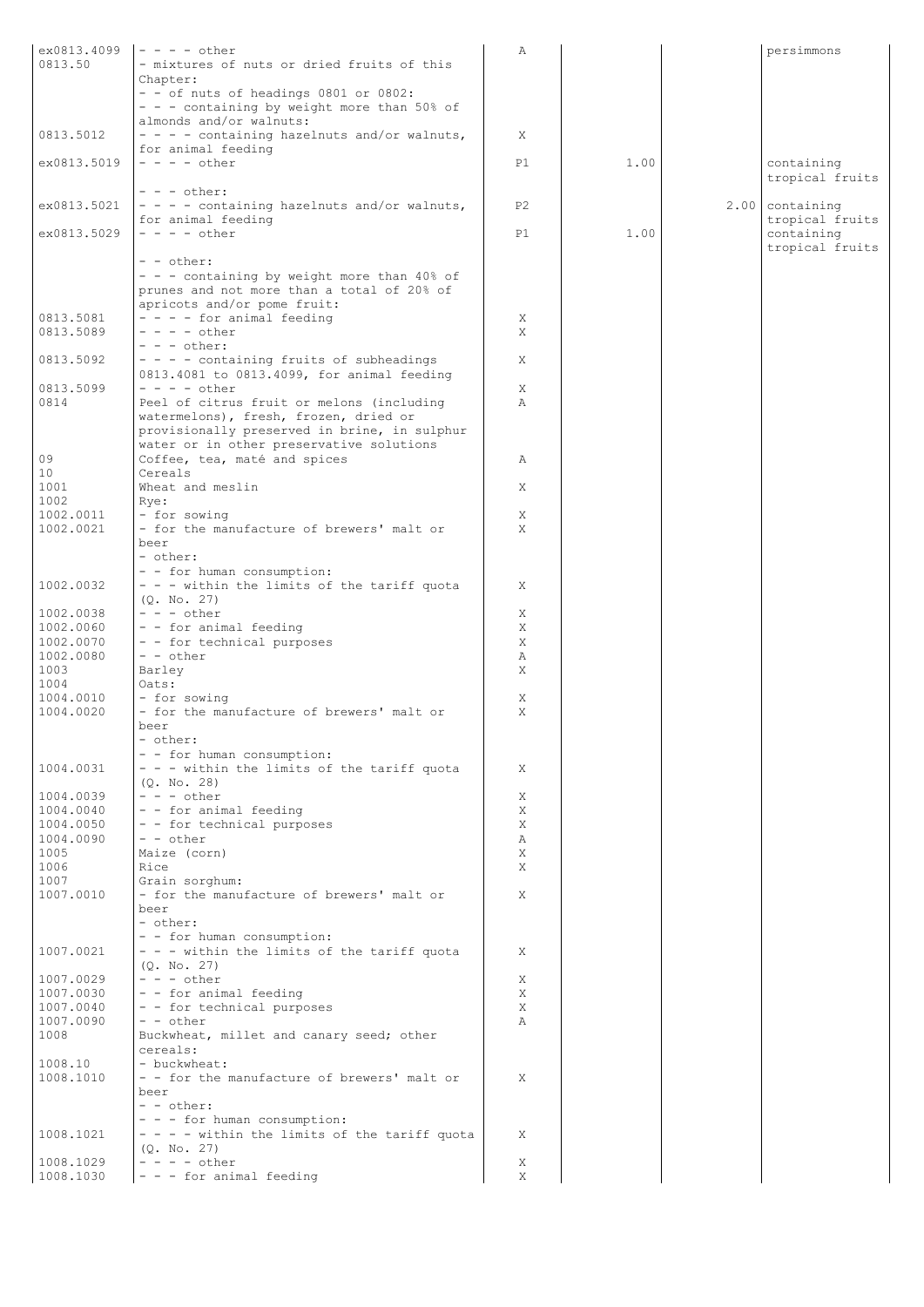| | | | | | |
|---|---|---|---|---|---|
| ex0813.4099 | - - - - other | A | | | persimmons |
| 0813.50 | - mixtures of nuts or dried fruits of this Chapter: | | | | |
| | - - of nuts of headings 0801 or 0802: | | | | |
| | - - - containing by weight more than 50% of almonds and/or walnuts: | | | | |
| 0813.5012 | - - - - containing hazelnuts and/or walnuts, for animal feeding | X | | | |
| ex0813.5019 | - - - - other | P1 | 1.00 | | containing tropical fruits |
| | - - - other: | | | | |
| ex0813.5021 | - - - - containing hazelnuts and/or walnuts, for animal feeding | P2 | | 2.00 | containing tropical fruits |
| ex0813.5029 | - - - - other | P1 | 1.00 | | containing tropical fruits |
| | - - other: | | | | |
| | - - - containing by weight more than 40% of prunes and not more than a total of 20% of apricots and/or pome fruit: | | | | |
| 0813.5081 | - - - - for animal feeding | X | | | |
| 0813.5089 | - - - - other | X | | | |
| | - - - other: | | | | |
| 0813.5092 | - - - - containing fruits of subheadings 0813.4081 to 0813.4099, for animal feeding | X | | | |
| 0813.5099 | - - - - other | X | | | |
| 0814 | Peel of citrus fruit or melons (including watermelons), fresh, frozen, dried or provisionally preserved in brine, in sulphur water or in other preservative solutions | A | | | |
| 09 | Coffee, tea, maté and spices | A | | | |
| 10 | Cereals | | | | |
| 1001 | Wheat and meslin | X | | | |
| 1002 | Rye: | | | | |
| 1002.0011 | - for sowing | X | | | |
| 1002.0021 | - for the manufacture of brewers' malt or beer | X | | | |
| | - other: | | | | |
| | - - for human consumption: | | | | |
| 1002.0032 | - - - within the limits of the tariff quota (Q. No. 27) | X | | | |
| 1002.0038 | - - - other | X | | | |
| 1002.0060 | - - for animal feeding | X | | | |
| 1002.0070 | - - for technical purposes | X | | | |
| 1002.0080 | - - other | A | | | |
| 1003 | Barley | X | | | |
| 1004 | Oats: | | | | |
| 1004.0010 | - for sowing | X | | | |
| 1004.0020 | - for the manufacture of brewers' malt or beer | X | | | |
| | - other: | | | | |
| | - - for human consumption: | | | | |
| 1004.0031 | - - - within the limits of the tariff quota (Q. No. 28) | X | | | |
| 1004.0039 | - - - other | X | | | |
| 1004.0040 | - - for animal feeding | X | | | |
| 1004.0050 | - - for technical purposes | X | | | |
| 1004.0090 | - - other | A | | | |
| 1005 | Maize (corn) | X | | | |
| 1006 | Rice | X | | | |
| 1007 | Grain sorghum: | | | | |
| 1007.0010 | - for the manufacture of brewers' malt or beer | X | | | |
| | - other: | | | | |
| | - - for human consumption: | | | | |
| 1007.0021 | - - - within the limits of the tariff quota (Q. No. 27) | X | | | |
| 1007.0029 | - - - other | X | | | |
| 1007.0030 | - - for animal feeding | X | | | |
| 1007.0040 | - - for technical purposes | X | | | |
| 1007.0090 | - - other | A | | | |
| 1008 | Buckwheat, millet and canary seed; other cereals: | | | | |
| 1008.10 | - buckwheat: | | | | |
| 1008.1010 | - - for the manufacture of brewers' malt or beer | X | | | |
| | - - other: | | | | |
| | - - - for human consumption: | | | | |
| 1008.1021 | - - - - within the limits of the tariff quota (Q. No. 27) | X | | | |
| 1008.1029 | - - - - other | X | | | |
| 1008.1030 | - - - for animal feeding | X | | | |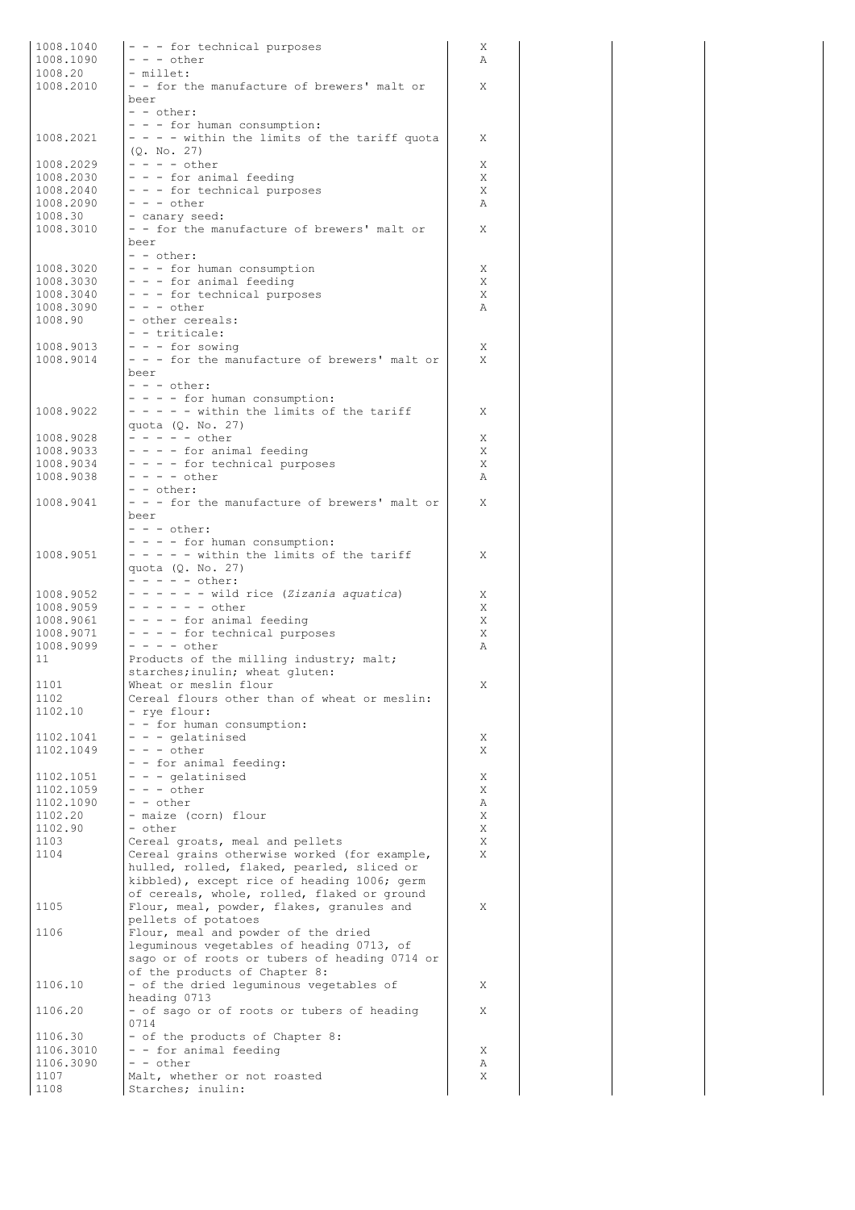| | | | | | |
|---|---|---|---|---|---|
| 1008.1040 | - - - for technical purposes | X | | | |
| 1008.1090 | - - - other | A | | | |
| 1008.20 | - millet: | | | | |
| 1008.2010 | - - for the manufacture of brewers' malt or beer | X | | | |
| | - - other: | | | | |
| | - - - for human consumption: | | | | |
| 1008.2021 | - - - - within the limits of the tariff quota (Q. No. 27) | X | | | |
| 1008.2029 | - - - - other | X | | | |
| 1008.2030 | - - - for animal feeding | X | | | |
| 1008.2040 | - - - for technical purposes | X | | | |
| 1008.2090 | - - - other | A | | | |
| 1008.30 | - canary seed: | | | | |
| 1008.3010 | - - for the manufacture of brewers' malt or beer | X | | | |
| | - - other: | | | | |
| 1008.3020 | - - - for human consumption | X | | | |
| 1008.3030 | - - - for animal feeding | X | | | |
| 1008.3040 | - - - for technical purposes | X | | | |
| 1008.3090 | - - - other | A | | | |
| 1008.90 | - other cereals: | | | | |
| | - - triticale: | | | | |
| 1008.9013 | - - - for sowing | X | | | |
| 1008.9014 | - - - for the manufacture of brewers' malt or beer | X | | | |
| | - - - other: | | | | |
| | - - - - for human consumption: | | | | |
| 1008.9022 | - - - - - within the limits of the tariff quota (Q. No. 27) | X | | | |
| 1008.9028 | - - - - - other | X | | | |
| 1008.9033 | - - - - for animal feeding | X | | | |
| 1008.9034 | - - - - for technical purposes | X | | | |
| 1008.9038 | - - - - other | A | | | |
| | - - other: | | | | |
| 1008.9041 | - - - for the manufacture of brewers' malt or beer | X | | | |
| | - - - other: | | | | |
| | - - - - for human consumption: | | | | |
| 1008.9051 | - - - - - within the limits of the tariff quota (Q. No. 27) | X | | | |
| | - - - - - other: | | | | |
| 1008.9052 | - - - - - - wild rice (*Zizania aquatica*) | X | | | |
| 1008.9059 | - - - - - - other | X | | | |
| 1008.9061 | - - - - for animal feeding | X | | | |
| 1008.9071 | - - - - for technical purposes | X | | | |
| 1008.9099 | - - - - other | A | | | |
| 11 | Products of the milling industry; malt; starches;inulin; wheat gluten: | | | | |
| 1101 | Wheat or meslin flour | X | | | |
| 1102 | Cereal flours other than of wheat or meslin: | | | | |
| 1102.10 | - rye flour: | | | | |
| | - - for human consumption: | | | | |
| 1102.1041 | - - - gelatinised | X | | | |
| 1102.1049 | - - - other | X | | | |
| | - - for animal feeding: | | | | |
| 1102.1051 | - - - gelatinised | X | | | |
| 1102.1059 | - - - other | X | | | |
| 1102.1090 | - - other | A | | | |
| 1102.20 | - maize (corn) flour | X | | | |
| 1102.90 | - other | X | | | |
| 1103 | Cereal groats, meal and pellets | X | | | |
| 1104 | Cereal grains otherwise worked (for example, hulled, rolled, flaked, pearled, sliced or kibbled), except rice of heading 1006; germ of cereals, whole, rolled, flaked or ground | X | | | |
| 1105 | Flour, meal, powder, flakes, granules and pellets of potatoes | X | | | |
| 1106 | Flour, meal and powder of the dried leguminous vegetables of heading 0713, of sago or of roots or tubers of heading 0714 or of the products of Chapter 8: | | | | |
| 1106.10 | - of the dried leguminous vegetables of heading 0713 | X | | | |
| 1106.20 | - of sago or of roots or tubers of heading 0714 | X | | | |
| 1106.30 | - of the products of Chapter 8: | | | | |
| 1106.3010 | - - for animal feeding | X | | | |
| 1106.3090 | - - other | A | | | |
| 1107 | Malt, whether or not roasted | X | | | |
| 1108 | Starches; inulin: | | | | |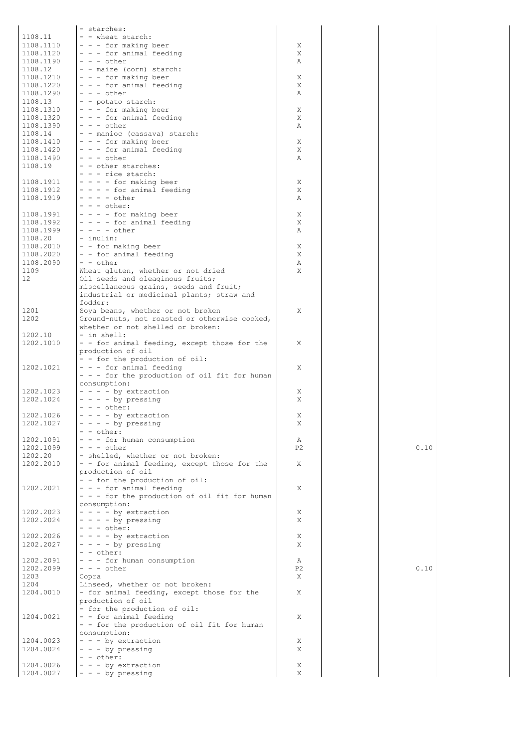| | | | | | |
|---|---|---|---|---|---|
| | - starches: | | | | |
| 1108.11 | - - wheat starch: | | | | |
| 1108.1110 | - - - for making beer | X | | | |
| 1108.1120 | - - - for animal feeding | X | | | |
| 1108.1190 | - - - other | A | | | |
| 1108.12 | - - maize (corn) starch: | | | | |
| 1108.1210 | - - - for making beer | X | | | |
| 1108.1220 | - - - for animal feeding | X | | | |
| 1108.1290 | - - - other | A | | | |
| 1108.13 | - - potato starch: | | | | |
| 1108.1310 | - - - for making beer | X | | | |
| 1108.1320 | - - - for animal feeding | X | | | |
| 1108.1390 | - - - other | A | | | |
| 1108.14 | - - manioc (cassava) starch: | | | | |
| 1108.1410 | - - - for making beer | X | | | |
| 1108.1420 | - - - for animal feeding | X | | | |
| 1108.1490 | - - - other | A | | | |
| 1108.19 | - - other starches: | | | | |
| | - - - rice starch: | | | | |
| 1108.1911 | - - - - for making beer | X | | | |
| 1108.1912 | - - - - for animal feeding | X | | | |
| 1108.1919 | - - - - other | A | | | |
| | - - - other: | | | | |
| 1108.1991 | - - - - for making beer | X | | | |
| 1108.1992 | - - - - for animal feeding | X | | | |
| 1108.1999 | - - - - other | A | | | |
| 1108.20 | - inulin: | | | | |
| 1108.2010 | - - for making beer | X | | | |
| 1108.2020 | - - for animal feeding | X | | | |
| 1108.2090 | - - other | A | | | |
| 1109 | Wheat gluten, whether or not dried | X | | | |
| 12 | Oil seeds and oleaginous fruits; miscellaneous grains, seeds and fruit; industrial or medicinal plants; straw and fodder: | | | | |
| 1201 | Soya beans, whether or not broken | X | | | |
| 1202 | Ground-nuts, not roasted or otherwise cooked, whether or not shelled or broken: | | | | |
| 1202.10 | - in shell: | | | | |
| 1202.1010 | - - for animal feeding, except those for the production of oil | X | | | |
| | - - for the production of oil: | | | | |
| 1202.1021 | - - - for animal feeding | X | | | |
| | - - - for the production of oil fit for human consumption: | | | | |
| 1202.1023 | - - - - by extraction | X | | | |
| 1202.1024 | - - - - by pressing | X | | | |
| | - - - other: | | | | |
| 1202.1026 | - - - - by extraction | X | | | |
| 1202.1027 | - - - - by pressing | X | | | |
| | - - other: | | | | |
| 1202.1091 | - - - for human consumption | A | | | |
| 1202.1099 | - - - other | P2 | | 0.10 | |
| 1202.20 | - shelled, whether or not broken: | | | | |
| 1202.2010 | - - for animal feeding, except those for the production of oil | X | | | |
| | - - for the production of oil: | | | | |
| 1202.2021 | - - - for animal feeding | X | | | |
| | - - - for the production of oil fit for human consumption: | | | | |
| 1202.2023 | - - - - by extraction | X | | | |
| 1202.2024 | - - - - by pressing | X | | | |
| | - - - other: | | | | |
| 1202.2026 | - - - - by extraction | X | | | |
| 1202.2027 | - - - - by pressing | X | | | |
| | - - other: | | | | |
| 1202.2091 | - - - for human consumption | A | | | |
| 1202.2099 | - - - other | P2 | | 0.10 | |
| 1203 | Copra | X | | | |
| 1204 | Linseed, whether or not broken: | | | | |
| 1204.0010 | - for animal feeding, except those for the production of oil | X | | | |
| | - for the production of oil: | | | | |
| 1204.0021 | - - for animal feeding | X | | | |
| | - - for the production of oil fit for human consumption: | | | | |
| 1204.0023 | - - - by extraction | X | | | |
| 1204.0024 | - - - by pressing | X | | | |
| | - - other: | | | | |
| 1204.0026 | - - - by extraction | X | | | |
| 1204.0027 | - - - by pressing | X | | | |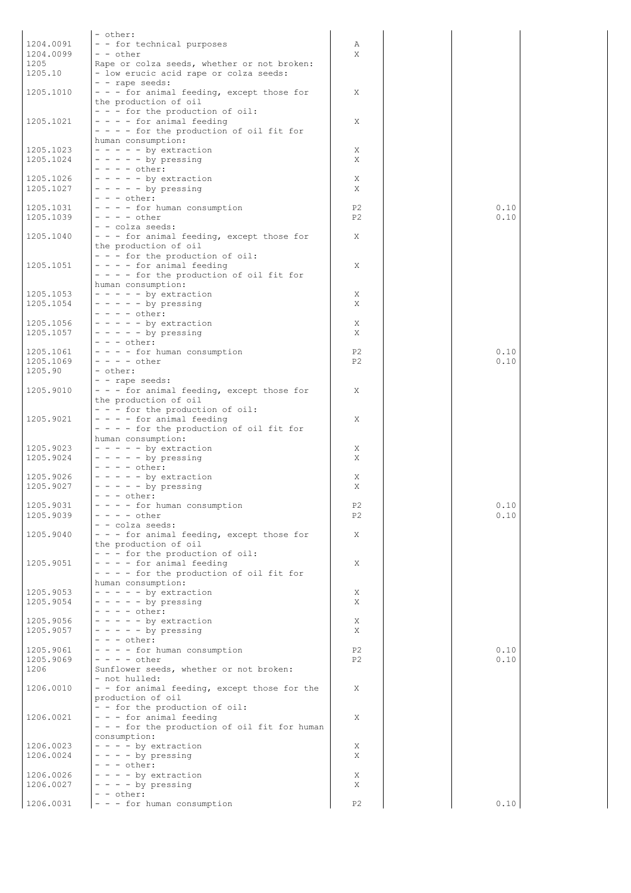| | | | | | |
|---|---|---|---|---|---|
| | - other: | | | | |
| 1204.0091 | - - for technical purposes | A | | | |
| 1204.0099 | - - other | X | | | |
| 1205 | Rape or colza seeds, whether or not broken: | | | | |
| 1205.10 | - low erucic acid rape or colza seeds: | | | | |
| | - - rape seeds: | | | | |
| 1205.1010 | - - - for animal feeding, except those for the production of oil | X | | | |
| | - - - for the production of oil: | | | | |
| 1205.1021 | - - - - for animal feeding | X | | | |
| | - - - - for the production of oil fit for human consumption: | | | | |
| 1205.1023 | - - - - - by extraction | X | | | |
| 1205.1024 | - - - - - by pressing | X | | | |
| | - - - - other: | | | | |
| 1205.1026 | - - - - - by extraction | X | | | |
| 1205.1027 | - - - - - by pressing | X | | | |
| | - - - other: | | | | |
| 1205.1031 | - - - - for human consumption | P2 | | 0.10 | |
| 1205.1039 | - - - - other | P2 | | 0.10 | |
| | - - colza seeds: | | | | |
| 1205.1040 | - - - for animal feeding, except those for the production of oil | X | | | |
| | - - - for the production of oil: | | | | |
| 1205.1051 | - - - - for animal feeding | X | | | |
| | - - - - for the production of oil fit for human consumption: | | | | |
| 1205.1053 | - - - - - by extraction | X | | | |
| 1205.1054 | - - - - - by pressing | X | | | |
| | - - - - other: | | | | |
| 1205.1056 | - - - - - by extraction | X | | | |
| 1205.1057 | - - - - - by pressing | X | | | |
| | - - - other: | | | | |
| 1205.1061 | - - - - for human consumption | P2 | | 0.10 | |
| 1205.1069 | - - - - other | P2 | | 0.10 | |
| 1205.90 | - other: | | | | |
| | - - rape seeds: | | | | |
| 1205.9010 | - - - for animal feeding, except those for the production of oil | X | | | |
| | - - - for the production of oil: | | | | |
| 1205.9021 | - - - - for animal feeding | X | | | |
| | - - - - for the production of oil fit for human consumption: | | | | |
| 1205.9023 | - - - - - by extraction | X | | | |
| 1205.9024 | - - - - - by pressing | X | | | |
| | - - - - other: | | | | |
| 1205.9026 | - - - - - by extraction | X | | | |
| 1205.9027 | - - - - - by pressing | X | | | |
| | - - - other: | | | | |
| 1205.9031 | - - - - for human consumption | P2 | | 0.10 | |
| 1205.9039 | - - - - other | P2 | | 0.10 | |
| | - - colza seeds: | | | | |
| 1205.9040 | - - - for animal feeding, except those for the production of oil | X | | | |
| | - - - for the production of oil: | | | | |
| 1205.9051 | - - - - for animal feeding | X | | | |
| | - - - - for the production of oil fit for human consumption: | | | | |
| 1205.9053 | - - - - - by extraction | X | | | |
| 1205.9054 | - - - - - by pressing | X | | | |
| | - - - - other: | | | | |
| 1205.9056 | - - - - - by extraction | X | | | |
| 1205.9057 | - - - - - by pressing | X | | | |
| | - - - other: | | | | |
| 1205.9061 | - - - - for human consumption | P2 | | 0.10 | |
| 1205.9069 | - - - - other | P2 | | 0.10 | |
| 1206 | Sunflower seeds, whether or not broken: | | | | |
| | - not hulled: | | | | |
| 1206.0010 | - - for animal feeding, except those for the production of oil | X | | | |
| | - - for the production of oil: | | | | |
| 1206.0021 | - - - for animal feeding | X | | | |
| | - - - for the production of oil fit for human consumption: | | | | |
| 1206.0023 | - - - - by extraction | X | | | |
| 1206.0024 | - - - - by pressing | X | | | |
| | - - - other: | | | | |
| 1206.0026 | - - - - by extraction | X | | | |
| 1206.0027 | - - - - by pressing | X | | | |
| | - - other: | | | | |
| 1206.0031 | - - - for human consumption | P2 | | 0.10 | |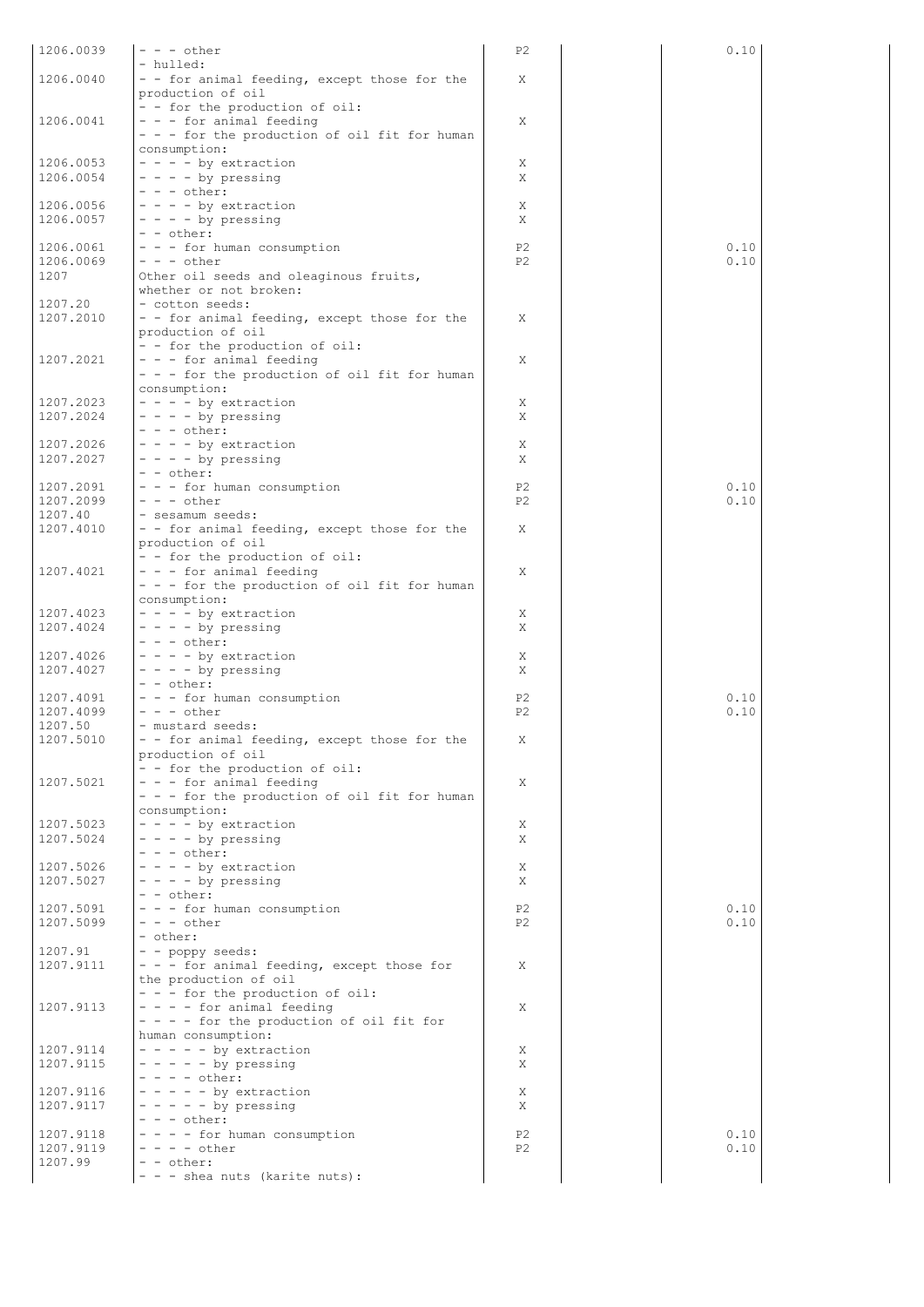| | | | | | |
|---|---|---|---|---|---|
| 1206.0039 | - - - other | P2 | | 0.10 | |
| | - hulled: | | | | |
| 1206.0040 | - - for animal feeding, except those for the production of oil | X | | | |
| | - - for the production of oil: | | | | |
| 1206.0041 | - - - for animal feeding | X | | | |
| | - - - for the production of oil fit for human consumption: | | | | |
| 1206.0053 | - - - - by extraction | X | | | |
| 1206.0054 | - - - - by pressing | X | | | |
| | - - - other: | | | | |
| 1206.0056 | - - - - by extraction | X | | | |
| 1206.0057 | - - - - by pressing | X | | | |
| | - - other: | | | | |
| 1206.0061 | - - - for human consumption | P2 | | 0.10 | |
| 1206.0069 | - - - other | P2 | | 0.10 | |
| 1207 | Other oil seeds and oleaginous fruits, whether or not broken: | | | | |
| 1207.20 | - cotton seeds: | | | | |
| 1207.2010 | - - for animal feeding, except those for the production of oil | X | | | |
| | - - for the production of oil: | | | | |
| 1207.2021 | - - - for animal feeding | X | | | |
| | - - - for the production of oil fit for human consumption: | | | | |
| 1207.2023 | - - - - by extraction | X | | | |
| 1207.2024 | - - - - by pressing | X | | | |
| | - - - other: | | | | |
| 1207.2026 | - - - - by extraction | X | | | |
| 1207.2027 | - - - - by pressing | X | | | |
| | - - other: | | | | |
| 1207.2091 | - - - for human consumption | P2 | | 0.10 | |
| 1207.2099 | - - - other | P2 | | 0.10 | |
| 1207.40 | - sesamum seeds: | | | | |
| 1207.4010 | - - for animal feeding, except those for the production of oil | X | | | |
| | - - for the production of oil: | | | | |
| 1207.4021 | - - - for animal feeding | X | | | |
| | - - - for the production of oil fit for human consumption: | | | | |
| 1207.4023 | - - - - by extraction | X | | | |
| 1207.4024 | - - - - by pressing | X | | | |
| | - - - other: | | | | |
| 1207.4026 | - - - - by extraction | X | | | |
| 1207.4027 | - - - - by pressing | X | | | |
| | - - other: | | | | |
| 1207.4091 | - - - for human consumption | P2 | | 0.10 | |
| 1207.4099 | - - - other | P2 | | 0.10 | |
| 1207.50 | - mustard seeds: | | | | |
| 1207.5010 | - - for animal feeding, except those for the production of oil | X | | | |
| | - - for the production of oil: | | | | |
| 1207.5021 | - - - for animal feeding | X | | | |
| | - - - for the production of oil fit for human consumption: | | | | |
| 1207.5023 | - - - - by extraction | X | | | |
| 1207.5024 | - - - - by pressing | X | | | |
| | - - - other: | | | | |
| 1207.5026 | - - - - by extraction | X | | | |
| 1207.5027 | - - - - by pressing | X | | | |
| | - - other: | | | | |
| 1207.5091 | - - - for human consumption | P2 | | 0.10 | |
| 1207.5099 | - - - other | P2 | | 0.10 | |
| | - other: | | | | |
| 1207.91 | - - poppy seeds: | | | | |
| 1207.9111 | - - - for animal feeding, except those for the production of oil | X | | | |
| | - - - for the production of oil: | | | | |
| 1207.9113 | - - - - for animal feeding | X | | | |
| | - - - - for the production of oil fit for human consumption: | | | | |
| 1207.9114 | - - - - - by extraction | X | | | |
| 1207.9115 | - - - - - by pressing | X | | | |
| | - - - - other: | | | | |
| 1207.9116 | - - - - - by extraction | X | | | |
| 1207.9117 | - - - - - by pressing | X | | | |
| | - - - other: | | | | |
| 1207.9118 | - - - - for human consumption | P2 | | 0.10 | |
| 1207.9119 | - - - - other | P2 | | 0.10 | |
| 1207.99 | - - other: | | | | |
| | - - - shea nuts (karite nuts): | | | | |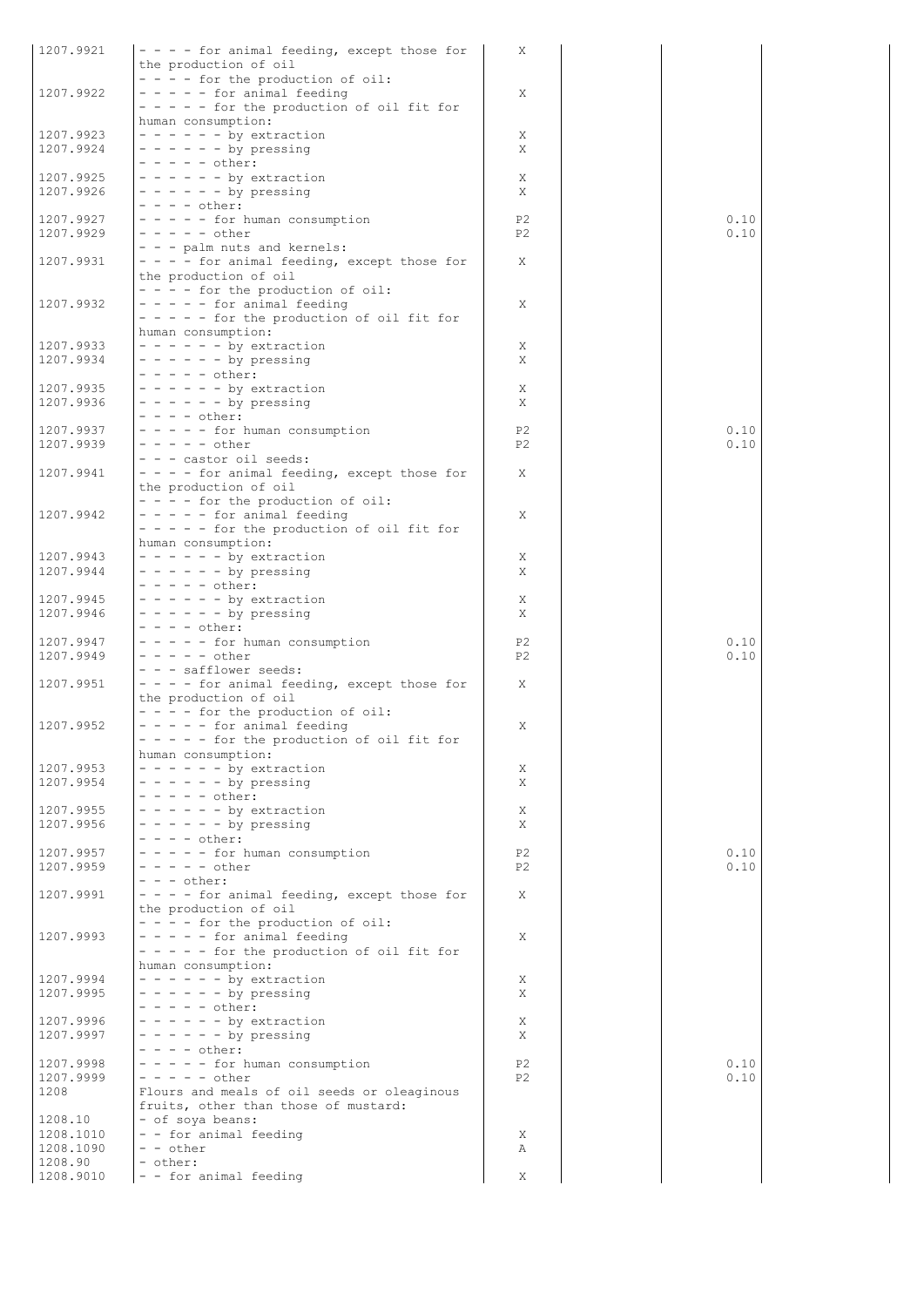| | | | | | |
|---|---|---|---|---|---|
| 1207.9921 | - - - - for animal feeding, except those for the production of oil | X | | | |
| | - - - - for the production of oil: | | | | |
| 1207.9922 | - - - - - for animal feeding | X | | | |
| | - - - - - for the production of oil fit for human consumption: | | | | |
| 1207.9923 | - - - - - - by extraction | X | | | |
| 1207.9924 | - - - - - - by pressing | X | | | |
| | - - - - - other: | | | | |
| 1207.9925 | - - - - - - by extraction | X | | | |
| 1207.9926 | - - - - - - by pressing | X | | | |
| | - - - - other: | | | | |
| 1207.9927 | - - - - - for human consumption | P2 | | 0.10 | |
| 1207.9929 | - - - - - other | P2 | | 0.10 | |
| | - - - palm nuts and kernels: | | | | |
| 1207.9931 | - - - - for animal feeding, except those for the production of oil | X | | | |
| | - - - - for the production of oil: | | | | |
| 1207.9932 | - - - - - for animal feeding | X | | | |
| | - - - - - for the production of oil fit for human consumption: | | | | |
| 1207.9933 | - - - - - - by extraction | X | | | |
| 1207.9934 | - - - - - - by pressing | X | | | |
| | - - - - - other: | | | | |
| 1207.9935 | - - - - - - by extraction | X | | | |
| 1207.9936 | - - - - - - by pressing | X | | | |
| | - - - - other: | | | | |
| 1207.9937 | - - - - - for human consumption | P2 | | 0.10 | |
| 1207.9939 | - - - - - other | P2 | | 0.10 | |
| | - - - castor oil seeds: | | | | |
| 1207.9941 | - - - - for animal feeding, except those for the production of oil | X | | | |
| | - - - - for the production of oil: | | | | |
| 1207.9942 | - - - - - for animal feeding | X | | | |
| | - - - - - for the production of oil fit for human consumption: | | | | |
| 1207.9943 | - - - - - - by extraction | X | | | |
| 1207.9944 | - - - - - - by pressing | X | | | |
| | - - - - - other: | | | | |
| 1207.9945 | - - - - - - by extraction | X | | | |
| 1207.9946 | - - - - - - by pressing | X | | | |
| | - - - - other: | | | | |
| 1207.9947 | - - - - - for human consumption | P2 | | 0.10 | |
| 1207.9949 | - - - - - other | P2 | | 0.10 | |
| | - - - safflower seeds: | | | | |
| 1207.9951 | - - - - for animal feeding, except those for the production of oil | X | | | |
| | - - - - for the production of oil: | | | | |
| 1207.9952 | - - - - - for animal feeding | X | | | |
| | - - - - - for the production of oil fit for human consumption: | | | | |
| 1207.9953 | - - - - - - by extraction | X | | | |
| 1207.9954 | - - - - - - by pressing | X | | | |
| | - - - - - other: | | | | |
| 1207.9955 | - - - - - - by extraction | X | | | |
| 1207.9956 | - - - - - - by pressing | X | | | |
| | - - - - other: | | | | |
| 1207.9957 | - - - - - for human consumption | P2 | | 0.10 | |
| 1207.9959 | - - - - - other | P2 | | 0.10 | |
| | - - - other: | | | | |
| 1207.9991 | - - - - for animal feeding, except those for the production of oil | X | | | |
| | - - - - for the production of oil: | | | | |
| 1207.9993 | - - - - - for animal feeding | X | | | |
| | - - - - - for the production of oil fit for human consumption: | | | | |
| 1207.9994 | - - - - - - by extraction | X | | | |
| 1207.9995 | - - - - - - by pressing | X | | | |
| | - - - - - other: | | | | |
| 1207.9996 | - - - - - - by extraction | X | | | |
| 1207.9997 | - - - - - - by pressing | X | | | |
| | - - - - other: | | | | |
| 1207.9998 | - - - - - for human consumption | P2 | | 0.10 | |
| 1207.9999 | - - - - - other | P2 | | 0.10 | |
| 1208 | Flours and meals of oil seeds or oleaginous fruits, other than those of mustard: | | | | |
| 1208.10 | - of soya beans: | | | | |
| 1208.1010 | - - for animal feeding | X | | | |
| 1208.1090 | - - other | A | | | |
| 1208.90 | - other: | | | | |
| 1208.9010 | - - for animal feeding | X | | | |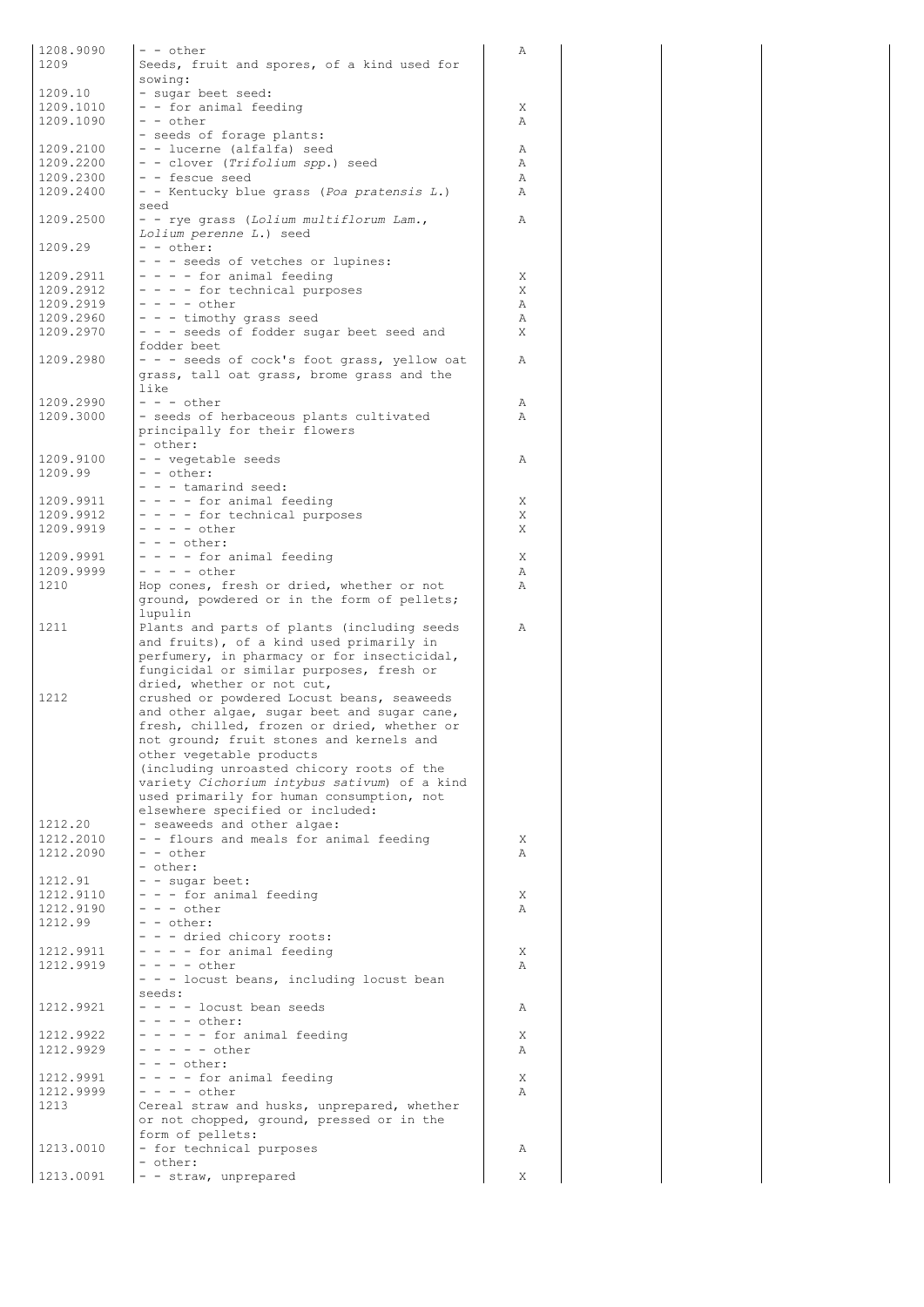| | | | | | |
|---|---|---|---|---|---|
| 1208.9090 | - - other | A | | | |
| 1209 | Seeds, fruit and spores, of a kind used for sowing: | | | | |
| 1209.10 | - sugar beet seed: | | | | |
| 1209.1010 | - - for animal feeding | X | | | |
| 1209.1090 | - - other | A | | | |
| | - seeds of forage plants: | | | | |
| 1209.2100 | - - lucerne (alfalfa) seed | A | | | |
| 1209.2200 | - - clover (*Trifolium spp.*) seed | A | | | |
| 1209.2300 | - - fescue seed | A | | | |
| 1209.2400 | - - Kentucky blue grass (*Poa pratensis L.*) seed | A | | | |
| 1209.2500 | - - rye grass (*Lolium multiflorum Lam.*, *Lolium perenne L.*) seed | A | | | |
| 1209.29 | - - other: | | | | |
| | - - - seeds of vetches or lupines: | | | | |
| 1209.2911 | - - - - for animal feeding | X | | | |
| 1209.2912 | - - - - for technical purposes | X | | | |
| 1209.2919 | - - - - other | A | | | |
| 1209.2960 | - - - timothy grass seed | A | | | |
| 1209.2970 | - - - seeds of fodder sugar beet seed and fodder beet | X | | | |
| 1209.2980 | - - - seeds of cock's foot grass, yellow oat grass, tall oat grass, brome grass and the like | A | | | |
| 1209.2990 | - - - other | A | | | |
| 1209.3000 | - seeds of herbaceous plants cultivated principally for their flowers | A | | | |
| | - other: | | | | |
| 1209.9100 | - - vegetable seeds | A | | | |
| 1209.99 | - - other: | | | | |
| | - - - tamarind seed: | | | | |
| 1209.9911 | - - - - for animal feeding | X | | | |
| 1209.9912 | - - - - for technical purposes | X | | | |
| 1209.9919 | - - - - other | X | | | |
| | - - - other: | | | | |
| 1209.9991 | - - - - for animal feeding | X | | | |
| 1209.9999 | - - - - other | A | | | |
| 1210 | Hop cones, fresh or dried, whether or not ground, powdered or in the form of pellets; lupulin | A | | | |
| 1211 | Plants and parts of plants (including seeds and fruits), of a kind used primarily in perfumery, in pharmacy or for insecticidal, fungicidal or similar purposes, fresh or dried, whether or not cut, | A | | | |
| 1212 | crushed or powdered Locust beans, seaweeds and other algae, sugar beet and sugar cane, fresh, chilled, frozen or dried, whether or not ground; fruit stones and kernels and other vegetable products (including unroasted chicory roots of the variety *Cichorium intybus sativum*) of a kind used primarily for human consumption, not elsewhere specified or included: | | | | |
| 1212.20 | - seaweeds and other algae: | | | | |
| 1212.2010 | - - flours and meals for animal feeding | X | | | |
| 1212.2090 | - - other | A | | | |
| | - other: | | | | |
| 1212.91 | - - sugar beet: | | | | |
| 1212.9110 | - - - for animal feeding | X | | | |
| 1212.9190 | - - - other | A | | | |
| 1212.99 | - - other: | | | | |
| | - - - dried chicory roots: | | | | |
| 1212.9911 | - - - - for animal feeding | X | | | |
| 1212.9919 | - - - - other | A | | | |
| | - - - locust beans, including locust bean seeds: | | | | |
| 1212.9921 | - - - - locust bean seeds | A | | | |
| | - - - - other: | | | | |
| 1212.9922 | - - - - - for animal feeding | X | | | |
| 1212.9929 | - - - - - other | A | | | |
| | - - - other: | | | | |
| 1212.9991 | - - - - for animal feeding | X | | | |
| 1212.9999 | - - - - other | A | | | |
| 1213 | Cereal straw and husks, unprepared, whether or not chopped, ground, pressed or in the form of pellets: | | | | |
| 1213.0010 | - for technical purposes | A | | | |
| | - other: | | | | |
| 1213.0091 | - - straw, unprepared | X | | | |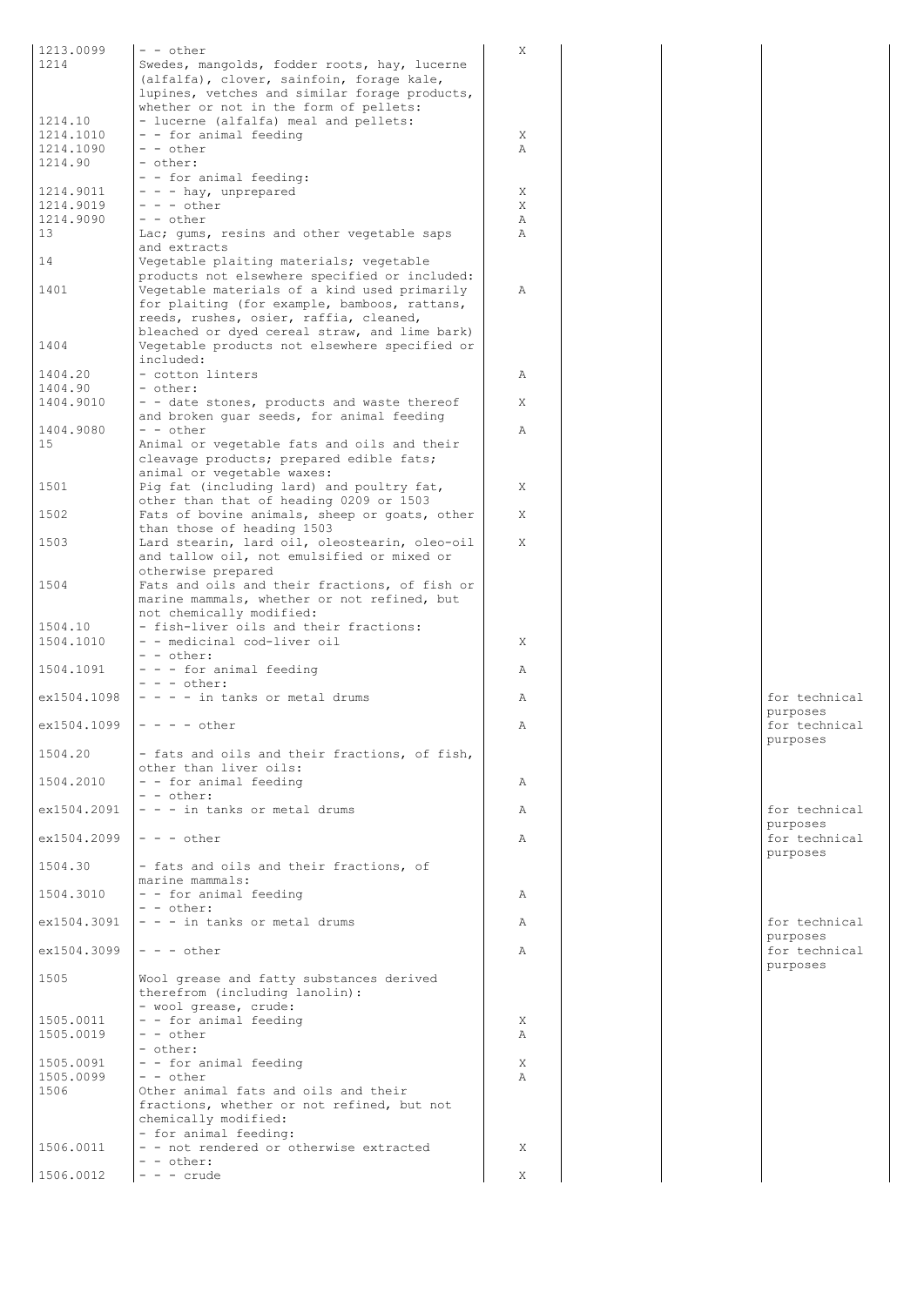| | | | | | |
|---|---|---|---|---|---|
| 1213.0099 | - - other | X | | | |
| 1214 | Swedes, mangolds, fodder roots, hay, lucerne (alfalfa), clover, sainfoin, forage kale, lupines, vetches and similar forage products, whether or not in the form of pellets: | | | | |
| 1214.10 | - lucerne (alfalfa) meal and pellets: | | | | |
| 1214.1010 | - - for animal feeding | X | | | |
| 1214.1090 | - - other | A | | | |
| 1214.90 | - other: | | | | |
| | - - for animal feeding: | | | | |
| 1214.9011 | - - - hay, unprepared | X | | | |
| 1214.9019 | - - - other | X | | | |
| 1214.9090 | - - other | A | | | |
| 13 | Lac; gums, resins and other vegetable saps and extracts | A | | | |
| 14 | Vegetable plaiting materials; vegetable products not elsewhere specified or included: | | | | |
| 1401 | Vegetable materials of a kind used primarily for plaiting (for example, bamboos, rattans, reeds, rushes, osier, raffia, cleaned, bleached or dyed cereal straw, and lime bark) | A | | | |
| 1404 | Vegetable products not elsewhere specified or included: | | | | |
| 1404.20 | - cotton linters | A | | | |
| 1404.90 | - other: | | | | |
| 1404.9010 | - - date stones, products and waste thereof and broken guar seeds, for animal feeding | X | | | |
| 1404.9080 | - - other | A | | | |
| 15 | Animal or vegetable fats and oils and their cleavage products; prepared edible fats; animal or vegetable waxes: | | | | |
| 1501 | Pig fat (including lard) and poultry fat, other than that of heading 0209 or 1503 | X | | | |
| 1502 | Fats of bovine animals, sheep or goats, other than those of heading 1503 | X | | | |
| 1503 | Lard stearin, lard oil, oleostearin, oleo-oil and tallow oil, not emulsified or mixed or otherwise prepared | X | | | |
| 1504 | Fats and oils and their fractions, of fish or marine mammals, whether or not refined, but not chemically modified: | | | | |
| 1504.10 | - fish-liver oils and their fractions: | | | | |
| 1504.1010 | - - medicinal cod-liver oil | X | | | |
| | - - other: | | | | |
| 1504.1091 | - - - for animal feeding | A | | | |
| | - - - other: | | | | |
| ex1504.1098 | - - - - in tanks or metal drums | A | | | for technical purposes |
| ex1504.1099 | - - - - other | A | | | for technical purposes |
| 1504.20 | - fats and oils and their fractions, of fish, other than liver oils: | | | | |
| 1504.2010 | - - for animal feeding | A | | | |
| | - - other: | | | | |
| ex1504.2091 | - - - in tanks or metal drums | A | | | for technical purposes |
| ex1504.2099 | - - - other | A | | | for technical purposes |
| 1504.30 | - fats and oils and their fractions, of marine mammals: | | | | |
| 1504.3010 | - - for animal feeding | A | | | |
| | - - other: | | | | |
| ex1504.3091 | - - - in tanks or metal drums | A | | | for technical purposes |
| ex1504.3099 | - - - other | A | | | for technical purposes |
| 1505 | Wool grease and fatty substances derived therefrom (including lanolin): | | | | |
| | - wool grease, crude: | | | | |
| 1505.0011 | - - for animal feeding | X | | | |
| 1505.0019 | - - other | A | | | |
| | - other: | | | | |
| 1505.0091 | - - for animal feeding | X | | | |
| 1505.0099 | - - other | A | | | |
| 1506 | Other animal fats and oils and their fractions, whether or not refined, but not chemically modified: | | | | |
| | - for animal feeding: | | | | |
| 1506.0011 | - - not rendered or otherwise extracted | X | | | |
| | - - other: | | | | |
| 1506.0012 | - - - crude | X | | | |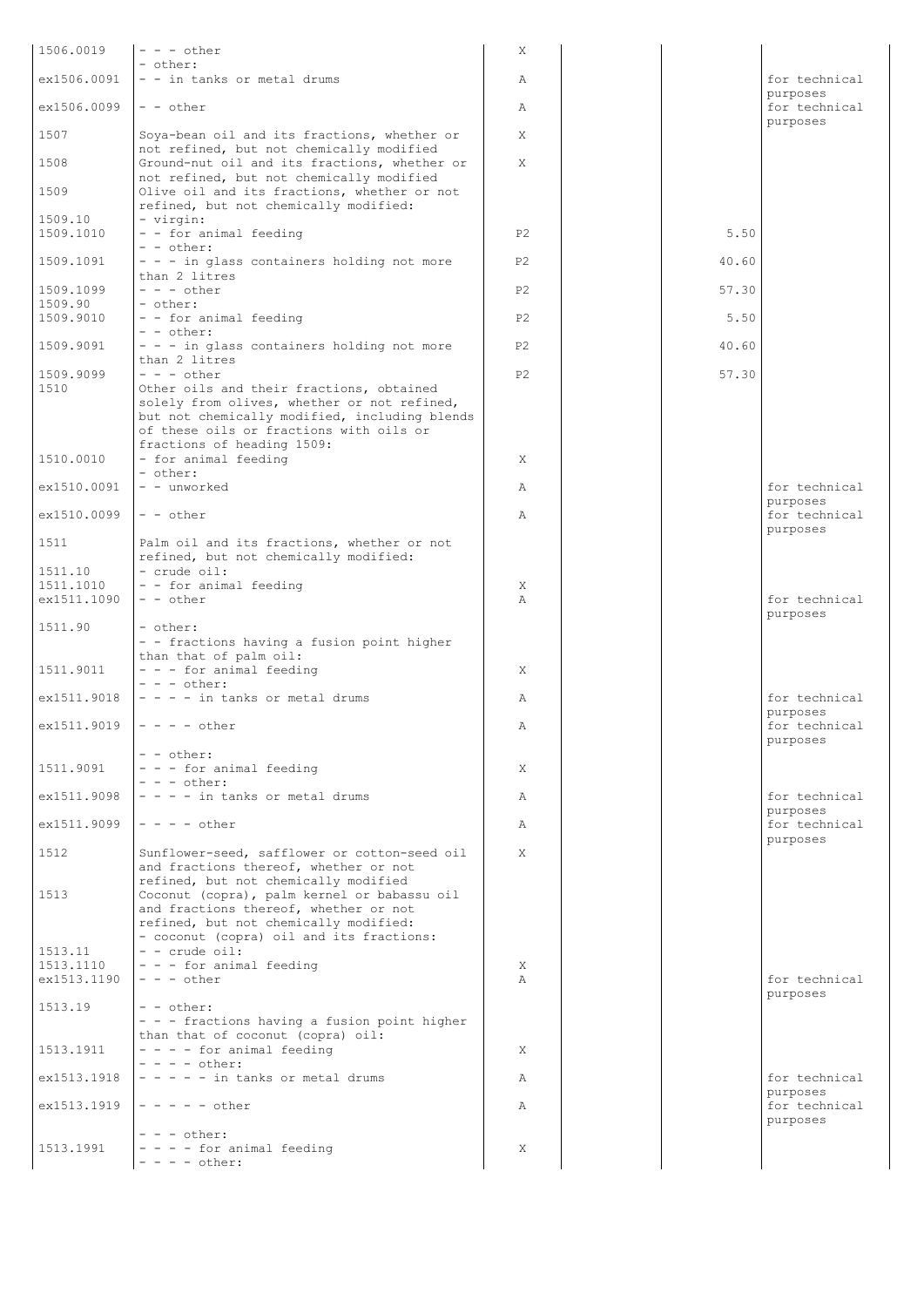| | | | | | |
|---|---|---|---|---|---|
| 1506.0019 | - - - other | X | | | |
| | - other: | | | | |
| ex1506.0091 | - - in tanks or metal drums | A | | | for technical purposes |
| ex1506.0099 | - - other | A | | | for technical purposes |
| 1507 | Soya-bean oil and its fractions, whether or not refined, but not chemically modified | X | | | |
| 1508 | Ground-nut oil and its fractions, whether or not refined, but not chemically modified | X | | | |
| 1509 | Olive oil and its fractions, whether or not refined, but not chemically modified: | | | | |
| 1509.10 | - virgin: | | | | |
| 1509.1010 | - - for animal feeding | P2 | | 5.50 | |
| | - - other: | | | | |
| 1509.1091 | - - - in glass containers holding not more than 2 litres | P2 | | 40.60 | |
| 1509.1099 | - - - other | P2 | | 57.30 | |
| 1509.90 | - other: | | | | |
| 1509.9010 | - - for animal feeding | P2 | | 5.50 | |
| | - - other: | | | | |
| 1509.9091 | - - - in glass containers holding not more than 2 litres | P2 | | 40.60 | |
| 1509.9099 | - - - other | P2 | | 57.30 | |
| 1510 | Other oils and their fractions, obtained solely from olives, whether or not refined, but not chemically modified, including blends of these oils or fractions with oils or fractions of heading 1509: | | | | |
| 1510.0010 | - for animal feeding | X | | | |
| | - other: | | | | |
| ex1510.0091 | - - unworked | A | | | for technical purposes |
| ex1510.0099 | - - other | A | | | for technical purposes |
| 1511 | Palm oil and its fractions, whether or not refined, but not chemically modified: | | | | |
| 1511.10 | - crude oil: | | | | |
| 1511.1010 | - - for animal feeding | X | | | |
| ex1511.1090 | - - other | A | | | for technical purposes |
| 1511.90 | - other: | | | | |
| | - - fractions having a fusion point higher than that of palm oil: | | | | |
| 1511.9011 | - - - for animal feeding | X | | | |
| | - - - other: | | | | |
| ex1511.9018 | - - - - in tanks or metal drums | A | | | for technical purposes |
| ex1511.9019 | - - - - other | A | | | for technical purposes |
| | - - other: | | | | |
| 1511.9091 | - - - for animal feeding | X | | | |
| | - - - other: | | | | |
| ex1511.9098 | - - - - in tanks or metal drums | A | | | for technical purposes |
| ex1511.9099 | - - - - other | A | | | for technical purposes |
| 1512 | Sunflower-seed, safflower or cotton-seed oil and fractions thereof, whether or not refined, but not chemically modified | X | | | |
| 1513 | Coconut (copra), palm kernel or babassu oil and fractions thereof, whether or not refined, but not chemically modified: | | | | |
| | - coconut (copra) oil and its fractions: | | | | |
| 1513.11 | - - crude oil: | | | | |
| 1513.1110 | - - - for animal feeding | X | | | |
| ex1513.1190 | - - - other | A | | | for technical purposes |
| 1513.19 | - - other: | | | | |
| | - - - fractions having a fusion point higher than that of coconut (copra) oil: | | | | |
| 1513.1911 | - - - - for animal feeding | X | | | |
| | - - - - other: | | | | |
| ex1513.1918 | - - - - - in tanks or metal drums | A | | | for technical purposes |
| ex1513.1919 | - - - - - other | A | | | for technical purposes |
| | - - - other: | | | | |
| 1513.1991 | - - - - for animal feeding | X | | | |
| | - - - - other: | | | | |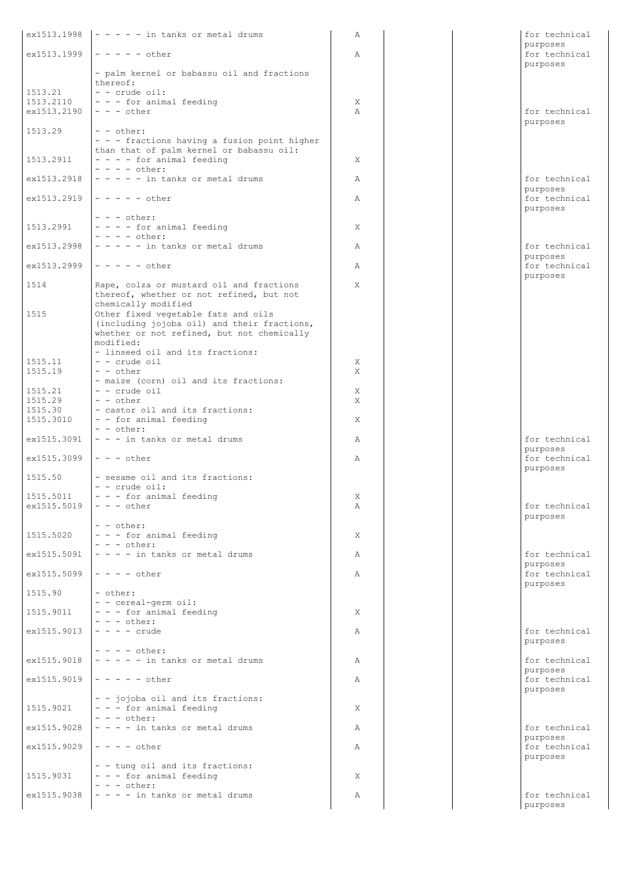| | | | | | |
|---|---|---|---|---|---|
| ex1513.1998 | - - - - - in tanks or metal drums | A | | | for technical purposes |
| ex1513.1999 | - - - - - other | A | | | for technical purposes |
| | - palm kernel or babassu oil and fractions thereof: | | | | |
| 1513.21 | - - crude oil: | | | | |
| 1513.2110 | - - - for animal feeding | X | | | |
| ex1513.2190 | - - - other | A | | | for technical purposes |
| 1513.29 | - - other: | | | | |
| | - - - fractions having a fusion point higher than that of palm kernel or babassu oil: | | | | |
| 1513.2911 | - - - - for animal feeding | X | | | |
| | - - - - other: | | | | |
| ex1513.2918 | - - - - - in tanks or metal drums | A | | | for technical purposes |
| ex1513.2919 | - - - - - other | A | | | for technical purposes |
| | - - - other: | | | | |
| 1513.2991 | - - - - for animal feeding | X | | | |
| | - - - - other: | | | | |
| ex1513.2998 | - - - - - in tanks or metal drums | A | | | for technical purposes |
| ex1513.2999 | - - - - - other | A | | | for technical purposes |
| 1514 | Rape, colza or mustard oil and fractions thereof, whether or not refined, but not chemically modified | X | | | |
| 1515 | Other fixed vegetable fats and oils (including jojoba oil) and their fractions, whether or not refined, but not chemically modified: | | | | |
| | - linseed oil and its fractions: | | | | |
| 1515.11 | - - crude oil | X | | | |
| 1515.19 | - - other | X | | | |
| | - maize (corn) oil and its fractions: | | | | |
| 1515.21 | - - crude oil | X | | | |
| 1515.29 | - - other | X | | | |
| 1515.30 | - castor oil and its fractions: | | | | |
| 1515.3010 | - - for animal feeding | X | | | |
| | - - other: | | | | |
| ex1515.3091 | - - - in tanks or metal drums | A | | | for technical purposes |
| ex1515.3099 | - - - other | A | | | for technical purposes |
| 1515.50 | - sesame oil and its fractions: | | | | |
| | - - crude oil: | | | | |
| 1515.5011 | - - - for animal feeding | X | | | |
| ex1515.5019 | - - - other | A | | | for technical purposes |
| | - - other: | | | | |
| 1515.5020 | - - - for animal feeding | X | | | |
| | - - - other: | | | | |
| ex1515.5091 | - - - - in tanks or metal drums | A | | | for technical purposes |
| ex1515.5099 | - - - - other | A | | | for technical purposes |
| 1515.90 | - other: | | | | |
| | - - cereal-germ oil: | | | | |
| 1515.9011 | - - - for animal feeding | X | | | |
| | - - - other: | | | | |
| ex1515.9013 | - - - - crude | A | | | for technical purposes |
| | - - - - other: | | | | |
| ex1515.9018 | - - - - - in tanks or metal drums | A | | | for technical purposes |
| ex1515.9019 | - - - - - other | A | | | for technical purposes |
| | - - jojoba oil and its fractions: | | | | |
| 1515.9021 | - - - for animal feeding | X | | | |
| | - - - other: | | | | |
| ex1515.9028 | - - - - in tanks or metal drums | A | | | for technical purposes |
| ex1515.9029 | - - - - other | A | | | for technical purposes |
| | - - tung oil and its fractions: | | | | |
| 1515.9031 | - - - for animal feeding | X | | | |
| | - - - other: | | | | |
| ex1515.9038 | - - - - in tanks or metal drums | A | | | for technical purposes |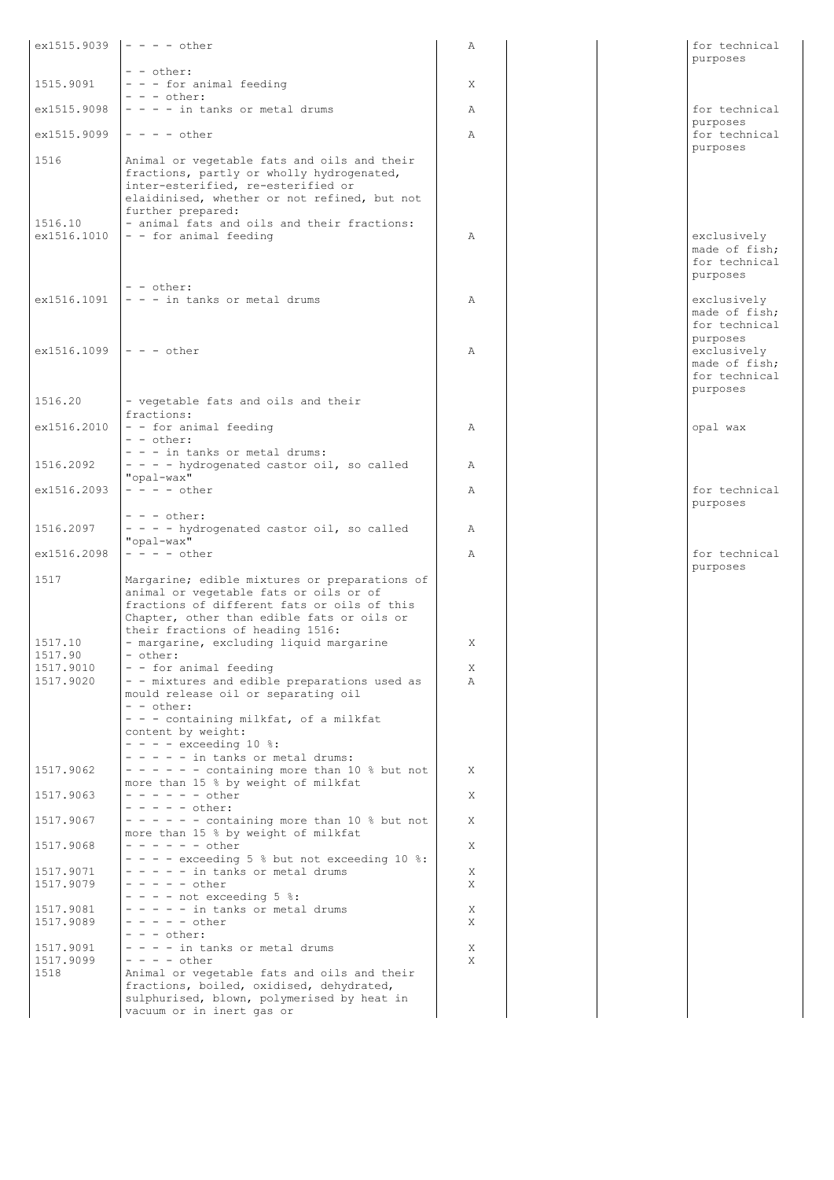| | | | | | |
|---|---|---|---|---|---|
| ex1515.9039 | - - - - other | A | | | for technical purposes |
| | - - other: | | | | |
| 1515.9091 | - - - for animal feeding | X | | | |
| | - - - other: | | | | |
| ex1515.9098 | - - - - in tanks or metal drums | A | | | for technical purposes |
| ex1515.9099 | - - - - other | A | | | for technical purposes |
| 1516 | Animal or vegetable fats and oils and their fractions, partly or wholly hydrogenated, inter-esterified, re-esterified or elaidinised, whether or not refined, but not further prepared: | | | | |
| 1516.10 | - animal fats and oils and their fractions: | | | | |
| ex1516.1010 | - - for animal feeding | A | | | exclusively made of fish; for technical purposes |
| | - - other: | | | | |
| ex1516.1091 | - - - in tanks or metal drums | A | | | exclusively made of fish; for technical purposes |
| ex1516.1099 | - - - other | A | | | exclusively made of fish; for technical purposes |
| 1516.20 | - vegetable fats and oils and their fractions: | | | | |
| ex1516.2010 | - - for animal feeding | A | | | opal wax |
| | - - other: | | | | |
| | - - - in tanks or metal drums: | | | | |
| 1516.2092 | - - - - hydrogenated castor oil, so called "opal-wax" | A | | | |
| ex1516.2093 | - - - - other | A | | | for technical purposes |
| | - - - other: | | | | |
| 1516.2097 | - - - - hydrogenated castor oil, so called "opal-wax" | A | | | |
| ex1516.2098 | - - - - other | A | | | for technical purposes |
| 1517 | Margarine; edible mixtures or preparations of animal or vegetable fats or oils or of fractions of different fats or oils of this Chapter, other than edible fats or oils or their fractions of heading 1516: | | | | |
| 1517.10 | - margarine, excluding liquid margarine | X | | | |
| 1517.90 | - other: | | | | |
| 1517.9010 | - - for animal feeding | X | | | |
| 1517.9020 | - - mixtures and edible preparations used as mould release oil or separating oil | A | | | |
| | - - other: | | | | |
| | - - - containing milkfat, of a milkfat content by weight: | | | | |
| | - - - - exceeding 10 %: | | | | |
| | - - - - - in tanks or metal drums: | | | | |
| 1517.9062 | - - - - - - containing more than 10 % but not more than 15 % by weight of milkfat | X | | | |
| 1517.9063 | - - - - - - other | X | | | |
| | - - - - - other: | | | | |
| 1517.9067 | - - - - - - containing more than 10 % but not more than 15 % by weight of milkfat | X | | | |
| 1517.9068 | - - - - - - other | X | | | |
| | - - - - exceeding 5 % but not exceeding 10 %: | | | | |
| 1517.9071 | - - - - - in tanks or metal drums | X | | | |
| 1517.9079 | - - - - - other | X | | | |
| | - - - - not exceeding 5 %: | | | | |
| 1517.9081 | - - - - - in tanks or metal drums | X | | | |
| 1517.9089 | - - - - - other | X | | | |
| | - - - other: | | | | |
| 1517.9091 | - - - - in tanks or metal drums | X | | | |
| 1517.9099 | - - - - other | X | | | |
| 1518 | Animal or vegetable fats and oils and their fractions, boiled, oxidised, dehydrated, sulphurised, blown, polymerised by heat in vacuum or in inert gas or | | | | |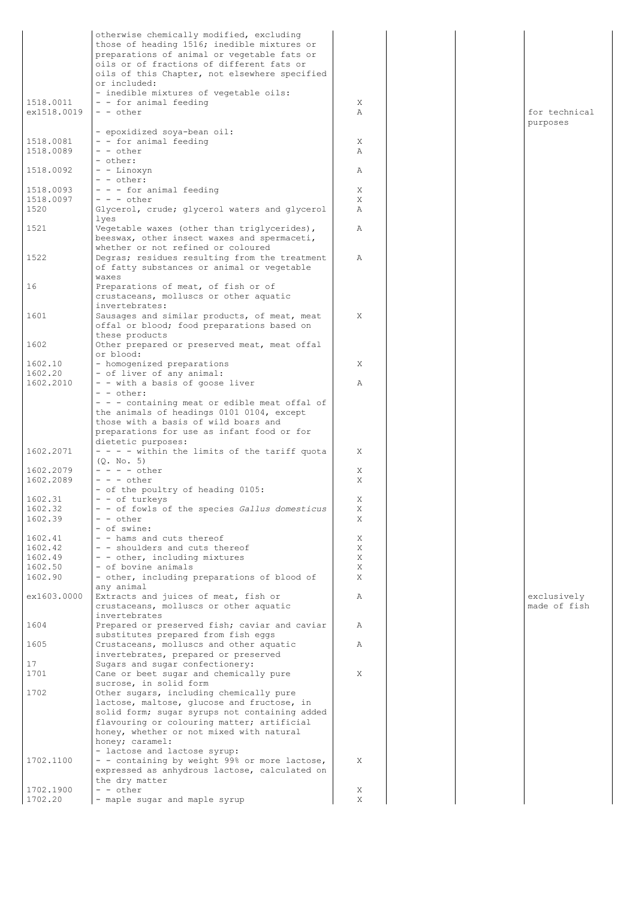| | | | | | |
|---|---|---|---|---|---|
| | otherwise chemically modified, excluding those of heading 1516; inedible mixtures or preparations of animal or vegetable fats or oils or of fractions of different fats or oils of this Chapter, not elsewhere specified or included: | | | | |
| | - inedible mixtures of vegetable oils: | | | | |
| 1518.0011 | - - for animal feeding | X | | | |
| ex1518.0019 | - - other | A | | | for technical purposes |
| | - epoxidized soya-bean oil: | | | | |
| 1518.0081 | - - for animal feeding | X | | | |
| 1518.0089 | - - other | A | | | |
| | - other: | | | | |
| 1518.0092 | - - Linoxyn | A | | | |
| | - - other: | | | | |
| 1518.0093 | - - - for animal feeding | X | | | |
| 1518.0097 | - - - other | X | | | |
| 1520 | Glycerol, crude; glycerol waters and glycerol lyes | A | | | |
| 1521 | Vegetable waxes (other than triglycerides), beeswax, other insect waxes and spermaceti, whether or not refined or coloured | A | | | |
| 1522 | Degras; residues resulting from the treatment of fatty substances or animal or vegetable waxes | A | | | |
| 16 | Preparations of meat, of fish or of crustaceans, molluscs or other aquatic invertebrates: | | | | |
| 1601 | Sausages and similar products, of meat, meat offal or blood; food preparations based on these products | X | | | |
| 1602 | Other prepared or preserved meat, meat offal or blood: | | | | |
| 1602.10 | - homogenized preparations | X | | | |
| 1602.20 | - of liver of any animal: | | | | |
| 1602.2010 | - - with a basis of goose liver | A | | | |
| | - - other: | | | | |
| | - - - containing meat or edible meat offal of the animals of headings 0101 0104, except those with a basis of wild boars and preparations for use as infant food or for dietetic purposes: | | | | |
| 1602.2071 | - - - - within the limits of the tariff quota (Q. No. 5) | X | | | |
| 1602.2079 | - - - - other | X | | | |
| 1602.2089 | - - - other | X | | | |
| | - of the poultry of heading 0105: | | | | |
| 1602.31 | - - of turkeys | X | | | |
| 1602.32 | - - of fowls of the species *Gallus domesticus* | X | | | |
| 1602.39 | - - other | X | | | |
| | - of swine: | | | | |
| 1602.41 | - - hams and cuts thereof | X | | | |
| 1602.42 | - - shoulders and cuts thereof | X | | | |
| 1602.49 | - - other, including mixtures | X | | | |
| 1602.50 | - of bovine animals | X | | | |
| 1602.90 | - other, including preparations of blood of any animal | X | | | |
| ex1603.0000 | Extracts and juices of meat, fish or crustaceans, molluscs or other aquatic invertebrates | A | | | exclusively made of fish |
| 1604 | Prepared or preserved fish; caviar and caviar substitutes prepared from fish eggs | A | | | |
| 1605 | Crustaceans, molluscs and other aquatic invertebrates, prepared or preserved | A | | | |
| 17 | Sugars and sugar confectionery: | | | | |
| 1701 | Cane or beet sugar and chemically pure sucrose, in solid form | X | | | |
| 1702 | Other sugars, including chemically pure lactose, maltose, glucose and fructose, in solid form; sugar syrups not containing added flavouring or colouring matter; artificial honey, whether or not mixed with natural honey; caramel: | | | | |
| | - lactose and lactose syrup: | | | | |
| 1702.1100 | - - containing by weight 99% or more lactose, expressed as anhydrous lactose, calculated on the dry matter | X | | | |
| 1702.1900 | - - other | X | | | |
| 1702.20 | - maple sugar and maple syrup | X | | | |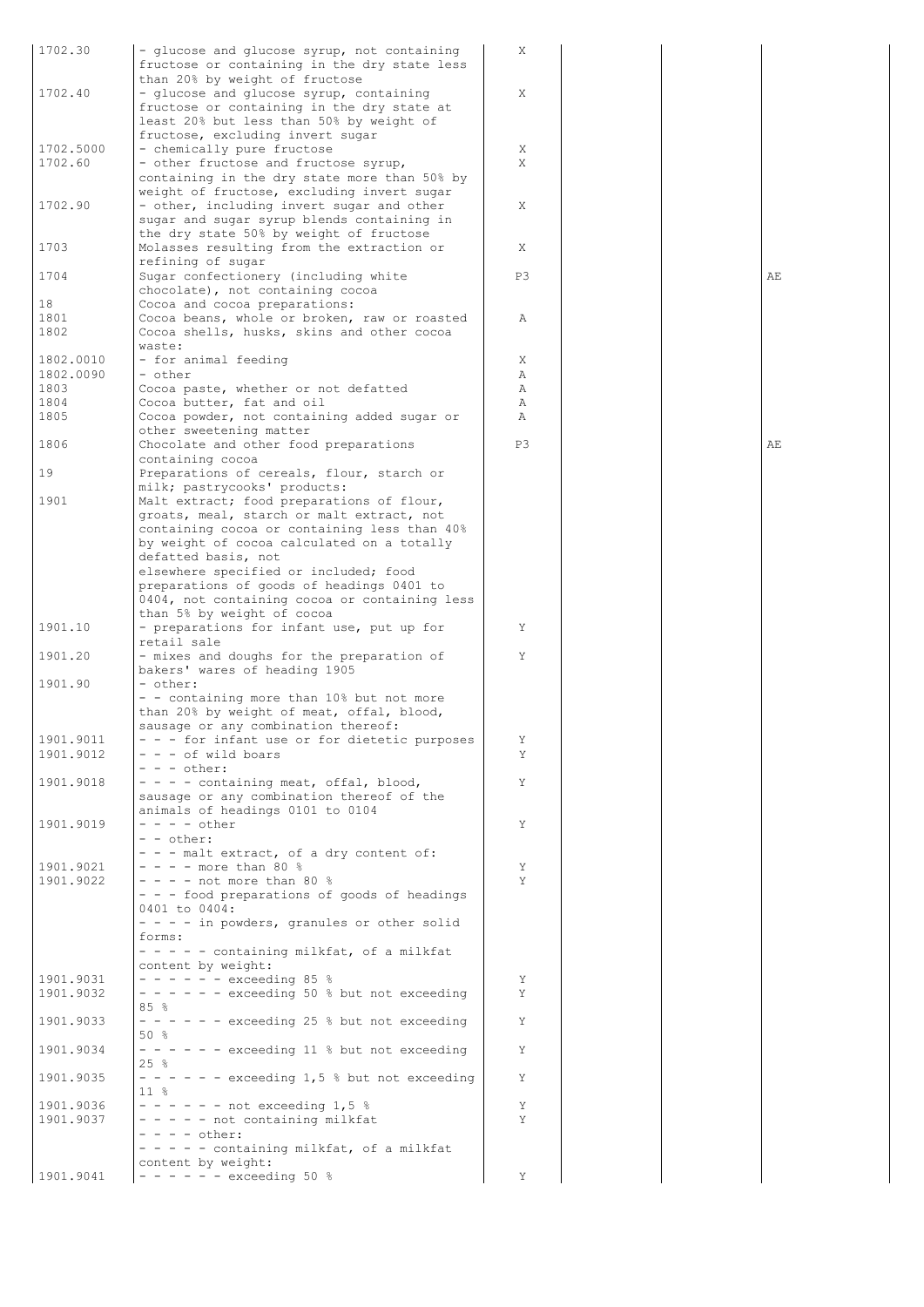| | | | | | |
|---|---|---|---|---|---|
| 1702.30 | - glucose and glucose syrup, not containing fructose or containing in the dry state less than 20% by weight of fructose | X | | | |
| 1702.40 | - glucose and glucose syrup, containing fructose or containing in the dry state at least 20% but less than 50% by weight of fructose, excluding invert sugar | X | | | |
| 1702.5000 | - chemically pure fructose | X | | | |
| 1702.60 | - other fructose and fructose syrup, containing in the dry state more than 50% by weight of fructose, excluding invert sugar | X | | | |
| 1702.90 | - other, including invert sugar and other sugar and sugar syrup blends containing in the dry state 50% by weight of fructose | X | | | |
| 1703 | Molasses resulting from the extraction or refining of sugar | X | | | |
| 1704 | Sugar confectionery (including white chocolate), not containing cocoa | P3 | | | AE |
| 18 | Cocoa and cocoa preparations: | | | | |
| 1801 | Cocoa beans, whole or broken, raw or roasted | A | | | |
| 1802 | Cocoa shells, husks, skins and other cocoa waste: | | | | |
| 1802.0010 | - for animal feeding | X | | | |
| 1802.0090 | - other | A | | | |
| 1803 | Cocoa paste, whether or not defatted | A | | | |
| 1804 | Cocoa butter, fat and oil | A | | | |
| 1805 | Cocoa powder, not containing added sugar or other sweetening matter | A | | | |
| 1806 | Chocolate and other food preparations containing cocoa | P3 | | | AE |
| 19 | Preparations of cereals, flour, starch or milk; pastrycooks' products: | | | | |
| 1901 | Malt extract; food preparations of flour, groats, meal, starch or malt extract, not containing cocoa or containing less than 40% by weight of cocoa calculated on a totally defatted basis, not elsewhere specified or included; food preparations of goods of headings 0401 to 0404, not containing cocoa or containing less than 5% by weight of cocoa | | | | |
| 1901.10 | - preparations for infant use, put up for retail sale | Y | | | |
| 1901.20 | - mixes and doughs for the preparation of bakers' wares of heading 1905 | Y | | | |
| 1901.90 | - other: | | | | |
| | - - containing more than 10% but not more than 20% by weight of meat, offal, blood, sausage or any combination thereof: | | | | |
| 1901.9011 | - - - for infant use or for dietetic purposes | Y | | | |
| 1901.9012 | - - - of wild boars | Y | | | |
| | - - - other: | | | | |
| 1901.9018 | - - - - containing meat, offal, blood, sausage or any combination thereof of the animals of headings 0101 to 0104 | Y | | | |
| 1901.9019 | - - - - other | Y | | | |
| | - - other: | | | | |
| | - - - malt extract, of a dry content of: | | | | |
| 1901.9021 | - - - - more than 80 % | Y | | | |
| 1901.9022 | - - - - not more than 80 % | Y | | | |
| | - - - food preparations of goods of headings 0401 to 0404: | | | | |
| | - - - - in powders, granules or other solid forms: | | | | |
| | - - - - - containing milkfat, of a milkfat content by weight: | | | | |
| 1901.9031 | - - - - - - exceeding 85 % | Y | | | |
| 1901.9032 | - - - - - - exceeding 50 % but not exceeding 85 % | Y | | | |
| 1901.9033 | - - - - - - exceeding 25 % but not exceeding 50 % | Y | | | |
| 1901.9034 | - - - - - - exceeding 11 % but not exceeding 25 % | Y | | | |
| 1901.9035 | - - - - - - exceeding 1,5 % but not exceeding 11 % | Y | | | |
| 1901.9036 | - - - - - - not exceeding 1,5 % | Y | | | |
| 1901.9037 | - - - - - not containing milkfat | Y | | | |
| | - - - - other: | | | | |
| | - - - - - containing milkfat, of a milkfat content by weight: | | | | |
| 1901.9041 | - - - - - - exceeding 50 % | Y | | | |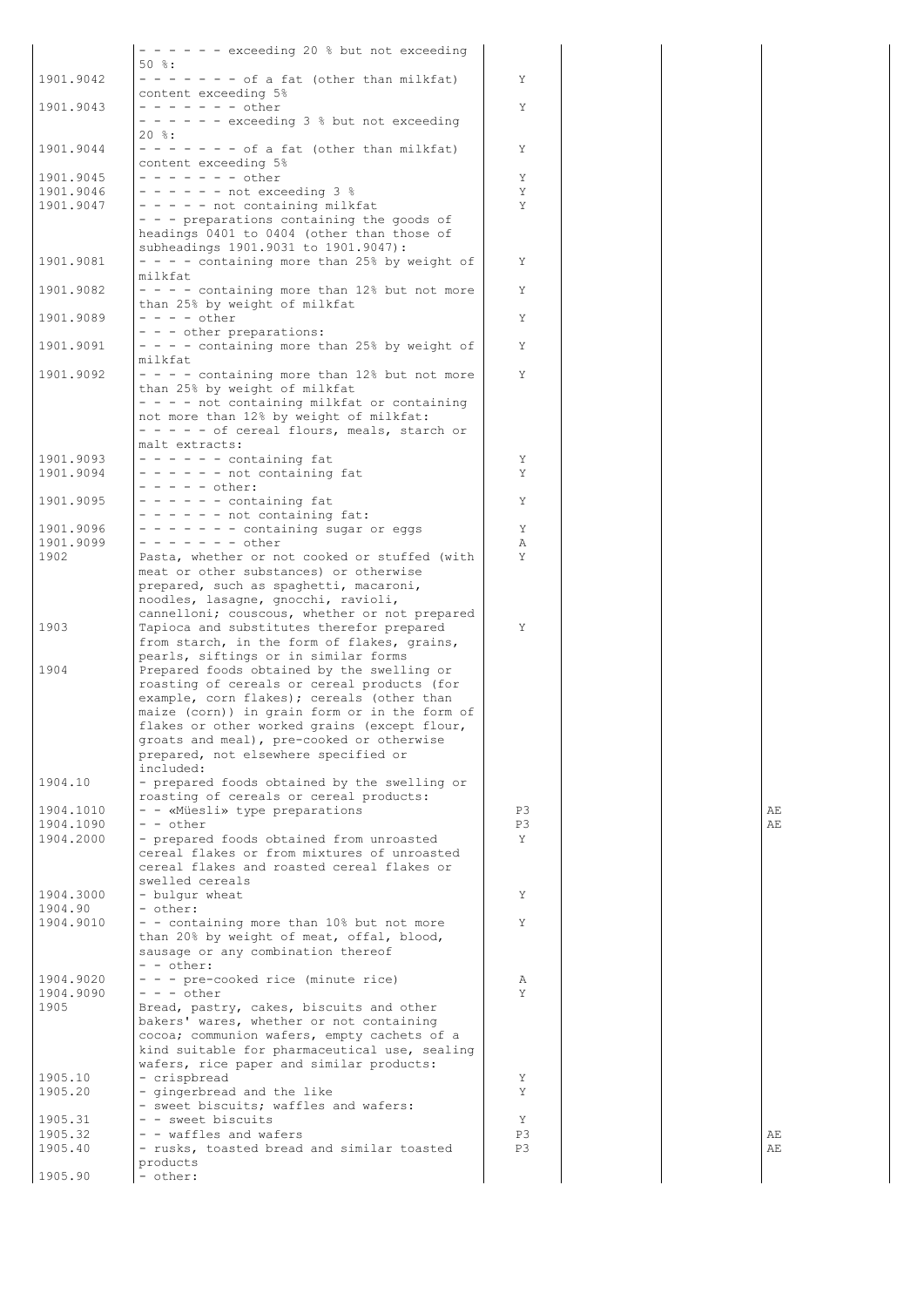| | | | | | |
|---|---|---|---|---|---|
| | - - - - - - exceeding 20 % but not exceeding 50 %: | | | | |
| 1901.9042 | - - - - - - - of a fat (other than milkfat) content exceeding 5% | Y | | | |
| 1901.9043 | - - - - - - - other | Y | | | |
| | - - - - - - exceeding 3 % but not exceeding 20 %: | | | | |
| 1901.9044 | - - - - - - - of a fat (other than milkfat) content exceeding 5% | Y | | | |
| 1901.9045 | - - - - - - - other | Y | | | |
| 1901.9046 | - - - - - - not exceeding 3 % | Y | | | |
| 1901.9047 | - - - - - not containing milkfat | Y | | | |
| | - - - preparations containing the goods of headings 0401 to 0404 (other than those of subheadings 1901.9031 to 1901.9047): | | | | |
| 1901.9081 | - - - - containing more than 25% by weight of milkfat | Y | | | |
| 1901.9082 | - - - - containing more than 12% but not more than 25% by weight of milkfat | Y | | | |
| 1901.9089 | - - - - other | Y | | | |
| | - - - other preparations: | | | | |
| 1901.9091 | - - - - containing more than 25% by weight of milkfat | Y | | | |
| 1901.9092 | - - - - containing more than 12% but not more than 25% by weight of milkfat | Y | | | |
| | - - - - not containing milkfat or containing not more than 12% by weight of milkfat: | | | | |
| | - - - - - of cereal flours, meals, starch or malt extracts: | | | | |
| 1901.9093 | - - - - - - containing fat | Y | | | |
| 1901.9094 | - - - - - - not containing fat | Y | | | |
| | - - - - - other: | | | | |
| 1901.9095 | - - - - - - containing fat | Y | | | |
| | - - - - - - not containing fat: | | | | |
| 1901.9096 | - - - - - - - containing sugar or eggs | Y | | | |
| 1901.9099 | - - - - - - - other | A | | | |
| 1902 | Pasta, whether or not cooked or stuffed (with meat or other substances) or otherwise prepared, such as spaghetti, macaroni, noodles, lasagne, gnocchi, ravioli, cannelloni; couscous, whether or not prepared | Y | | | |
| 1903 | Tapioca and substitutes therefor prepared from starch, in the form of flakes, grains, pearls, siftings or in similar forms | Y | | | |
| 1904 | Prepared foods obtained by the swelling or roasting of cereals or cereal products (for example, corn flakes); cereals (other than maize (corn)) in grain form or in the form of flakes or other worked grains (except flour, groats and meal), pre-cooked or otherwise prepared, not elsewhere specified or included: | | | | |
| 1904.10 | - prepared foods obtained by the swelling or roasting of cereals or cereal products: | | | | |
| 1904.1010 | - - «Müesli» type preparations | P3 | | | AE |
| 1904.1090 | - - other | P3 | | | AE |
| 1904.2000 | - prepared foods obtained from unroasted cereal flakes or from mixtures of unroasted cereal flakes and roasted cereal flakes or swelled cereals | Y | | | |
| 1904.3000 | - bulgur wheat | Y | | | |
| 1904.90 | - other: | | | | |
| 1904.9010 | - - containing more than 10% but not more than 20% by weight of meat, offal, blood, sausage or any combination thereof | Y | | | |
| | - - other: | | | | |
| 1904.9020 | - - - pre-cooked rice (minute rice) | A | | | |
| 1904.9090 | - - - other | Y | | | |
| 1905 | Bread, pastry, cakes, biscuits and other bakers' wares, whether or not containing cocoa; communion wafers, empty cachets of a kind suitable for pharmaceutical use, sealing wafers, rice paper and similar products: | | | | |
| 1905.10 | - crispbread | Y | | | |
| 1905.20 | - gingerbread and the like | Y | | | |
| | - sweet biscuits; waffles and wafers: | | | | |
| 1905.31 | - - sweet biscuits | Y | | | |
| 1905.32 | - - waffles and wafers | P3 | | | AE |
| 1905.40 | - rusks, toasted bread and similar toasted products | P3 | | | AE |
| 1905.90 | - other: | | | | |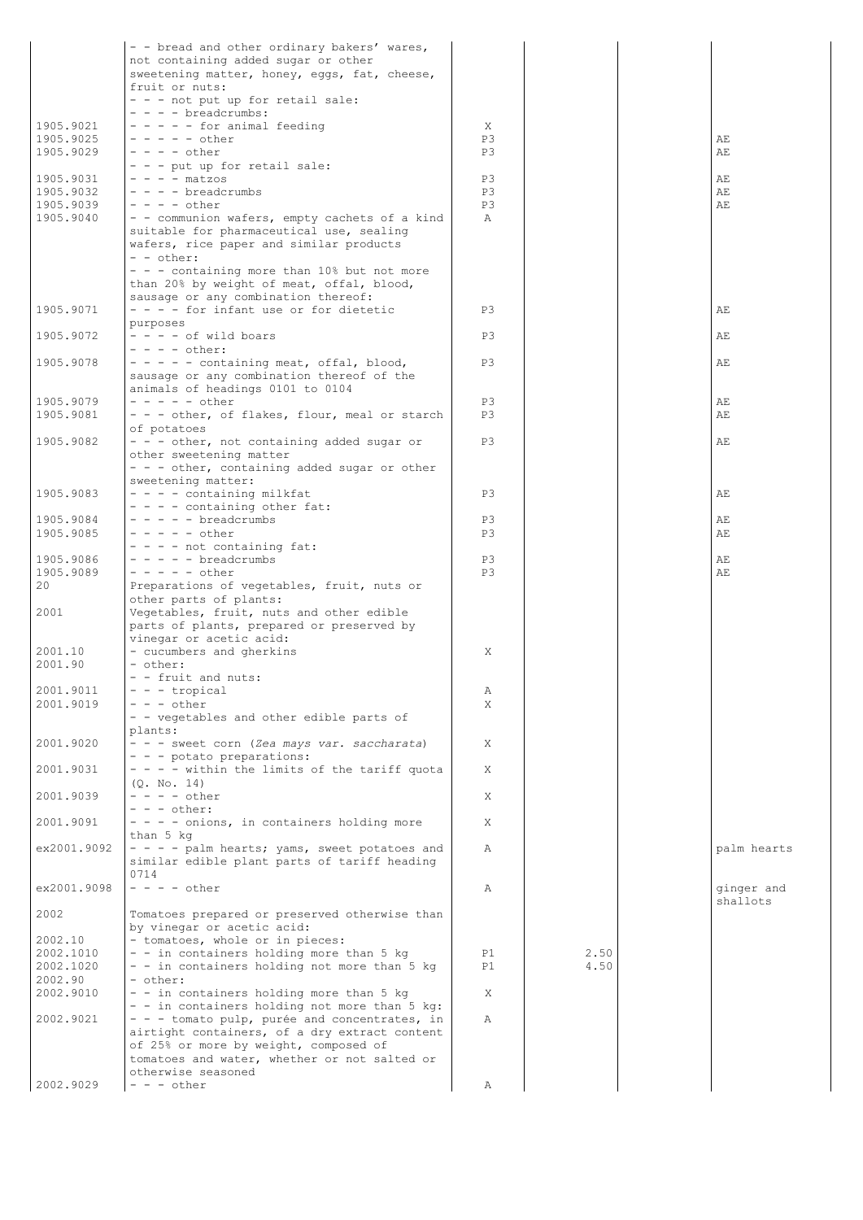| | | | | | |
|---|---|---|---|---|---|
| | - - bread and other ordinary bakers' wares, not containing added sugar or other sweetening matter, honey, eggs, fat, cheese, fruit or nuts: | | | | |
| | - - - not put up for retail sale: | | | | |
| | - - - - breadcrumbs: | | | | |
| 1905.9021 | - - - - - for animal feeding | X | | | |
| 1905.9025 | - - - - - other | P3 | | | AE |
| 1905.9029 | - - - - other | P3 | | | AE |
| | - - - put up for retail sale: | | | | |
| 1905.9031 | - - - - matzos | P3 | | | AE |
| 1905.9032 | - - - - breadcrumbs | P3 | | | AE |
| 1905.9039 | - - - - other | P3 | | | AE |
| 1905.9040 | - - communion wafers, empty cachets of a kind suitable for pharmaceutical use, sealing wafers, rice paper and similar products | A | | | |
| | - - other: | | | | |
| | - - - containing more than 10% but not more than 20% by weight of meat, offal, blood, sausage or any combination thereof: | | | | |
| 1905.9071 | - - - - for infant use or for dietetic purposes | P3 | | | AE |
| 1905.9072 | - - - - of wild boars | P3 | | | AE |
| | - - - - other: | | | | |
| 1905.9078 | - - - - - containing meat, offal, blood, sausage or any combination thereof of the animals of headings 0101 to 0104 | P3 | | | AE |
| 1905.9079 | - - - - - other | P3 | | | AE |
| 1905.9081 | - - - other, of flakes, flour, meal or starch of potatoes | P3 | | | AE |
| 1905.9082 | - - - other, not containing added sugar or other sweetening matter | P3 | | | AE |
| | - - - other, containing added sugar or other sweetening matter: | | | | |
| 1905.9083 | - - - - containing milkfat | P3 | | | AE |
| | - - - - containing other fat: | | | | |
| 1905.9084 | - - - - - breadcrumbs | P3 | | | AE |
| 1905.9085 | - - - - - other | P3 | | | AE |
| | - - - - not containing fat: | | | | |
| 1905.9086 | - - - - - breadcrumbs | P3 | | | AE |
| 1905.9089 | - - - - - other | P3 | | | AE |
| 20 | Preparations of vegetables, fruit, nuts or other parts of plants: | | | | |
| 2001 | Vegetables, fruit, nuts and other edible parts of plants, prepared or preserved by vinegar or acetic acid: | | | | |
| 2001.10 | - cucumbers and gherkins | X | | | |
| 2001.90 | - other: | | | | |
| | - - fruit and nuts: | | | | |
| 2001.9011 | - - - tropical | A | | | |
| 2001.9019 | - - - other | X | | | |
| | - - vegetables and other edible parts of plants: | | | | |
| 2001.9020 | - - - sweet corn (*Zea mays var. saccharata*) | X | | | |
| | - - - potato preparations: | | | | |
| 2001.9031 | - - - - within the limits of the tariff quota (Q. No. 14) | X | | | |
| 2001.9039 | - - - - other | X | | | |
| | - - - other: | | | | |
| 2001.9091 | - - - - onions, in containers holding more than 5 kg | X | | | |
| ex2001.9092 | - - - - palm hearts; yams, sweet potatoes and similar edible plant parts of tariff heading 0714 | A | | | palm hearts |
| ex2001.9098 | - - - - other | A | | | ginger and shallots |
| 2002 | Tomatoes prepared or preserved otherwise than by vinegar or acetic acid: | | | | |
| 2002.10 | - tomatoes, whole or in pieces: | | | | |
| 2002.1010 | - - in containers holding more than 5 kg | P1 | 2.50 | | |
| 2002.1020 | - - in containers holding not more than 5 kg | P1 | 4.50 | | |
| 2002.90 | - other: | | | | |
| 2002.9010 | - - in containers holding more than 5 kg | X | | | |
| | - - in containers holding not more than 5 kg: | | | | |
| 2002.9021 | - - - tomato pulp, purée and concentrates, in airtight containers, of a dry extract content of 25% or more by weight, composed of tomatoes and water, whether or not salted or otherwise seasoned | A | | | |
| 2002.9029 | - - - other | A | | | |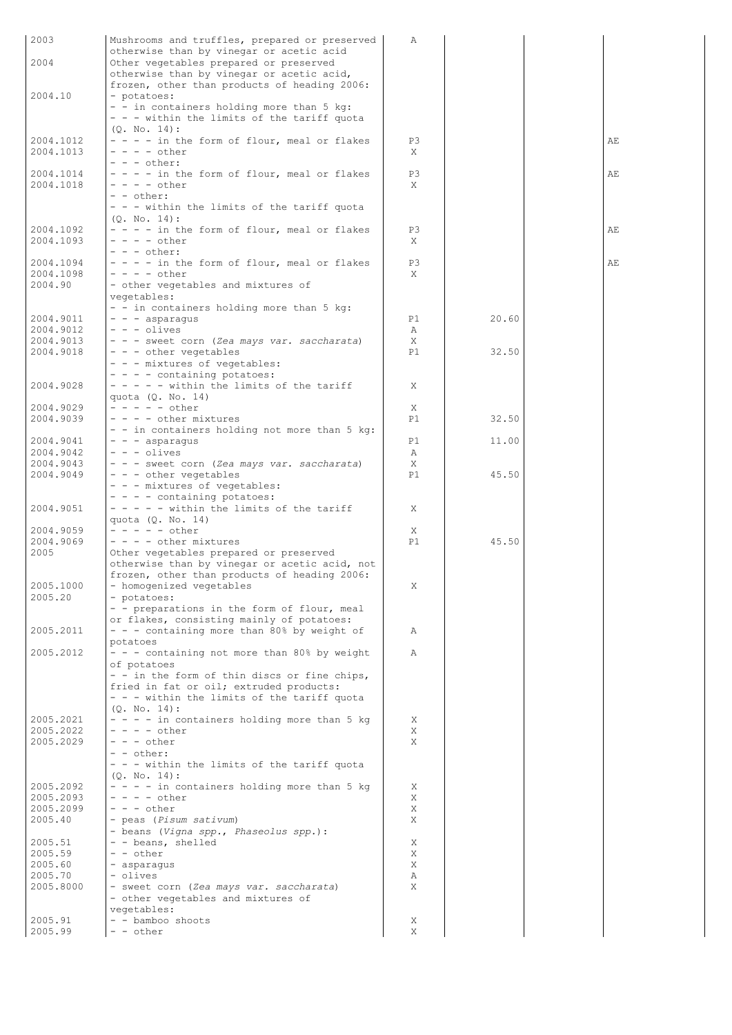| | | | | | |
|---|---|---|---|---|---|
| 2003 | Mushrooms and truffles, prepared or preserved otherwise than by vinegar or acetic acid | A | | | |
| 2004 | Other vegetables prepared or preserved otherwise than by vinegar or acetic acid, frozen, other than products of heading 2006: | | | | |
| 2004.10 | - potatoes: | | | | |
| | - - in containers holding more than 5 kg: | | | | |
| | - - - within the limits of the tariff quota (Q. No. 14): | | | | |
| 2004.1012 | - - - - in the form of flour, meal or flakes | P3 | | | AE |
| 2004.1013 | - - - - other | X | | | |
| | - - - other: | | | | |
| 2004.1014 | - - - - in the form of flour, meal or flakes | P3 | | | AE |
| 2004.1018 | - - - - other | X | | | |
| | - - other: | | | | |
| | - - - within the limits of the tariff quota (Q. No. 14): | | | | |
| 2004.1092 | - - - - in the form of flour, meal or flakes | P3 | | | AE |
| 2004.1093 | - - - - other | X | | | |
| | - - - other: | | | | |
| 2004.1094 | - - - - in the form of flour, meal or flakes | P3 | | | AE |
| 2004.1098 | - - - - other | X | | | |
| 2004.90 | - other vegetables and mixtures of vegetables: | | | | |
| | - - in containers holding more than 5 kg: | | | | |
| 2004.9011 | - - - asparagus | P1 | 20.60 | | |
| 2004.9012 | - - - olives | A | | | |
| 2004.9013 | - - - sweet corn (*Zea mays var. saccharata*) | X | | | |
| 2004.9018 | - - - other vegetables | P1 | 32.50 | | |
| | - - - mixtures of vegetables: | | | | |
| | - - - - containing potatoes: | | | | |
| 2004.9028 | - - - - - within the limits of the tariff quota (Q. No. 14) | X | | | |
| 2004.9029 | - - - - - other | X | | | |
| 2004.9039 | - - - - other mixtures | P1 | 32.50 | | |
| | - - in containers holding not more than 5 kg: | | | | |
| 2004.9041 | - - - asparagus | P1 | 11.00 | | |
| 2004.9042 | - - - olives | A | | | |
| 2004.9043 | - - - sweet corn (*Zea mays var. saccharata*) | X | | | |
| 2004.9049 | - - - other vegetables | P1 | 45.50 | | |
| | - - - mixtures of vegetables: | | | | |
| | - - - - containing potatoes: | | | | |
| 2004.9051 | - - - - - within the limits of the tariff quota (Q. No. 14) | X | | | |
| 2004.9059 | - - - - - other | X | | | |
| 2004.9069 | - - - - other mixtures | P1 | 45.50 | | |
| 2005 | Other vegetables prepared or preserved otherwise than by vinegar or acetic acid, not frozen, other than products of heading 2006: | | | | |
| 2005.1000 | - homogenized vegetables | X | | | |
| 2005.20 | - potatoes: | | | | |
| | - - preparations in the form of flour, meal or flakes, consisting mainly of potatoes: | | | | |
| 2005.2011 | - - - containing more than 80% by weight of potatoes | A | | | |
| 2005.2012 | - - - containing not more than 80% by weight of potatoes | A | | | |
| | - - in the form of thin discs or fine chips, fried in fat or oil; extruded products: | | | | |
| | - - - within the limits of the tariff quota (Q. No. 14): | | | | |
| 2005.2021 | - - - - in containers holding more than 5 kg | X | | | |
| 2005.2022 | - - - - other | X | | | |
| 2005.2029 | - - - other | X | | | |
| | - - other: | | | | |
| | - - - within the limits of the tariff quota (Q. No. 14): | | | | |
| 2005.2092 | - - - - in containers holding more than 5 kg | X | | | |
| 2005.2093 | - - - - other | X | | | |
| 2005.2099 | - - - other | X | | | |
| 2005.40 | - peas (*Pisum sativum*) | X | | | |
| | - beans (*Vigna spp., Phaseolus spp.*): | | | | |
| 2005.51 | - - beans, shelled | X | | | |
| 2005.59 | - - other | X | | | |
| 2005.60 | - asparagus | X | | | |
| 2005.70 | - olives | A | | | |
| 2005.8000 | - sweet corn (*Zea mays var. saccharata*) | X | | | |
| | - other vegetables and mixtures of vegetables: | | | | |
| 2005.91 | - - bamboo shoots | X | | | |
| 2005.99 | - - other | X | | | |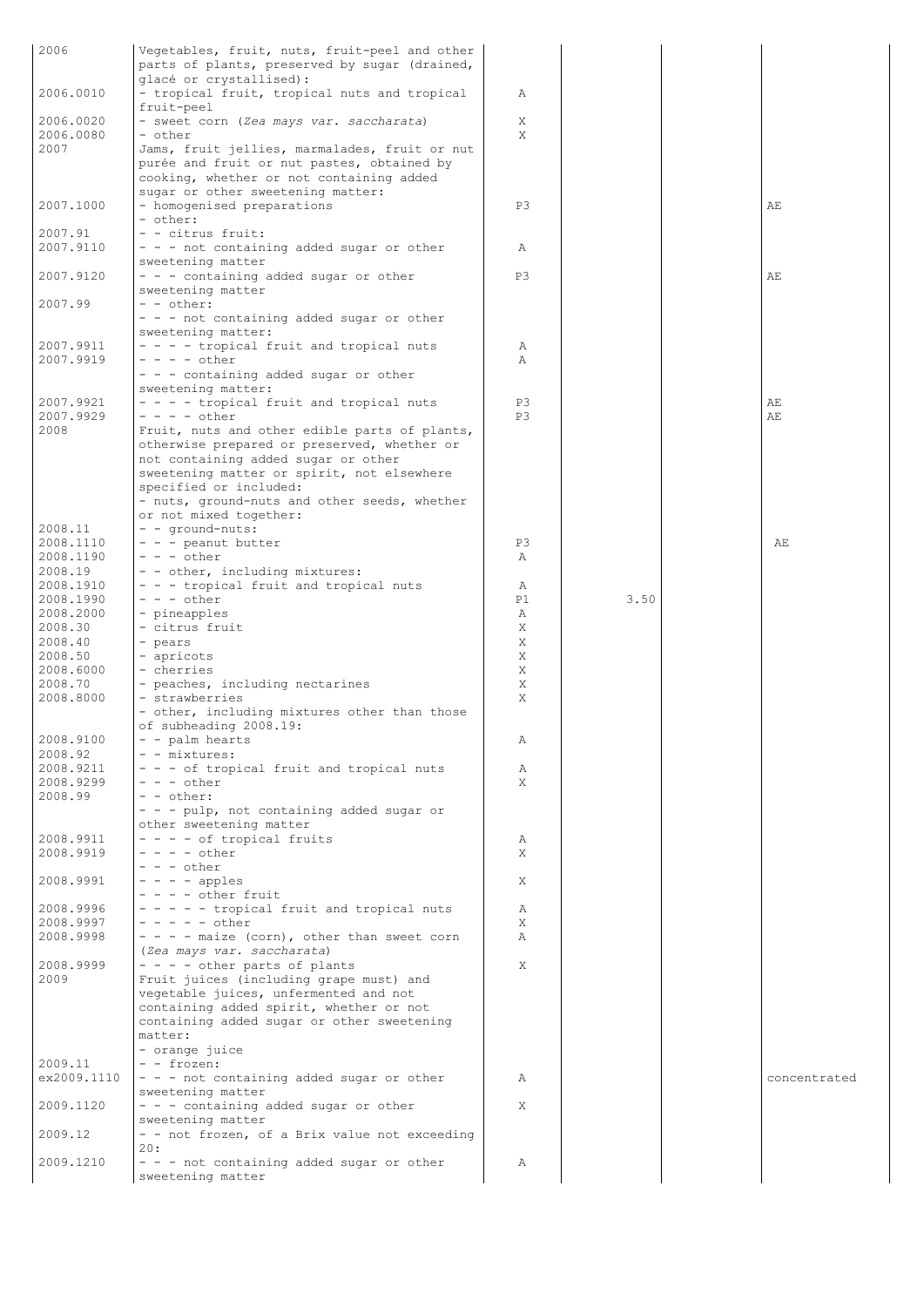| | | | | | |
|---|---|---|---|---|---|
| 2006 | Vegetables, fruit, nuts, fruit-peel and other parts of plants, preserved by sugar (drained, glacé or crystallised): | | | | |
| 2006.0010 | - tropical fruit, tropical nuts and tropical fruit-peel | A | | | |
| 2006.0020 | - sweet corn (*Zea mays var. saccharata*) | X | | | |
| 2006.0080 | - other | X | | | |
| 2007 | Jams, fruit jellies, marmalades, fruit or nut purée and fruit or nut pastes, obtained by cooking, whether or not containing added sugar or other sweetening matter: | | | | |
| 2007.1000 | - homogenised preparations | P3 | | | AE |
| | - other: | | | | |
| 2007.91 | - - citrus fruit: | | | | |
| 2007.9110 | - - - not containing added sugar or other sweetening matter | A | | | |
| 2007.9120 | - - - containing added sugar or other sweetening matter | P3 | | | AE |
| 2007.99 | - - other: | | | | |
| | - - - not containing added sugar or other sweetening matter: | | | | |
| 2007.9911 | - - - - tropical fruit and tropical nuts | A | | | |
| 2007.9919 | - - - - other | A | | | |
| | - - - containing added sugar or other sweetening matter: | | | | |
| 2007.9921 | - - - - tropical fruit and tropical nuts | P3 | | | AE |
| 2007.9929 | - - - - other | P3 | | | AE |
| 2008 | Fruit, nuts and other edible parts of plants, otherwise prepared or preserved, whether or not containing added sugar or other sweetening matter or spirit, not elsewhere specified or included: | | | | |
| | - nuts, ground-nuts and other seeds, whether or not mixed together: | | | | |
| 2008.11 | - - ground-nuts: | | | | |
| 2008.1110 | - - - peanut butter | P3 | | | AE |
| 2008.1190 | - - - other | A | | | |
| 2008.19 | - - other, including mixtures: | | | | |
| 2008.1910 | - - - tropical fruit and tropical nuts | A | | | |
| 2008.1990 | - - - other | P1 | 3.50 | | |
| 2008.2000 | - pineapples | A | | | |
| 2008.30 | - citrus fruit | X | | | |
| 2008.40 | - pears | X | | | |
| 2008.50 | - apricots | X | | | |
| 2008.6000 | - cherries | X | | | |
| 2008.70 | - peaches, including nectarines | X | | | |
| 2008.8000 | - strawberries | X | | | |
| | - other, including mixtures other than those of subheading 2008.19: | | | | |
| 2008.9100 | - - palm hearts | A | | | |
| 2008.92 | - - mixtures: | | | | |
| 2008.9211 | - - - of tropical fruit and tropical nuts | A | | | |
| 2008.9299 | - - - other | X | | | |
| 2008.99 | - - other: | | | | |
| | - - - pulp, not containing added sugar or other sweetening matter | | | | |
| 2008.9911 | - - - - of tropical fruits | A | | | |
| 2008.9919 | - - - - other | X | | | |
| | - - - other | | | | |
| 2008.9991 | - - - - apples | X | | | |
| | - - - - other fruit | | | | |
| 2008.9996 | - - - - - tropical fruit and tropical nuts | A | | | |
| 2008.9997 | - - - - - other | X | | | |
| 2008.9998 | - - - - maize (corn), other than sweet corn (*Zea mays var. saccharata*) | A | | | |
| 2008.9999 | - - - - other parts of plants | X | | | |
| 2009 | Fruit juices (including grape must) and vegetable juices, unfermented and not containing added spirit, whether or not containing added sugar or other sweetening matter: | | | | |
| | - orange juice | | | | |
| 2009.11 | - - frozen: | | | | |
| ex2009.1110 | - - - not containing added sugar or other sweetening matter | A | | | concentrated |
| 2009.1120 | - - - containing added sugar or other sweetening matter | X | | | |
| 2009.12 | - - not frozen, of a Brix value not exceeding 20: | | | | |
| 2009.1210 | - - - not containing added sugar or other sweetening matter | A | | | |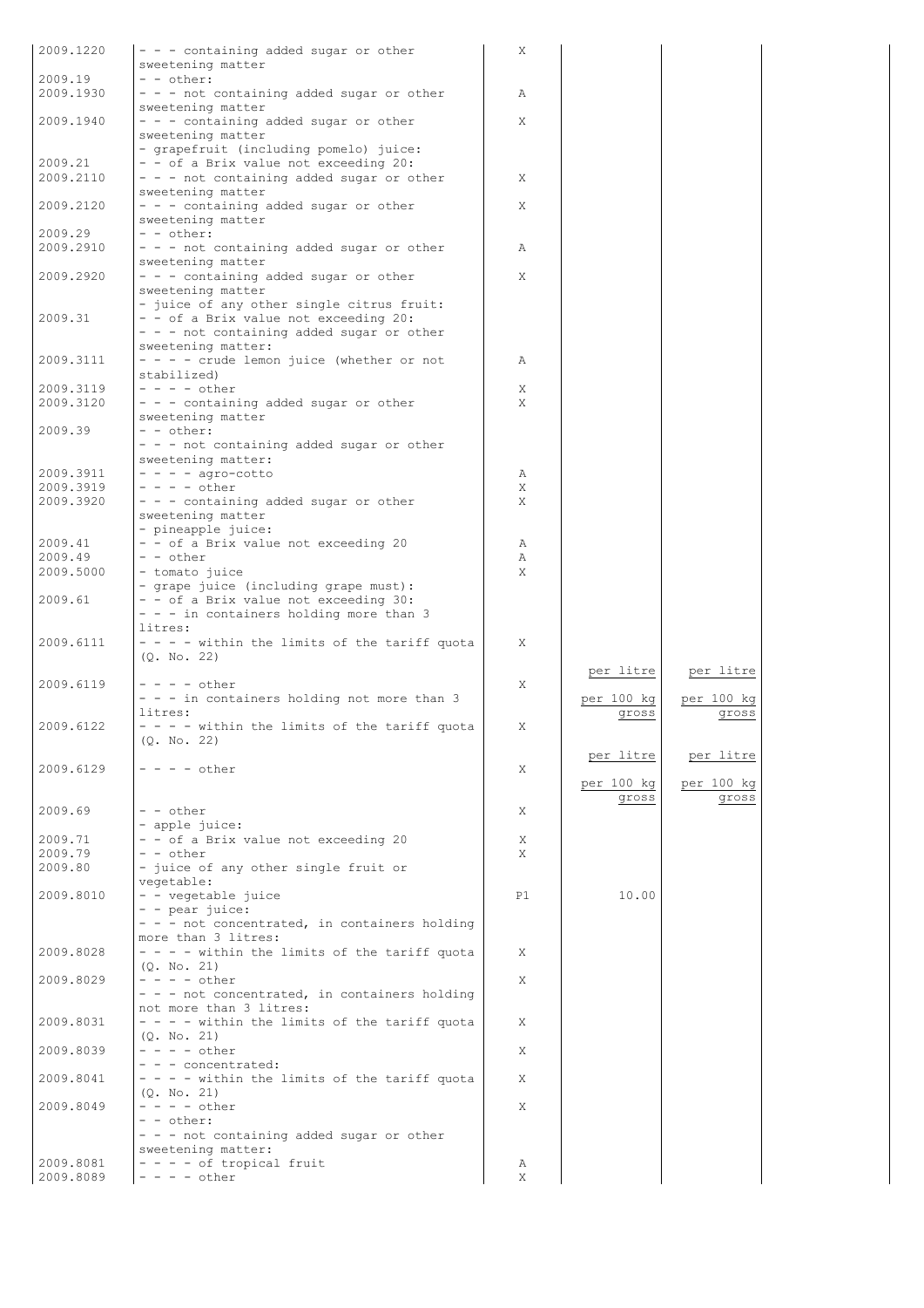| | | | | | |
|---|---|---|---|---|---|
| 2009.1220 | - - - containing added sugar or other sweetening matter | X | | | |
| 2009.19 | - - other: | | | | |
| 2009.1930 | - - - not containing added sugar or other sweetening matter | A | | | |
| 2009.1940 | - - - containing added sugar or other sweetening matter | X | | | |
| | - grapefruit (including pomelo) juice: | | | | |
| 2009.21 | - - of a Brix value not exceeding 20: | | | | |
| 2009.2110 | - - - not containing added sugar or other sweetening matter | X | | | |
| 2009.2120 | - - - containing added sugar or other sweetening matter | X | | | |
| 2009.29 | - - other: | | | | |
| 2009.2910 | - - - not containing added sugar or other sweetening matter | A | | | |
| 2009.2920 | - - - containing added sugar or other sweetening matter | X | | | |
| | - juice of any other single citrus fruit: | | | | |
| 2009.31 | - - of a Brix value not exceeding 20: | | | | |
| | - - - not containing added sugar or other sweetening matter: | | | | |
| 2009.3111 | - - - - crude lemon juice (whether or not stabilized) | A | | | |
| 2009.3119 | - - - - other | X | | | |
| 2009.3120 | - - - containing added sugar or other sweetening matter | X | | | |
| 2009.39 | - - other: | | | | |
| | - - - not containing added sugar or other sweetening matter: | | | | |
| 2009.3911 | - - - - agro-cotto | A | | | |
| 2009.3919 | - - - - other | X | | | |
| 2009.3920 | - - - containing added sugar or other sweetening matter | X | | | |
| | - pineapple juice: | | | | |
| 2009.41 | - - of a Brix value not exceeding 20 | A | | | |
| 2009.49 | - - other | A | | | |
| 2009.5000 | - tomato juice | X | | | |
| | - grape juice (including grape must): | | | | |
| 2009.61 | - - of a Brix value not exceeding 30: | | | | |
| | - - - in containers holding more than 3 litres: | | | | |
| 2009.6111 | - - - - within the limits of the tariff quota (Q. No. 22) | X | per litre | per litre | |
| 2009.6119 | - - - - other | X | | | |
| | - - - in containers holding not more than 3 litres: | | per 100 kg gross | per 100 kg gross | |
| 2009.6122 | - - - - within the limits of the tariff quota (Q. No. 22) | X | per litre | per litre | |
| 2009.6129 | - - - - other | X | per 100 kg gross | per 100 kg gross | |
| 2009.69 | - - other | X | | | |
| | - apple juice: | | | | |
| 2009.71 | - - of a Brix value not exceeding 20 | X | | | |
| 2009.79 | - - other | X | | | |
| 2009.80 | - juice of any other single fruit or vegetable: | | | | |
| 2009.8010 | - - vegetable juice | P1 | 10.00 | | |
| | - - pear juice: | | | | |
| | - - - not concentrated, in containers holding more than 3 litres: | | | | |
| 2009.8028 | - - - - within the limits of the tariff quota (Q. No. 21) | X | | | |
| 2009.8029 | - - - - other | X | | | |
| | - - - not concentrated, in containers holding not more than 3 litres: | | | | |
| 2009.8031 | - - - - within the limits of the tariff quota (Q. No. 21) | X | | | |
| 2009.8039 | - - - - other | X | | | |
| | - - - concentrated: | | | | |
| 2009.8041 | - - - - within the limits of the tariff quota (Q. No. 21) | X | | | |
| 2009.8049 | - - - - other | X | | | |
| | - - other: | | | | |
| | - - - not containing added sugar or other sweetening matter: | | | | |
| 2009.8081 | - - - - of tropical fruit | A | | | |
| 2009.8089 | - - - - other | X | | | |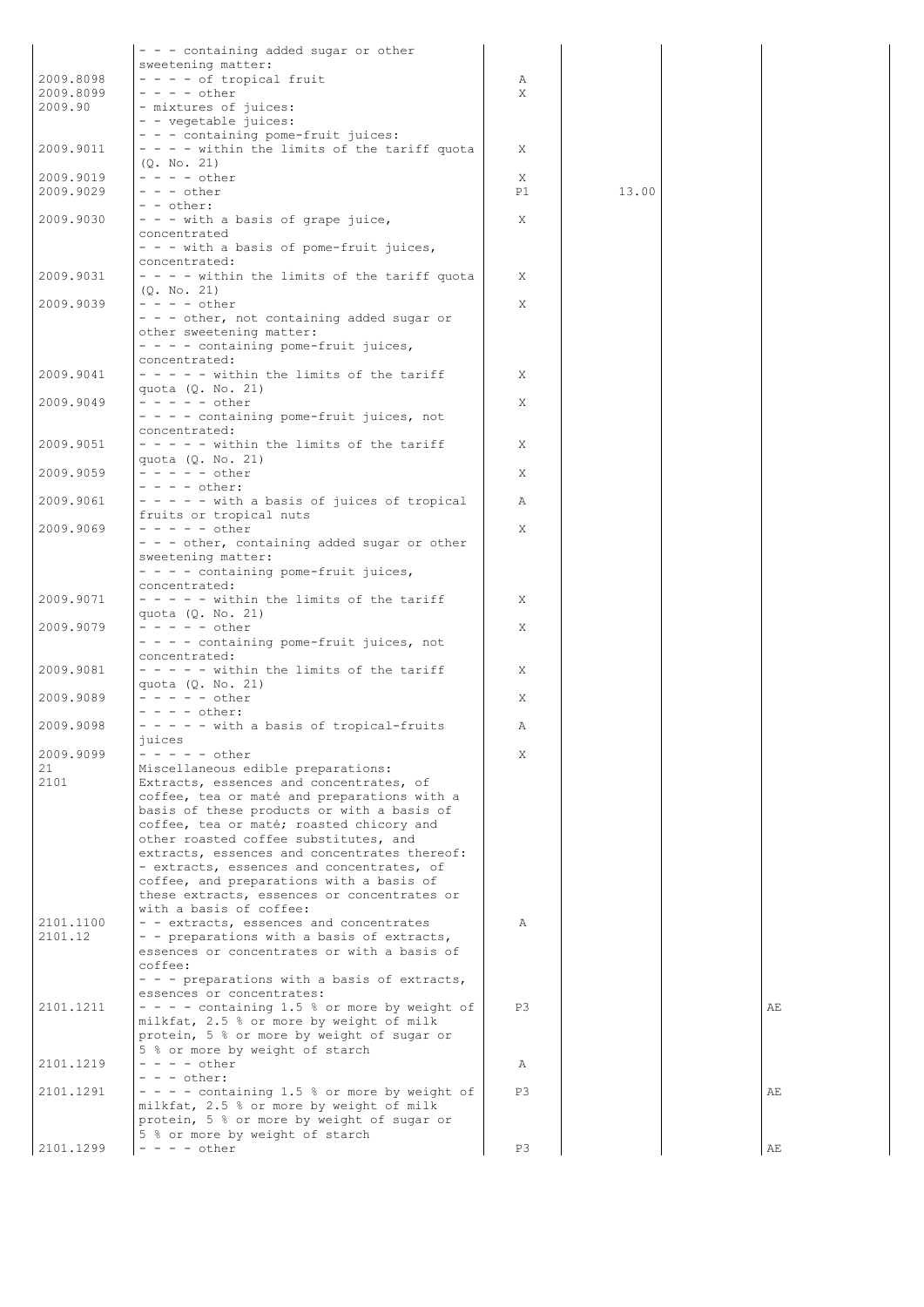| | | | | | |
|---|---|---|---|---|---|
| | - - - containing added sugar or other sweetening matter: | | | | |
| 2009.8098 | - - - - of tropical fruit | A | | | |
| 2009.8099 | - - - - other | X | | | |
| 2009.90 | - mixtures of juices: | | | | |
| | - - vegetable juices: | | | | |
| | - - - containing pome-fruit juices: | | | | |
| 2009.9011 | - - - - within the limits of the tariff quota (Q. No. 21) | X | | | |
| 2009.9019 | - - - - other | X | | | |
| 2009.9029 | - - - other | P1 | 13.00 | | |
| | - - other: | | | | |
| 2009.9030 | - - - with a basis of grape juice, concentrated | X | | | |
| | - - - with a basis of pome-fruit juices, concentrated: | | | | |
| 2009.9031 | - - - - within the limits of the tariff quota (Q. No. 21) | X | | | |
| 2009.9039 | - - - - other | X | | | |
| | - - - other, not containing added sugar or other sweetening matter: | | | | |
| | - - - - containing pome-fruit juices, concentrated: | | | | |
| 2009.9041 | - - - - - within the limits of the tariff quota (Q. No. 21) | X | | | |
| 2009.9049 | - - - - - other | X | | | |
| | - - - - containing pome-fruit juices, not concentrated: | | | | |
| 2009.9051 | - - - - - within the limits of the tariff quota (Q. No. 21) | X | | | |
| 2009.9059 | - - - - - other | X | | | |
| | - - - - other: | | | | |
| 2009.9061 | - - - - - with a basis of juices of tropical fruits or tropical nuts | A | | | |
| 2009.9069 | - - - - - other | X | | | |
| | - - - other, containing added sugar or other sweetening matter: | | | | |
| | - - - - containing pome-fruit juices, concentrated: | | | | |
| 2009.9071 | - - - - - within the limits of the tariff quota (Q. No. 21) | X | | | |
| 2009.9079 | - - - - - other | X | | | |
| | - - - - containing pome-fruit juices, not concentrated: | | | | |
| 2009.9081 | - - - - - within the limits of the tariff quota (Q. No. 21) | X | | | |
| 2009.9089 | - - - - - other | X | | | |
| | - - - - other: | | | | |
| 2009.9098 | - - - - - with a basis of tropical-fruits juices | A | | | |
| 2009.9099 | - - - - - other | X | | | |
| 21 | Miscellaneous edible preparations: | | | | |
| 2101 | Extracts, essences and concentrates, of coffee, tea or maté and preparations with a basis of these products or with a basis of coffee, tea or maté; roasted chicory and other roasted coffee substitutes, and extracts, essences and concentrates thereof: | | | | |
| | - extracts, essences and concentrates, of coffee, and preparations with a basis of these extracts, essences or concentrates or with a basis of coffee: | | | | |
| 2101.1100 | - - extracts, essences and concentrates | A | | | |
| 2101.12 | - - preparations with a basis of extracts, essences or concentrates or with a basis of coffee: | | | | |
| | - - - preparations with a basis of extracts, essences or concentrates: | | | | |
| 2101.1211 | - - - - containing 1.5 % or more by weight of milkfat, 2.5 % or more by weight of milk protein, 5 % or more by weight of sugar or 5 % or more by weight of starch | P3 | | | AE |
| 2101.1219 | - - - - other | A | | | |
| | - - - other: | | | | |
| 2101.1291 | - - - - containing 1.5 % or more by weight of milkfat, 2.5 % or more by weight of milk protein, 5 % or more by weight of sugar or 5 % or more by weight of starch | P3 | | | AE |
| 2101.1299 | - - - - other | P3 | | | AE |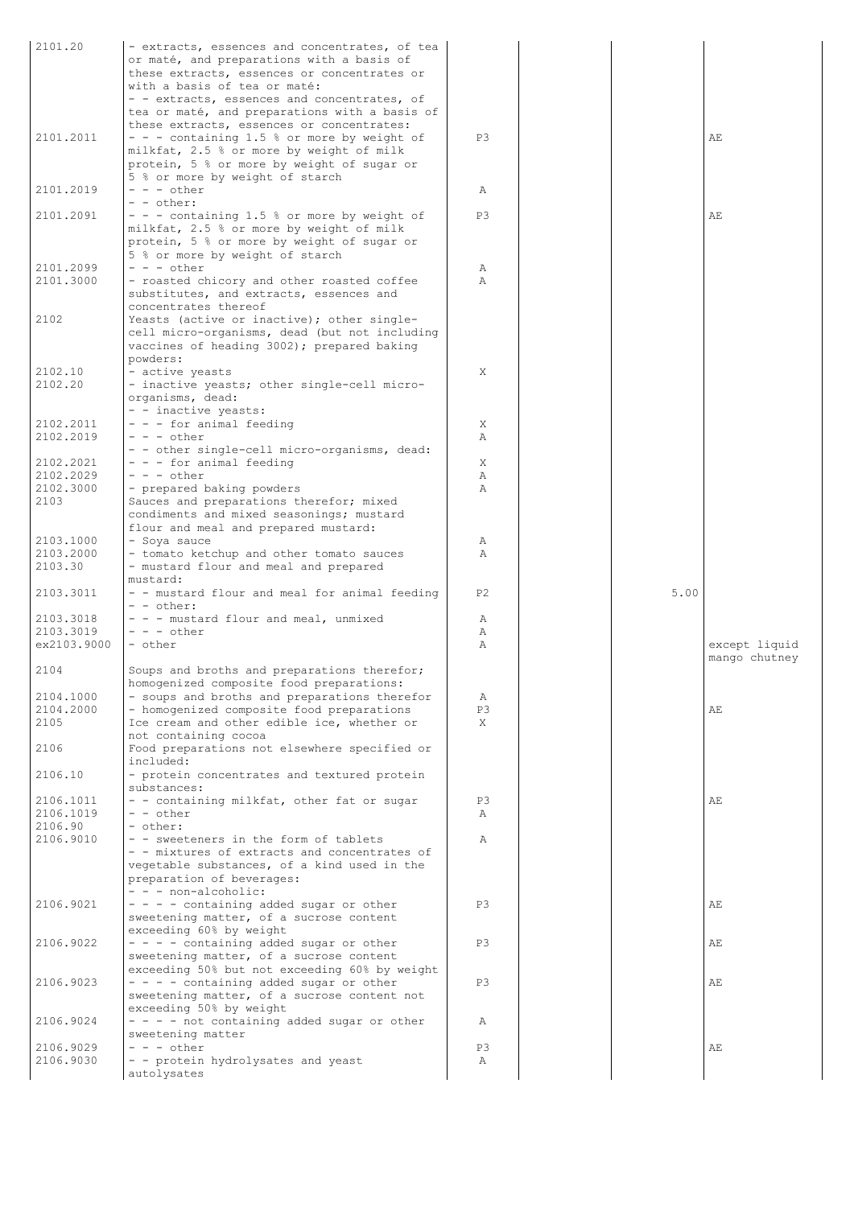| | | | | | |
|---|---|---|---|---|---|
| 2101.20 | - extracts, essences and concentrates, of tea or maté, and preparations with a basis of these extracts, essences or concentrates or with a basis of tea or maté: | | | | |
| | - - extracts, essences and concentrates, of tea or maté, and preparations with a basis of these extracts, essences or concentrates: | | | | |
| 2101.2011 | - - - containing 1.5 % or more by weight of milkfat, 2.5 % or more by weight of milk protein, 5 % or more by weight of sugar or 5 % or more by weight of starch | P3 | | | AE |
| 2101.2019 | - - - other | A | | | |
| | - - other: | | | | |
| 2101.2091 | - - - containing 1.5 % or more by weight of milkfat, 2.5 % or more by weight of milk protein, 5 % or more by weight of sugar or 5 % or more by weight of starch | P3 | | | AE |
| 2101.2099 | - - - other | A | | | |
| 2101.3000 | - roasted chicory and other roasted coffee substitutes, and extracts, essences and concentrates thereof | A | | | |
| 2102 | Yeasts (active or inactive); other single-cell micro-organisms, dead (but not including vaccines of heading 3002); prepared baking powders: | | | | |
| 2102.10 | - active yeasts | X | | | |
| 2102.20 | - inactive yeasts; other single-cell micro-organisms, dead: | | | | |
| | - - inactive yeasts: | | | | |
| 2102.2011 | - - - for animal feeding | X | | | |
| 2102.2019 | - - - other | A | | | |
| | - - other single-cell micro-organisms, dead: | | | | |
| 2102.2021 | - - - for animal feeding | X | | | |
| 2102.2029 | - - - other | A | | | |
| 2102.3000 | - prepared baking powders | A | | | |
| 2103 | Sauces and preparations therefor; mixed condiments and mixed seasonings; mustard flour and meal and prepared mustard: | | | | |
| 2103.1000 | - Soya sauce | A | | | |
| 2103.2000 | - tomato ketchup and other tomato sauces | A | | | |
| 2103.30 | - mustard flour and meal and prepared mustard: | | | | |
| 2103.3011 | - - mustard flour and meal for animal feeding | P2 | | 5.00 | |
| | - - other: | | | | |
| 2103.3018 | - - - mustard flour and meal, unmixed | A | | | |
| 2103.3019 | - - - other | A | | | |
| ex2103.9000 | - other | A | | | except liquid mango chutney |
| 2104 | Soups and broths and preparations therefor; homogenized composite food preparations: | | | | |
| 2104.1000 | - soups and broths and preparations therefor | A | | | |
| 2104.2000 | - homogenized composite food preparations | P3 | | | AE |
| 2105 | Ice cream and other edible ice, whether or not containing cocoa | X | | | |
| 2106 | Food preparations not elsewhere specified or included: | | | | |
| 2106.10 | - protein concentrates and textured protein substances: | | | | |
| 2106.1011 | - - containing milkfat, other fat or sugar | P3 | | | AE |
| 2106.1019 | - - other | A | | | |
| 2106.90 | - other: | | | | |
| 2106.9010 | - - sweeteners in the form of tablets | A | | | |
| | - - mixtures of extracts and concentrates of vegetable substances, of a kind used in the preparation of beverages: | | | | |
| | - - - non-alcoholic: | | | | |
| 2106.9021 | - - - - containing added sugar or other sweetening matter, of a sucrose content exceeding 60% by weight | P3 | | | AE |
| 2106.9022 | - - - - containing added sugar or other sweetening matter, of a sucrose content exceeding 50% but not exceeding 60% by weight | P3 | | | AE |
| 2106.9023 | - - - - containing added sugar or other sweetening matter, of a sucrose content not exceeding 50% by weight | P3 | | | AE |
| 2106.9024 | - - - - not containing added sugar or other sweetening matter | A | | | |
| 2106.9029 | - - - other | P3 | | | AE |
| 2106.9030 | - - protein hydrolysates and yeast autolysates | A | | | |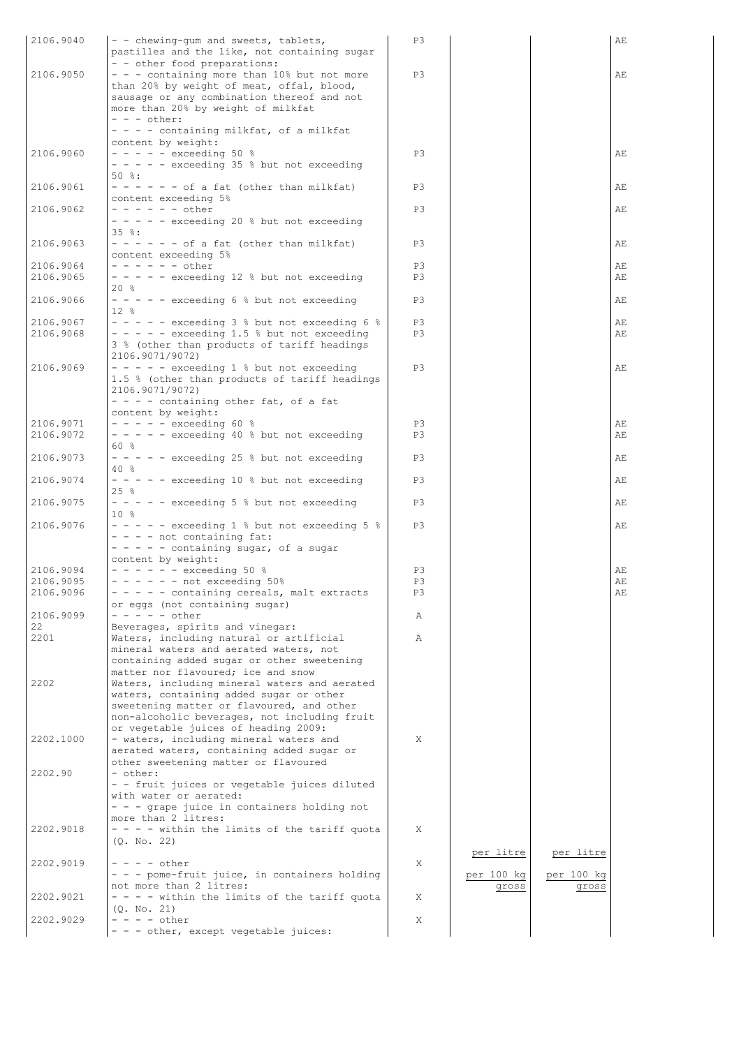| | | | | | |
|---|---|---|---|---|---|
| 2106.9040 | - - chewing-gum and sweets, tablets, pastilles and the like, not containing sugar | P3 | | | AE |
| | - - other food preparations: | | | | |
| 2106.9050 | - - - containing more than 10% but not more than 20% by weight of meat, offal, blood, sausage or any combination thereof and not more than 20% by weight of milkfat | P3 | | | AE |
| | - - - other: | | | | |
| | - - - - containing milkfat, of a milkfat content by weight: | | | | |
| 2106.9060 | - - - - - exceeding 50 % | P3 | | | AE |
| | - - - - - exceeding 35 % but not exceeding 50 %: | | | | |
| 2106.9061 | - - - - - - of a fat (other than milkfat) content exceeding 5% | P3 | | | AE |
| 2106.9062 | - - - - - - other | P3 | | | AE |
| | - - - - - exceeding 20 % but not exceeding 35 %: | | | | |
| 2106.9063 | - - - - - - of a fat (other than milkfat) content exceeding 5% | P3 | | | AE |
| 2106.9064 | - - - - - - other | P3 | | | AE |
| 2106.9065 | - - - - - exceeding 12 % but not exceeding 20 % | P3 | | | AE |
| 2106.9066 | - - - - - exceeding 6 % but not exceeding 12 % | P3 | | | AE |
| 2106.9067 | - - - - - exceeding 3 % but not exceeding 6 % | P3 | | | AE |
| 2106.9068 | - - - - - exceeding 1.5 % but not exceeding 3 % (other than products of tariff headings 2106.9071/9072) | P3 | | | AE |
| 2106.9069 | - - - - - exceeding 1 % but not exceeding 1.5 % (other than products of tariff headings 2106.9071/9072) | P3 | | | AE |
| | - - - - containing other fat, of a fat content by weight: | | | | |
| 2106.9071 | - - - - - exceeding 60 % | P3 | | | AE |
| 2106.9072 | - - - - - exceeding 40 % but not exceeding 60 % | P3 | | | AE |
| 2106.9073 | - - - - - exceeding 25 % but not exceeding 40 % | P3 | | | AE |
| 2106.9074 | - - - - - exceeding 10 % but not exceeding 25 % | P3 | | | AE |
| 2106.9075 | - - - - - exceeding 5 % but not exceeding 10 % | P3 | | | AE |
| 2106.9076 | - - - - - exceeding 1 % but not exceeding 5 % | P3 | | | AE |
| | - - - - not containing fat: | | | | |
| | - - - - - containing sugar, of a sugar content by weight: | | | | |
| 2106.9094 | - - - - - - exceeding 50 % | P3 | | | AE |
| 2106.9095 | - - - - - - not exceeding 50% | P3 | | | AE |
| 2106.9096 | - - - - - containing cereals, malt extracts or eggs (not containing sugar) | P3 | | | AE |
| 2106.9099 | - - - - - other | A | | | |
| 22 | Beverages, spirits and vinegar: | | | | |
| 2201 | Waters, including natural or artificial mineral waters and aerated waters, not containing added sugar or other sweetening matter nor flavoured; ice and snow | A | | | |
| 2202 | Waters, including mineral waters and aerated waters, containing added sugar or other sweetening matter or flavoured, and other non-alcoholic beverages, not including fruit or vegetable juices of heading 2009: | | | | |
| 2202.1000 | - waters, including mineral waters and aerated waters, containing added sugar or other sweetening matter or flavoured | X | | | |
| 2202.90 | - other: | | | | |
| | - - fruit juices or vegetable juices diluted with water or aerated: | | | | |
| | - - - grape juice in containers holding not more than 2 litres: | | | | |
| 2202.9018 | - - - - within the limits of the tariff quota (Q. No. 22) | X | | | |
| 2202.9019 | - - - - other | X | per litre | per litre | |
| | - - - pome-fruit juice, in containers holding not more than 2 litres: | | per 100 kg gross | per 100 kg gross | |
| 2202.9021 | - - - - within the limits of the tariff quota (Q. No. 21) | X | | | |
| 2202.9029 | - - - - other | X | | | |
| | - - - other, except vegetable juices: | | | | |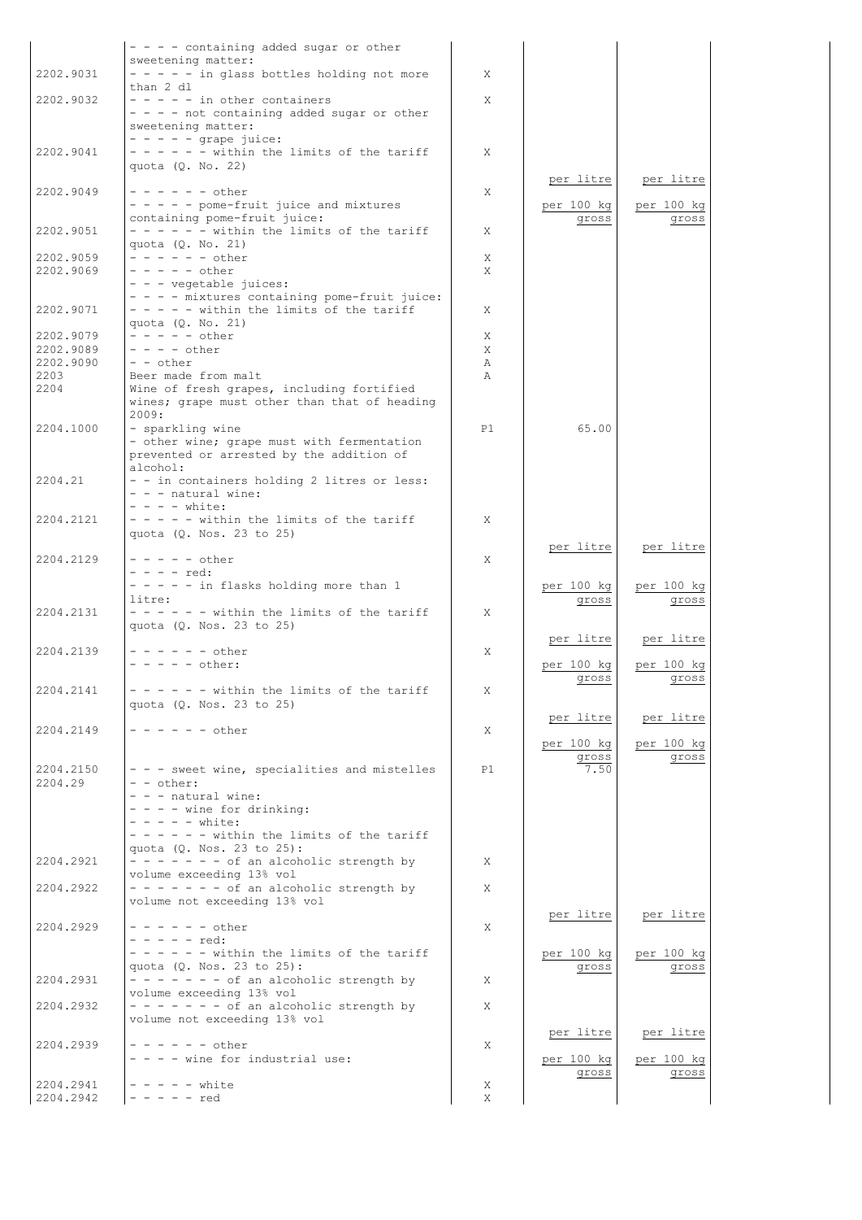| | | | | | |
|---|---|---|---|---|---|
| | - - - - containing added sugar or other sweetening matter: | | | | |
| 2202.9031 | - - - - - in glass bottles holding not more than 2 dl | X | | | |
| 2202.9032 | - - - - - in other containers | X | | | |
| | - - - - not containing added sugar or other sweetening matter: | | | | |
| | - - - - - grape juice: | | | | |
| 2202.9041 | - - - - - - within the limits of the tariff quota (Q. No. 22) | X | | | |
| 2202.9049 | - - - - - - other | X | per litre | per litre | |
| | - - - - - pome-fruit juice and mixtures containing pome-fruit juice: | | per 100 kg gross | per 100 kg gross | |
| 2202.9051 | - - - - - - within the limits of the tariff quota (Q. No. 21) | X | | | |
| 2202.9059 | - - - - - - other | X | | | |
| 2202.9069 | - - - - - other | X | | | |
| | - - - vegetable juices: | | | | |
| | - - - - mixtures containing pome-fruit juice: | | | | |
| 2202.9071 | - - - - - within the limits of the tariff quota (Q. No. 21) | X | | | |
| 2202.9079 | - - - - - other | X | | | |
| 2202.9089 | - - - - other | X | | | |
| 2202.9090 | - - other | A | | | |
| 2203 | Beer made from malt | A | | | |
| 2204 | Wine of fresh grapes, including fortified wines; grape must other than that of heading 2009: | | | | |
| 2204.1000 | - sparkling wine | P1 | 65.00 | | |
| | - other wine; grape must with fermentation prevented or arrested by the addition of alcohol: | | | | |
| 2204.21 | - - in containers holding 2 litres or less: | | | | |
| | - - - natural wine: | | | | |
| | - - - - white: | | | | |
| 2204.2121 | - - - - - within the limits of the tariff quota (Q. Nos. 23 to 25) | X | | | |
| 2204.2129 | - - - - - other | X | per litre | per litre | |
| | - - - - red: | | | | |
| | - - - - - in flasks holding more than 1 litre: | | per 100 kg gross | per 100 kg gross | |
| 2204.2131 | - - - - - - within the limits of the tariff quota (Q. Nos. 23 to 25) | X | | | |
| 2204.2139 | - - - - - - other | X | per litre | per litre | |
| | - - - - - other: | | per 100 kg gross | per 100 kg gross | |
| 2204.2141 | - - - - - - within the limits of the tariff quota (Q. Nos. 23 to 25) | X | | | |
| 2204.2149 | - - - - - - other | X | per litre | per litre | |
| | | | per 100 kg gross | per 100 kg gross | |
| 2204.2150 | - - - sweet wine, specialities and mistelles | P1 | 7.50 | | |
| 2204.29 | - - other: | | | | |
| | - - - natural wine: | | | | |
| | - - - - wine for drinking: | | | | |
| | - - - - - white: | | | | |
| | - - - - - - within the limits of the tariff quota (Q. Nos. 23 to 25): | | | | |
| 2204.2921 | - - - - - - - of an alcoholic strength by volume exceeding 13% vol | X | | | |
| 2204.2922 | - - - - - - - of an alcoholic strength by volume not exceeding 13% vol | X | | | |
| 2204.2929 | - - - - - - other | X | per litre | per litre | |
| | - - - - - red: | | | | |
| | - - - - - - within the limits of the tariff quota (Q. Nos. 23 to 25): | | per 100 kg gross | per 100 kg gross | |
| 2204.2931 | - - - - - - - of an alcoholic strength by volume exceeding 13% vol | X | | | |
| 2204.2932 | - - - - - - - of an alcoholic strength by volume not exceeding 13% vol | X | | | |
| 2204.2939 | - - - - - - other | X | per litre | per litre | |
| | - - - - wine for industrial use: | | per 100 kg gross | per 100 kg gross | |
| 2204.2941 | - - - - - white | X | | | |
| 2204.2942 | - - - - - red | X | | | |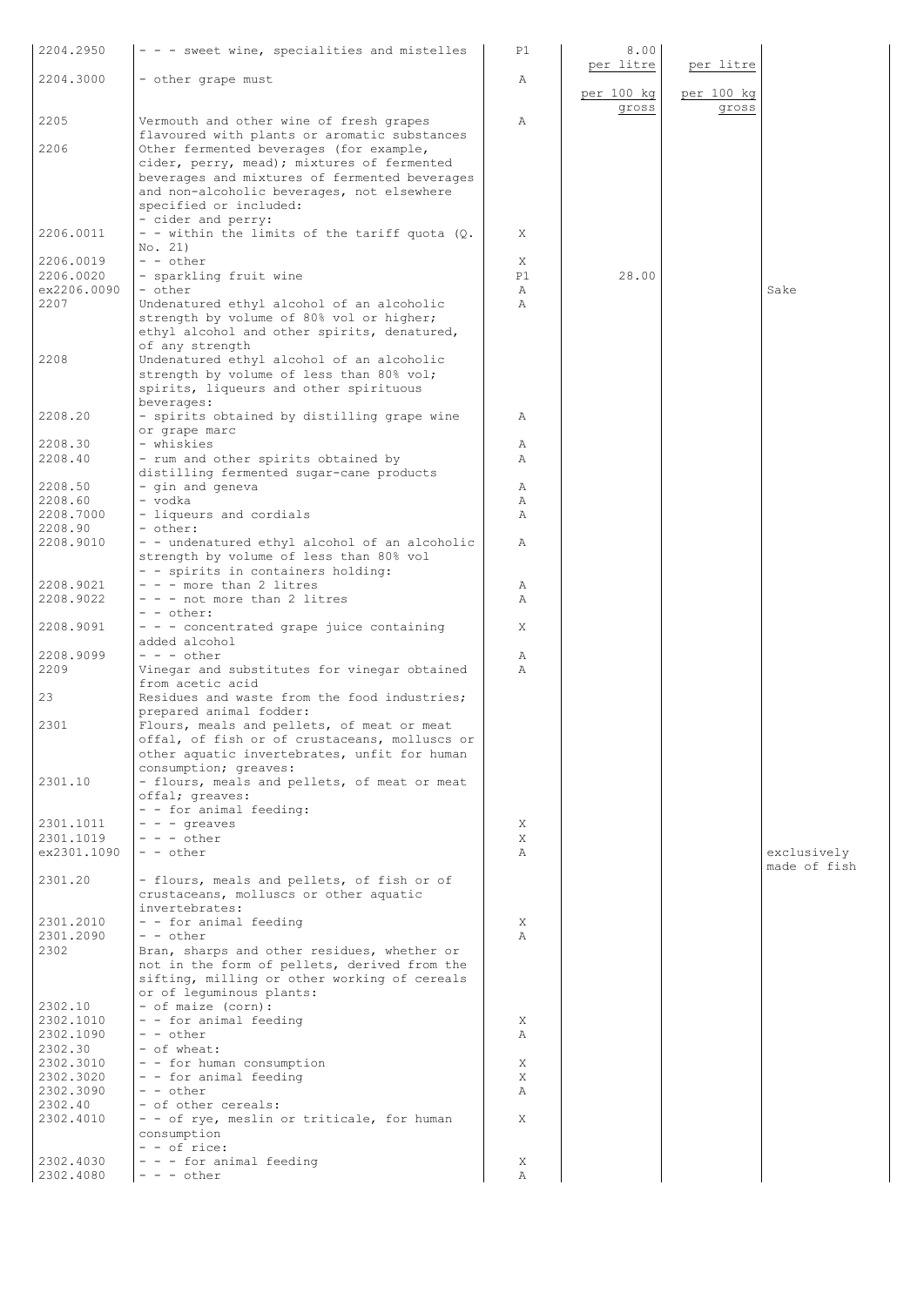| | | | | | |
|---|---|---|---|---|---|
| 2204.2950 | - - - sweet wine, specialities and mistelles | P1 | 8.00 per litre | per litre | |
| 2204.3000 | - other grape must | A | per 100 kg gross | per 100 kg gross | |
| 2205 | Vermouth and other wine of fresh grapes flavoured with plants or aromatic substances | A | | | |
| 2206 | Other fermented beverages (for example, cider, perry, mead); mixtures of fermented beverages and mixtures of fermented beverages and non-alcoholic beverages, not elsewhere specified or included: | | | | |
| | - cider and perry: | | | | |
| 2206.0011 | - - within the limits of the tariff quota (Q. No. 21) | X | | | |
| 2206.0019 | - - other | X | | | |
| 2206.0020 | - sparkling fruit wine | P1 | 28.00 | | |
| ex2206.0090 | - other | A | | | Sake |
| 2207 | Undenatured ethyl alcohol of an alcoholic strength by volume of 80% vol or higher; ethyl alcohol and other spirits, denatured, of any strength | A | | | |
| 2208 | Undenatured ethyl alcohol of an alcoholic strength by volume of less than 80% vol; spirits, liqueurs and other spirituous beverages: | | | | |
| 2208.20 | - spirits obtained by distilling grape wine or grape marc | A | | | |
| 2208.30 | - whiskies | A | | | |
| 2208.40 | - rum and other spirits obtained by distilling fermented sugar-cane products | A | | | |
| 2208.50 | - gin and geneva | A | | | |
| 2208.60 | - vodka | A | | | |
| 2208.7000 | - liqueurs and cordials | A | | | |
| 2208.90 | - other: | | | | |
| 2208.9010 | - - undenatured ethyl alcohol of an alcoholic strength by volume of less than 80% vol | A | | | |
| | - - spirits in containers holding: | | | | |
| 2208.9021 | - - - more than 2 litres | A | | | |
| 2208.9022 | - - - not more than 2 litres | A | | | |
| | - - other: | | | | |
| 2208.9091 | - - - concentrated grape juice containing added alcohol | X | | | |
| 2208.9099 | - - - other | A | | | |
| 2209 | Vinegar and substitutes for vinegar obtained from acetic acid | A | | | |
| 23 | Residues and waste from the food industries; prepared animal fodder: | | | | |
| 2301 | Flours, meals and pellets, of meat or meat offal, of fish or of crustaceans, molluscs or other aquatic invertebrates, unfit for human consumption; greaves: | | | | |
| 2301.10 | - flours, meals and pellets, of meat or meat offal; greaves: | | | | |
| | - - for animal feeding: | | | | |
| 2301.1011 | - - - greaves | X | | | |
| 2301.1019 | - - - other | X | | | |
| ex2301.1090 | - - other | A | | | exclusively made of fish |
| 2301.20 | - flours, meals and pellets, of fish or of crustaceans, molluscs or other aquatic invertebrates: | | | | |
| 2301.2010 | - - for animal feeding | X | | | |
| 2301.2090 | - - other | A | | | |
| 2302 | Bran, sharps and other residues, whether or not in the form of pellets, derived from the sifting, milling or other working of cereals or of leguminous plants: | | | | |
| 2302.10 | - of maize (corn): | | | | |
| 2302.1010 | - - for animal feeding | X | | | |
| 2302.1090 | - - other | A | | | |
| 2302.30 | - of wheat: | | | | |
| 2302.3010 | - - for human consumption | X | | | |
| 2302.3020 | - - for animal feeding | X | | | |
| 2302.3090 | - - other | A | | | |
| 2302.40 | - of other cereals: | | | | |
| 2302.4010 | - - of rye, meslin or triticale, for human consumption | X | | | |
| | - - of rice: | | | | |
| 2302.4030 | - - - for animal feeding | X | | | |
| 2302.4080 | - - - other | A | | | |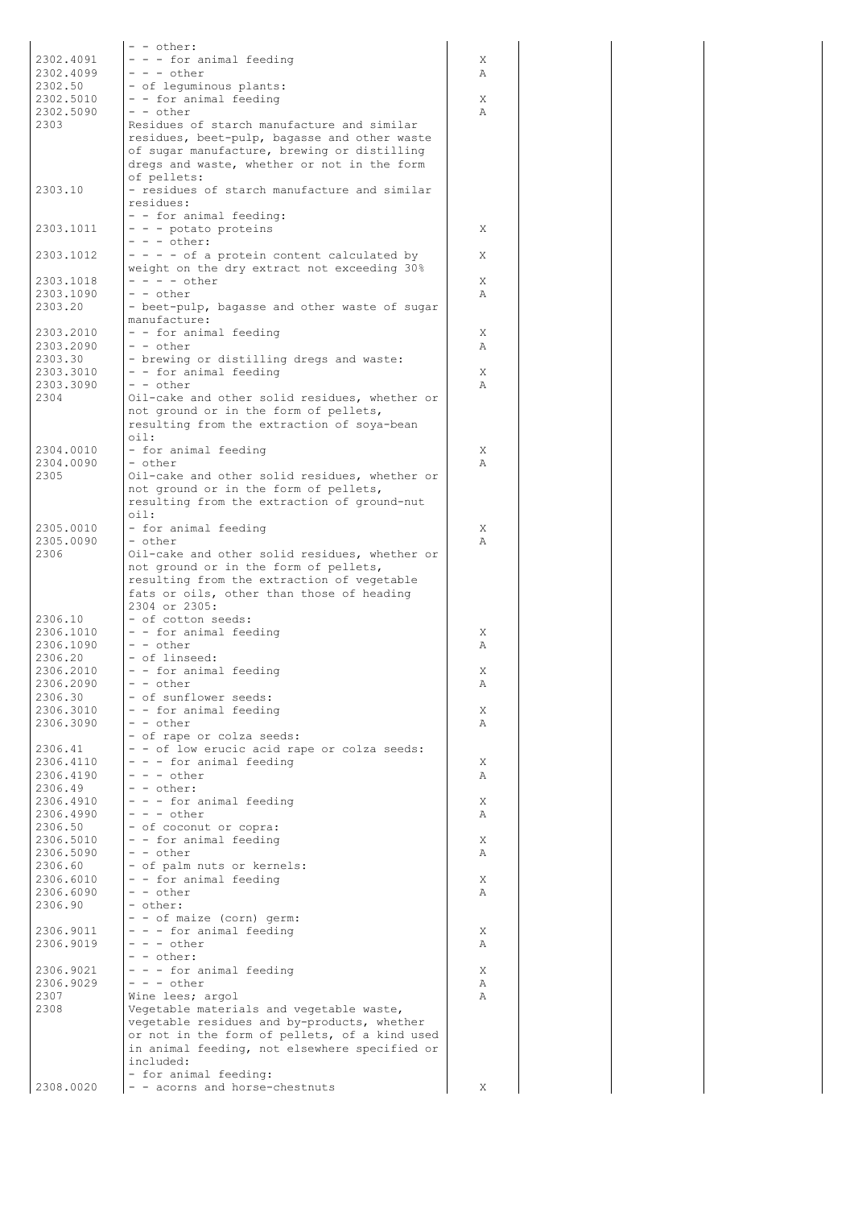| | | | | | |
|---|---|---|---|---|---|
| | - - other: | | | | |
| 2302.4091 | - - - for animal feeding | X | | | |
| 2302.4099 | - - - other | A | | | |
| 2302.50 | - of leguminous plants: | | | | |
| 2302.5010 | - - for animal feeding | X | | | |
| 2302.5090 | - - other | A | | | |
| 2303 | Residues of starch manufacture and similar residues, beet-pulp, bagasse and other waste of sugar manufacture, brewing or distilling dregs and waste, whether or not in the form of pellets: | | | | |
| 2303.10 | - residues of starch manufacture and similar residues: | | | | |
| | - - for animal feeding: | | | | |
| 2303.1011 | - - - potato proteins | X | | | |
| | - - - other: | | | | |
| 2303.1012 | - - - - of a protein content calculated by weight on the dry extract not exceeding 30% | X | | | |
| 2303.1018 | - - - - other | X | | | |
| 2303.1090 | - - other | A | | | |
| 2303.20 | - beet-pulp, bagasse and other waste of sugar manufacture: | | | | |
| 2303.2010 | - - for animal feeding | X | | | |
| 2303.2090 | - - other | A | | | |
| 2303.30 | - brewing or distilling dregs and waste: | | | | |
| 2303.3010 | - - for animal feeding | X | | | |
| 2303.3090 | - - other | A | | | |
| 2304 | Oil-cake and other solid residues, whether or not ground or in the form of pellets, resulting from the extraction of soya-bean oil: | | | | |
| 2304.0010 | - for animal feeding | X | | | |
| 2304.0090 | - other | A | | | |
| 2305 | Oil-cake and other solid residues, whether or not ground or in the form of pellets, resulting from the extraction of ground-nut oil: | | | | |
| 2305.0010 | - for animal feeding | X | | | |
| 2305.0090 | - other | A | | | |
| 2306 | Oil-cake and other solid residues, whether or not ground or in the form of pellets, resulting from the extraction of vegetable fats or oils, other than those of heading 2304 or 2305: | | | | |
| 2306.10 | - of cotton seeds: | | | | |
| 2306.1010 | - - for animal feeding | X | | | |
| 2306.1090 | - - other | A | | | |
| 2306.20 | - of linseed: | | | | |
| 2306.2010 | - - for animal feeding | X | | | |
| 2306.2090 | - - other | A | | | |
| 2306.30 | - of sunflower seeds: | | | | |
| 2306.3010 | - - for animal feeding | X | | | |
| 2306.3090 | - - other | A | | | |
| | - of rape or colza seeds: | | | | |
| 2306.41 | - - of low erucic acid rape or colza seeds: | | | | |
| 2306.4110 | - - - for animal feeding | X | | | |
| 2306.4190 | - - - other | A | | | |
| 2306.49 | - - other: | | | | |
| 2306.4910 | - - - for animal feeding | X | | | |
| 2306.4990 | - - - other | A | | | |
| 2306.50 | - of coconut or copra: | | | | |
| 2306.5010 | - - for animal feeding | X | | | |
| 2306.5090 | - - other | A | | | |
| 2306.60 | - of palm nuts or kernels: | | | | |
| 2306.6010 | - - for animal feeding | X | | | |
| 2306.6090 | - - other | A | | | |
| 2306.90 | - other: | | | | |
| | - - of maize (corn) germ: | | | | |
| 2306.9011 | - - - for animal feeding | X | | | |
| 2306.9019 | - - - other | A | | | |
| | - - other: | | | | |
| 2306.9021 | - - - for animal feeding | X | | | |
| 2306.9029 | - - - other | A | | | |
| 2307 | Wine lees; argol | A | | | |
| 2308 | Vegetable materials and vegetable waste, vegetable residues and by-products, whether or not in the form of pellets, of a kind used in animal feeding, not elsewhere specified or included: | | | | |
| | - for animal feeding: | | | | |
| 2308.0020 | - - acorns and horse-chestnuts | X | | | |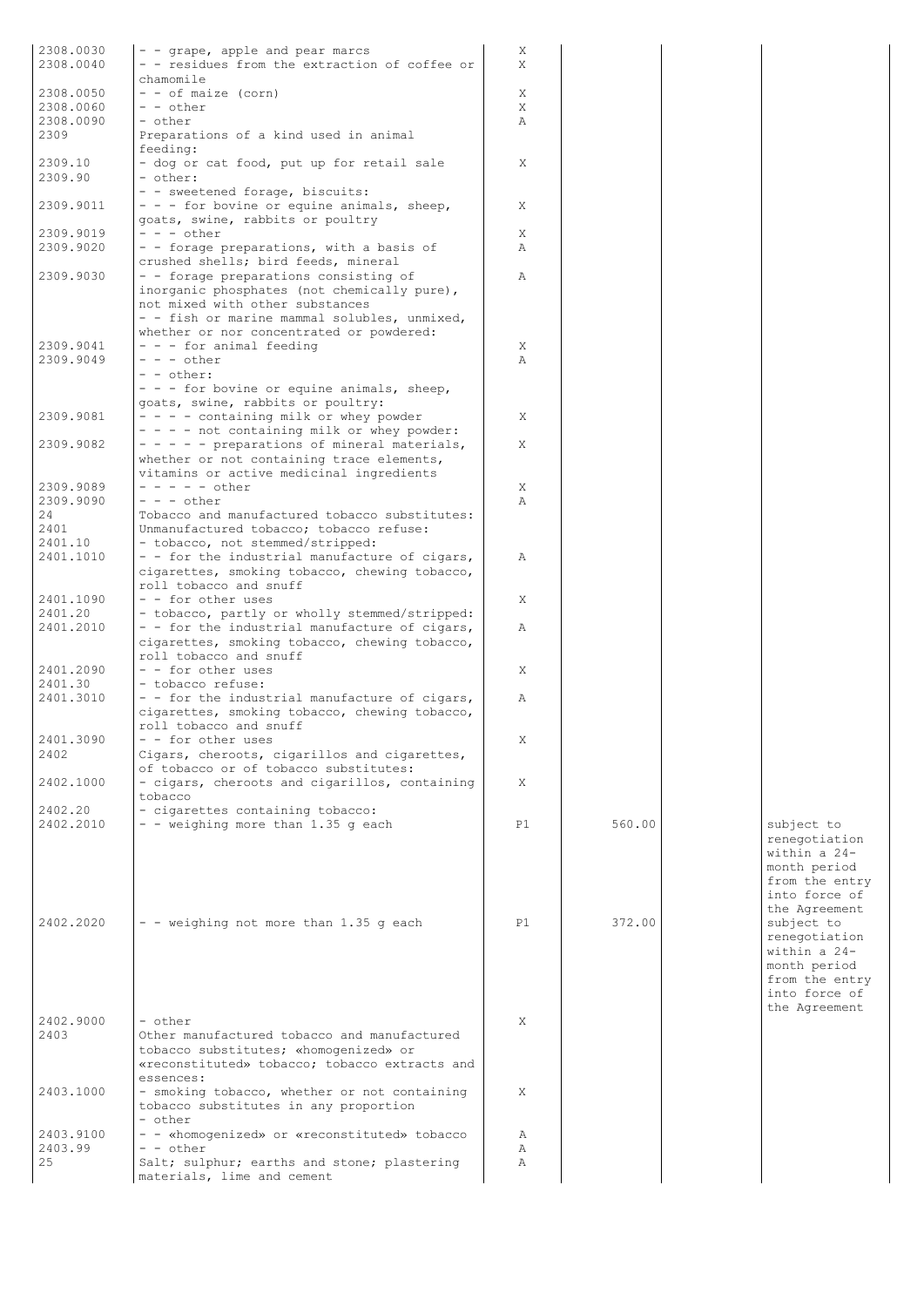| | | | | | |
|---|---|---|---|---|---|
| 2308.0030 | - - grape, apple and pear marcs | X | | | |
| 2308.0040 | - - residues from the extraction of coffee or chamomile | X | | | |
| 2308.0050 | - - of maize (corn) | X | | | |
| 2308.0060 | - - other | X | | | |
| 2308.0090 | - other | A | | | |
| 2309 | Preparations of a kind used in animal feeding: | | | | |
| 2309.10 | - dog or cat food, put up for retail sale | X | | | |
| 2309.90 | - other: | | | | |
| | - - sweetened forage, biscuits: | | | | |
| 2309.9011 | - - - for bovine or equine animals, sheep, goats, swine, rabbits or poultry | X | | | |
| 2309.9019 | - - - other | X | | | |
| 2309.9020 | - - forage preparations, with a basis of crushed shells; bird feeds, mineral | A | | | |
| 2309.9030 | - - forage preparations consisting of inorganic phosphates (not chemically pure), not mixed with other substances | A | | | |
| | - - fish or marine mammal solubles, unmixed, whether or nor concentrated or powdered: | | | | |
| 2309.9041 | - - - for animal feeding | X | | | |
| 2309.9049 | - - - other | A | | | |
| | - - other: | | | | |
| | - - - for bovine or equine animals, sheep, goats, swine, rabbits or poultry: | | | | |
| 2309.9081 | - - - - containing milk or whey powder | X | | | |
| | - - - - not containing milk or whey powder: | | | | |
| 2309.9082 | - - - - - preparations of mineral materials, whether or not containing trace elements, vitamins or active medicinal ingredients | X | | | |
| 2309.9089 | - - - - - other | X | | | |
| 2309.9090 | - - - other | A | | | |
| 24 | Tobacco and manufactured tobacco substitutes: | | | | |
| 2401 | Unmanufactured tobacco; tobacco refuse: | | | | |
| 2401.10 | - tobacco, not stemmed/stripped: | | | | |
| 2401.1010 | - - for the industrial manufacture of cigars, cigarettes, smoking tobacco, chewing tobacco, roll tobacco and snuff | A | | | |
| 2401.1090 | - - for other uses | X | | | |
| 2401.20 | - tobacco, partly or wholly stemmed/stripped: | | | | |
| 2401.2010 | - - for the industrial manufacture of cigars, cigarettes, smoking tobacco, chewing tobacco, roll tobacco and snuff | A | | | |
| 2401.2090 | - - for other uses | X | | | |
| 2401.30 | - tobacco refuse: | | | | |
| 2401.3010 | - - for the industrial manufacture of cigars, cigarettes, smoking tobacco, chewing tobacco, roll tobacco and snuff | A | | | |
| 2401.3090 | - - for other uses | X | | | |
| 2402 | Cigars, cheroots, cigarillos and cigarettes, of tobacco or of tobacco substitutes: | | | | |
| 2402.1000 | - cigars, cheroots and cigarillos, containing tobacco | X | | | |
| 2402.20 | - cigarettes containing tobacco: | | | | |
| 2402.2010 | - - weighing more than 1.35 g each | P1 | 560.00 | | subject to renegotiation within a 24-month period from the entry into force of the Agreement |
| 2402.2020 | - - weighing not more than 1.35 g each | P1 | 372.00 | | subject to renegotiation within a 24-month period from the entry into force of the Agreement |
| 2402.9000 | - other | X | | | |
| 2403 | Other manufactured tobacco and manufactured tobacco substitutes; «homogenized» or «reconstituted» tobacco; tobacco extracts and essences: | | | | |
| 2403.1000 | - smoking tobacco, whether or not containing tobacco substitutes in any proportion | X | | | |
| | - other | | | | |
| 2403.9100 | - - «homogenized» or «reconstituted» tobacco | A | | | |
| 2403.99 | - - other | A | | | |
| 25 | Salt; sulphur; earths and stone; plastering materials, lime and cement | A | | | |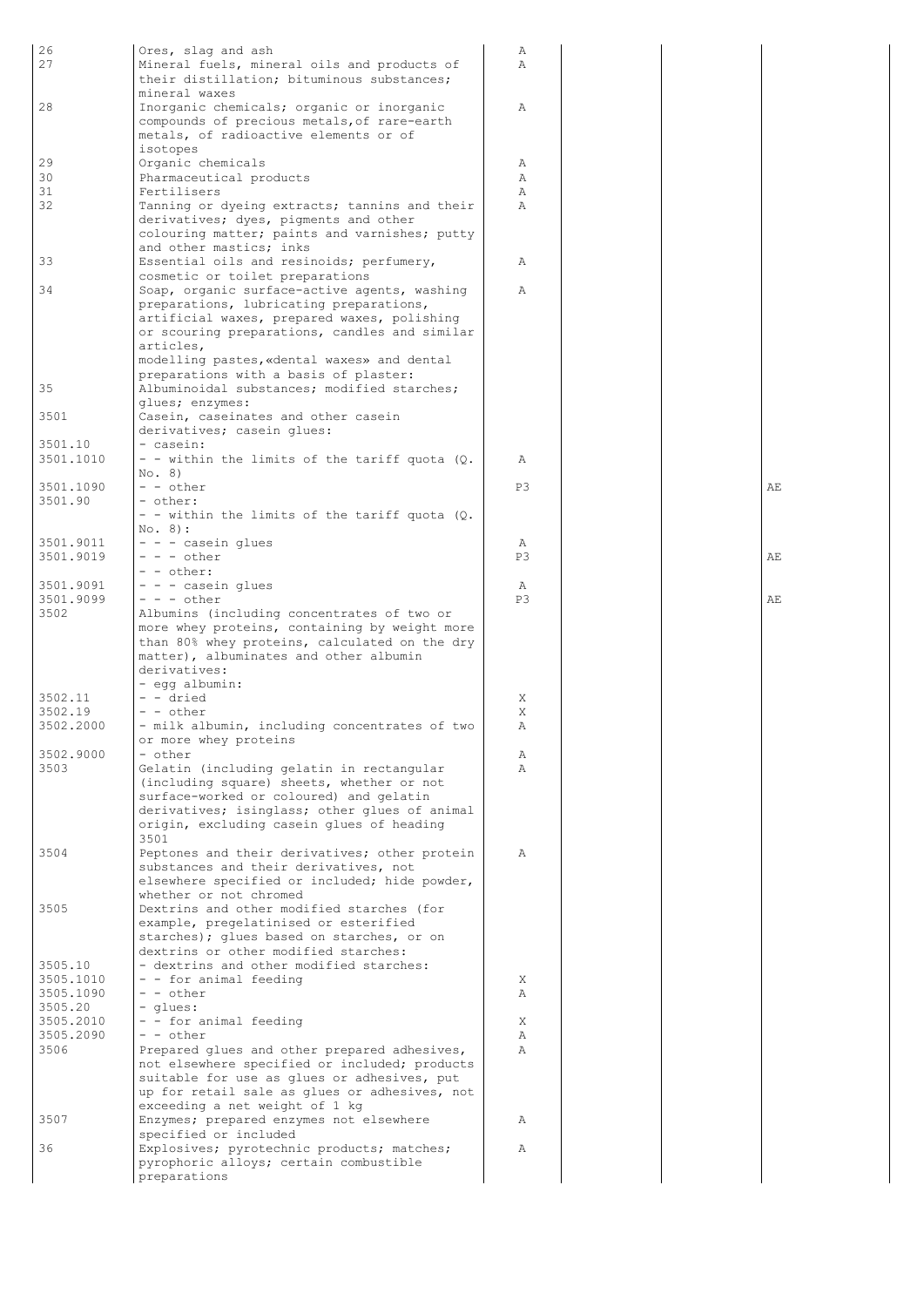| | | | | | |
|---|---|---|---|---|---|
| 26 | Ores, slag and ash | A | | | |
| 27 | Mineral fuels, mineral oils and products of their distillation; bituminous substances; mineral waxes | A | | | |
| 28 | Inorganic chemicals; organic or inorganic compounds of precious metals,of rare-earth metals, of radioactive elements or of isotopes | A | | | |
| 29 | Organic chemicals | A | | | |
| 30 | Pharmaceutical products | A | | | |
| 31 | Fertilisers | A | | | |
| 32 | Tanning or dyeing extracts; tannins and their derivatives; dyes, pigments and other colouring matter; paints and varnishes; putty and other mastics; inks | A | | | |
| 33 | Essential oils and resinoids; perfumery, cosmetic or toilet preparations | A | | | |
| 34 | Soap, organic surface-active agents, washing preparations, lubricating preparations, artificial waxes, prepared waxes, polishing or scouring preparations, candles and similar articles, modelling pastes,«dental waxes» and dental preparations with a basis of plaster: | A | | | |
| 35 | Albuminoidal substances; modified starches; glues; enzymes: | | | | |
| 3501 | Casein, caseinates and other casein derivatives; casein glues: | | | | |
| 3501.10 | - casein: | | | | |
| 3501.1010 | - - within the limits of the tariff quota (Q. No. 8) | A | | | |
| 3501.1090 | - - other | P3 | | | AE |
| 3501.90 | - other: | | | | |
| | - - within the limits of the tariff quota (Q. No. 8): | | | | |
| 3501.9011 | - - - casein glues | A | | | |
| 3501.9019 | - - - other | P3 | | | AE |
| | - - other: | | | | |
| 3501.9091 | - - - casein glues | A | | | |
| 3501.9099 | - - - other | P3 | | | AE |
| 3502 | Albumins (including concentrates of two or more whey proteins, containing by weight more than 80% whey proteins, calculated on the dry matter), albuminates and other albumin derivatives: | | | | |
| | - egg albumin: | | | | |
| 3502.11 | - - dried | X | | | |
| 3502.19 | - - other | X | | | |
| 3502.2000 | - milk albumin, including concentrates of two or more whey proteins | A | | | |
| 3502.9000 | - other | A | | | |
| 3503 | Gelatin (including gelatin in rectangular (including square) sheets, whether or not surface-worked or coloured) and gelatin derivatives; isinglass; other glues of animal origin, excluding casein glues of heading 3501 | A | | | |
| 3504 | Peptones and their derivatives; other protein substances and their derivatives, not elsewhere specified or included; hide powder, whether or not chromed | A | | | |
| 3505 | Dextrins and other modified starches (for example, pregelatinised or esterified starches); glues based on starches, or on dextrins or other modified starches: | | | | |
| 3505.10 | - dextrins and other modified starches: | | | | |
| 3505.1010 | - - for animal feeding | X | | | |
| 3505.1090 | - - other | A | | | |
| 3505.20 | - glues: | | | | |
| 3505.2010 | - - for animal feeding | X | | | |
| 3505.2090 | - - other | A | | | |
| 3506 | Prepared glues and other prepared adhesives, not elsewhere specified or included; products suitable for use as glues or adhesives, put up for retail sale as glues or adhesives, not exceeding a net weight of 1 kg | A | | | |
| 3507 | Enzymes; prepared enzymes not elsewhere specified or included | A | | | |
| 36 | Explosives; pyrotechnic products; matches; pyrophoric alloys; certain combustible preparations | A | | | |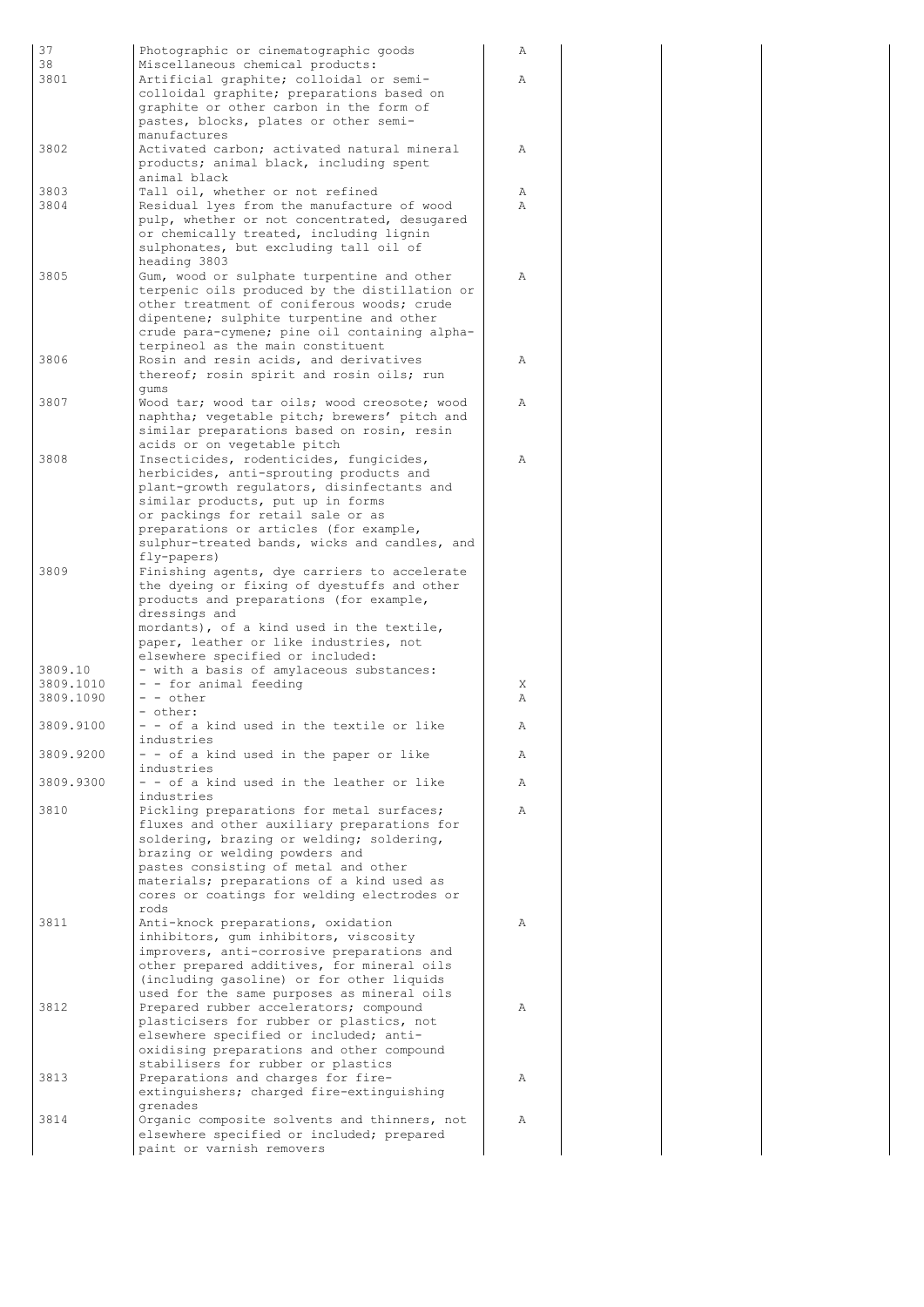| | | | | | |
|---|---|---|---|---|---|
| 37 | Photographic or cinematographic goods | A | | | |
| 38 | Miscellaneous chemical products: | | | | |
| 3801 | Artificial graphite; colloidal or semi-colloidal graphite; preparations based on graphite or other carbon in the form of pastes, blocks, plates or other semi-manufactures | A | | | |
| 3802 | Activated carbon; activated natural mineral products; animal black, including spent animal black | A | | | |
| 3803 | Tall oil, whether or not refined | A | | | |
| 3804 | Residual lyes from the manufacture of wood pulp, whether or not concentrated, desugared or chemically treated, including lignin sulphonates, but excluding tall oil of heading 3803 | A | | | |
| 3805 | Gum, wood or sulphate turpentine and other terpenic oils produced by the distillation or other treatment of coniferous woods; crude dipentene; sulphite turpentine and other crude para-cymene; pine oil containing alpha-terpineol as the main constituent | A | | | |
| 3806 | Rosin and resin acids, and derivatives thereof; rosin spirit and rosin oils; run gums | A | | | |
| 3807 | Wood tar; wood tar oils; wood creosote; wood naphtha; vegetable pitch; brewers' pitch and similar preparations based on rosin, resin acids or on vegetable pitch | A | | | |
| 3808 | Insecticides, rodenticides, fungicides, herbicides, anti-sprouting products and plant-growth regulators, disinfectants and similar products, put up in forms or packings for retail sale or as preparations or articles (for example, sulphur-treated bands, wicks and candles, and fly-papers) | A | | | |
| 3809 | Finishing agents, dye carriers to accelerate the dyeing or fixing of dyestuffs and other products and preparations (for example, dressings and mordants), of a kind used in the textile, paper, leather or like industries, not elsewhere specified or included: | | | | |
| 3809.10 | - with a basis of amylaceous substances: | | | | |
| 3809.1010 | - - for animal feeding | X | | | |
| 3809.1090 | - - other | A | | | |
| | - other: | | | | |
| 3809.9100 | - - of a kind used in the textile or like industries | A | | | |
| 3809.9200 | - - of a kind used in the paper or like industries | A | | | |
| 3809.9300 | - - of a kind used in the leather or like industries | A | | | |
| 3810 | Pickling preparations for metal surfaces; fluxes and other auxiliary preparations for soldering, brazing or welding; soldering, brazing or welding powders and pastes consisting of metal and other materials; preparations of a kind used as cores or coatings for welding electrodes or rods | A | | | |
| 3811 | Anti-knock preparations, oxidation inhibitors, gum inhibitors, viscosity improvers, anti-corrosive preparations and other prepared additives, for mineral oils (including gasoline) or for other liquids used for the same purposes as mineral oils | A | | | |
| 3812 | Prepared rubber accelerators; compound plasticisers for rubber or plastics, not elsewhere specified or included; anti-oxidising preparations and other compound stabilisers for rubber or plastics | A | | | |
| 3813 | Preparations and charges for fire-extinguishers; charged fire-extinguishing grenades | A | | | |
| 3814 | Organic composite solvents and thinners, not elsewhere specified or included; prepared paint or varnish removers | A | | | |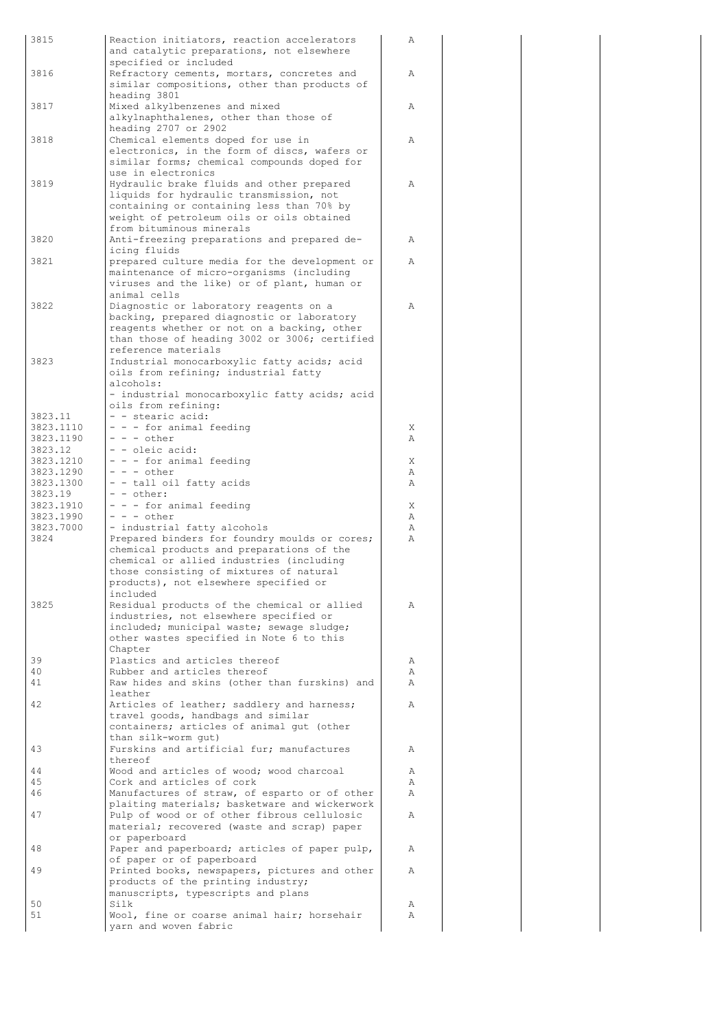| | | | | | |
|---|---|---|---|---|---|
| 3815 | Reaction initiators, reaction accelerators and catalytic preparations, not elsewhere specified or included | A | | | |
| 3816 | Refractory cements, mortars, concretes and similar compositions, other than products of heading 3801 | A | | | |
| 3817 | Mixed alkylbenzenes and mixed alkylnaphthalenes, other than those of heading 2707 or 2902 | A | | | |
| 3818 | Chemical elements doped for use in electronics, in the form of discs, wafers or similar forms; chemical compounds doped for use in electronics | A | | | |
| 3819 | Hydraulic brake fluids and other prepared liquids for hydraulic transmission, not containing or containing less than 70% by weight of petroleum oils or oils obtained from bituminous minerals | A | | | |
| 3820 | Anti-freezing preparations and prepared de-icing fluids | A | | | |
| 3821 | prepared culture media for the development or maintenance of micro-organisms (including viruses and the like) or of plant, human or animal cells | A | | | |
| 3822 | Diagnostic or laboratory reagents on a backing, prepared diagnostic or laboratory reagents whether or not on a backing, other than those of heading 3002 or 3006; certified reference materials | A | | | |
| 3823 | Industrial monocarboxylic fatty acids; acid oils from refining; industrial fatty alcohols: | | | | |
| | - industrial monocarboxylic fatty acids; acid oils from refining: | | | | |
| 3823.11 | - - stearic acid: | | | | |
| 3823.1110 | - - - for animal feeding | X | | | |
| 3823.1190 | - - - other | A | | | |
| 3823.12 | - - oleic acid: | | | | |
| 3823.1210 | - - - for animal feeding | X | | | |
| 3823.1290 | - - - other | A | | | |
| 3823.1300 | - - tall oil fatty acids | A | | | |
| 3823.19 | - - other: | | | | |
| 3823.1910 | - - - for animal feeding | X | | | |
| 3823.1990 | - - - other | A | | | |
| 3823.7000 | - industrial fatty alcohols | A | | | |
| 3824 | Prepared binders for foundry moulds or cores; chemical products and preparations of the chemical or allied industries (including those consisting of mixtures of natural products), not elsewhere specified or included | A | | | |
| 3825 | Residual products of the chemical or allied industries, not elsewhere specified or included; municipal waste; sewage sludge; other wastes specified in Note 6 to this Chapter | A | | | |
| 39 | Plastics and articles thereof | A | | | |
| 40 | Rubber and articles thereof | A | | | |
| 41 | Raw hides and skins (other than furskins) and leather | A | | | |
| 42 | Articles of leather; saddlery and harness; travel goods, handbags and similar containers; articles of animal gut (other than silk-worm gut) | A | | | |
| 43 | Furskins and artificial fur; manufactures thereof | A | | | |
| 44 | Wood and articles of wood; wood charcoal | A | | | |
| 45 | Cork and articles of cork | A | | | |
| 46 | Manufactures of straw, of esparto or of other plaiting materials; basketware and wickerwork | A | | | |
| 47 | Pulp of wood or of other fibrous cellulosic material; recovered (waste and scrap) paper or paperboard | A | | | |
| 48 | Paper and paperboard; articles of paper pulp, of paper or of paperboard | A | | | |
| 49 | Printed books, newspapers, pictures and other products of the printing industry; manuscripts, typescripts and plans | A | | | |
| 50 | Silk | A | | | |
| 51 | Wool, fine or coarse animal hair; horsehair yarn and woven fabric | A | | | |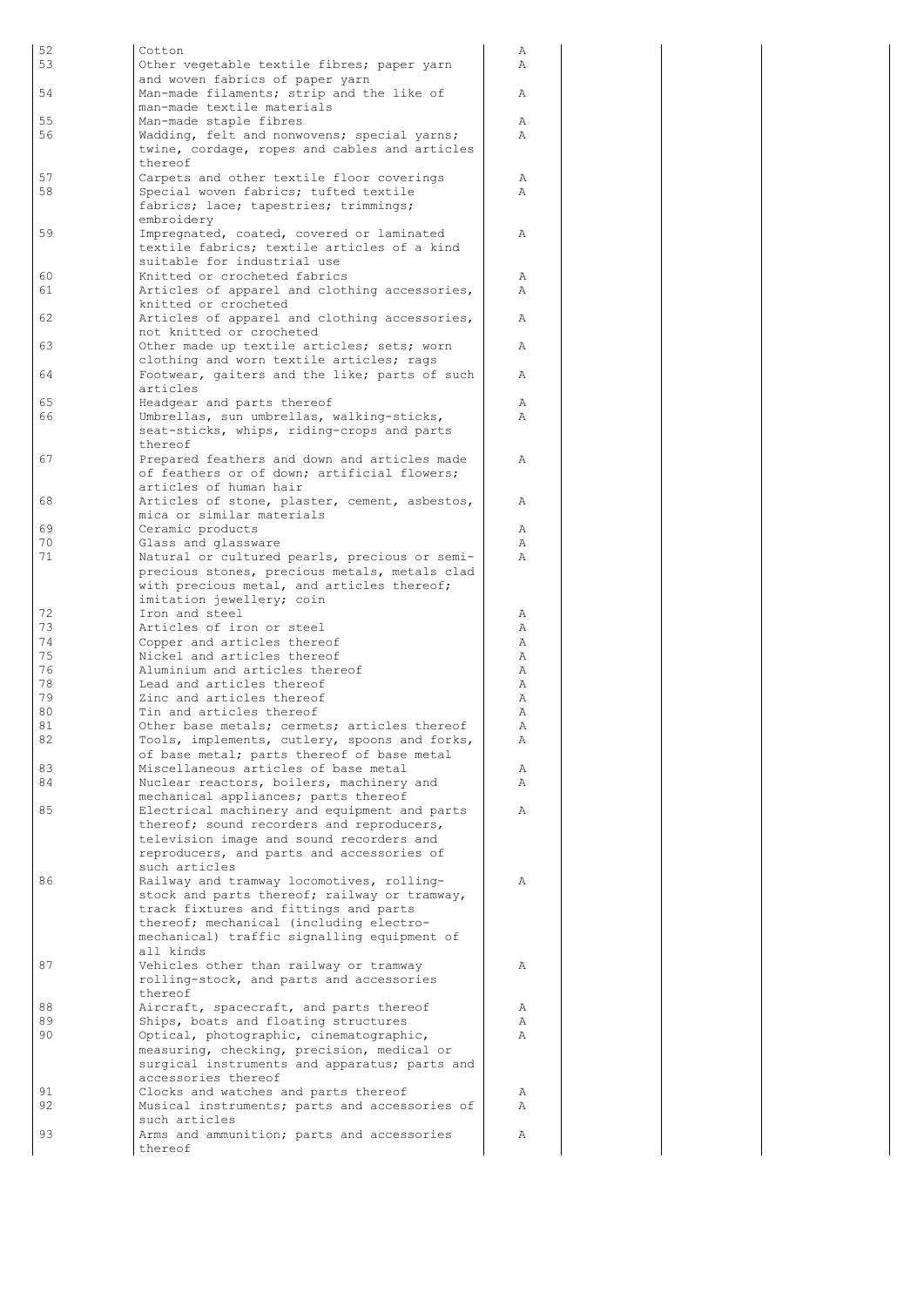| | | | | | |
|---|---|---|---|---|---|
| 52 | Cotton | A | | | |
| 53 | Other vegetable textile fibres; paper yarn and woven fabrics of paper yarn | A | | | |
| 54 | Man-made filaments; strip and the like of man-made textile materials | A | | | |
| 55 | Man-made staple fibres | A | | | |
| 56 | Wadding, felt and nonwovens; special yarns; twine, cordage, ropes and cables and articles thereof | A | | | |
| 57 | Carpets and other textile floor coverings | A | | | |
| 58 | Special woven fabrics; tufted textile fabrics; lace; tapestries; trimmings; embroidery | A | | | |
| 59 | Impregnated, coated, covered or laminated textile fabrics; textile articles of a kind suitable for industrial use | A | | | |
| 60 | Knitted or crocheted fabrics | A | | | |
| 61 | Articles of apparel and clothing accessories, knitted or crocheted | A | | | |
| 62 | Articles of apparel and clothing accessories, not knitted or crocheted | A | | | |
| 63 | Other made up textile articles; sets; worn clothing and worn textile articles; rags | A | | | |
| 64 | Footwear, gaiters and the like; parts of such articles | A | | | |
| 65 | Headgear and parts thereof | A | | | |
| 66 | Umbrellas, sun umbrellas, walking-sticks, seat-sticks, whips, riding-crops and parts thereof | A | | | |
| 67 | Prepared feathers and down and articles made of feathers or of down; artificial flowers; articles of human hair | A | | | |
| 68 | Articles of stone, plaster, cement, asbestos, mica or similar materials | A | | | |
| 69 | Ceramic products | A | | | |
| 70 | Glass and glassware | A | | | |
| 71 | Natural or cultured pearls, precious or semi-precious stones, precious metals, metals clad with precious metal, and articles thereof; imitation jewellery; coin | A | | | |
| 72 | Iron and steel | A | | | |
| 73 | Articles of iron or steel | A | | | |
| 74 | Copper and articles thereof | A | | | |
| 75 | Nickel and articles thereof | A | | | |
| 76 | Aluminium and articles thereof | A | | | |
| 78 | Lead and articles thereof | A | | | |
| 79 | Zinc and articles thereof | A | | | |
| 80 | Tin and articles thereof | A | | | |
| 81 | Other base metals; cermets; articles thereof | A | | | |
| 82 | Tools, implements, cutlery, spoons and forks, of base metal; parts thereof of base metal | A | | | |
| 83 | Miscellaneous articles of base metal | A | | | |
| 84 | Nuclear reactors, boilers, machinery and mechanical appliances; parts thereof | A | | | |
| 85 | Electrical machinery and equipment and parts thereof; sound recorders and reproducers, television image and sound recorders and reproducers, and parts and accessories of such articles | A | | | |
| 86 | Railway and tramway locomotives, rolling-stock and parts thereof; railway or tramway, track fixtures and fittings and parts thereof; mechanical (including electro-mechanical) traffic signalling equipment of all kinds | A | | | |
| 87 | Vehicles other than railway or tramway rolling-stock, and parts and accessories thereof | A | | | |
| 88 | Aircraft, spacecraft, and parts thereof | A | | | |
| 89 | Ships, boats and floating structures | A | | | |
| 90 | Optical, photographic, cinematographic, measuring, checking, precision, medical or surgical instruments and apparatus; parts and accessories thereof | A | | | |
| 91 | Clocks and watches and parts thereof | A | | | |
| 92 | Musical instruments; parts and accessories of such articles | A | | | |
| 93 | Arms and ammunition; parts and accessories thereof | A | | | |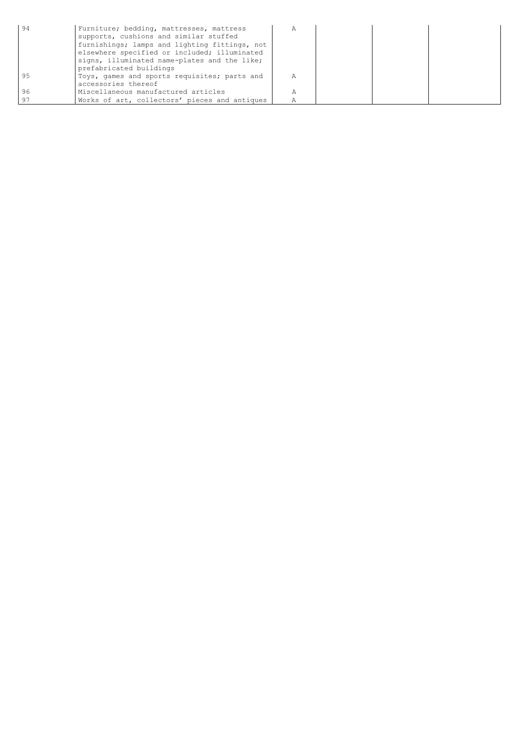| | | | | | |
|---|---|---|---|---|---|
| 94 | Furniture; bedding, mattresses, mattress supports, cushions and similar stuffed furnishings; lamps and lighting fittings, not elsewhere specified or included; illuminated signs, illuminated name-plates and the like; prefabricated buildings | A | | | |
| 95 | Toys, games and sports requisites; parts and accessories thereof | A | | | |
| 96 | Miscellaneous manufactured articles | A | | | |
| 97 | Works of art, collectors' pieces and antiques | A | | | |